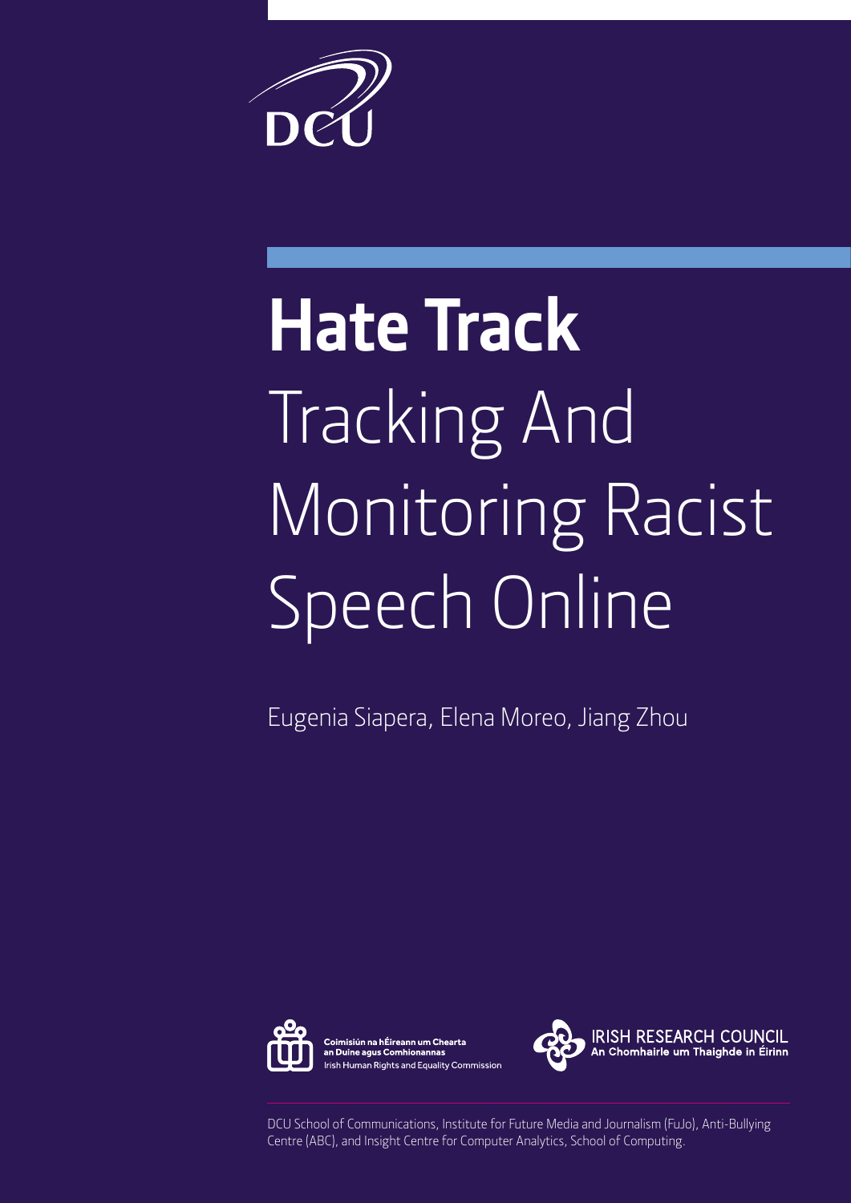DCU

# Hate Track

# Tracking And Monitoring Racist Speech Online

Eugenia Siapera, Elena Moreo, Jiang Zhou

Coimisiún na hÉireann um Chearta an Duine agus Comhionannas
Irish Human Rights and Equality Commission

IRISH RESEARCH COUNCIL
An Chomhairle um Thaighde in Éirinn

DCU School of Communications, Institute for Future Media and Journalism (FuJo), Anti-Bullying Centre (ABC), and Insight Centre for Computer Analytics, School of Computing.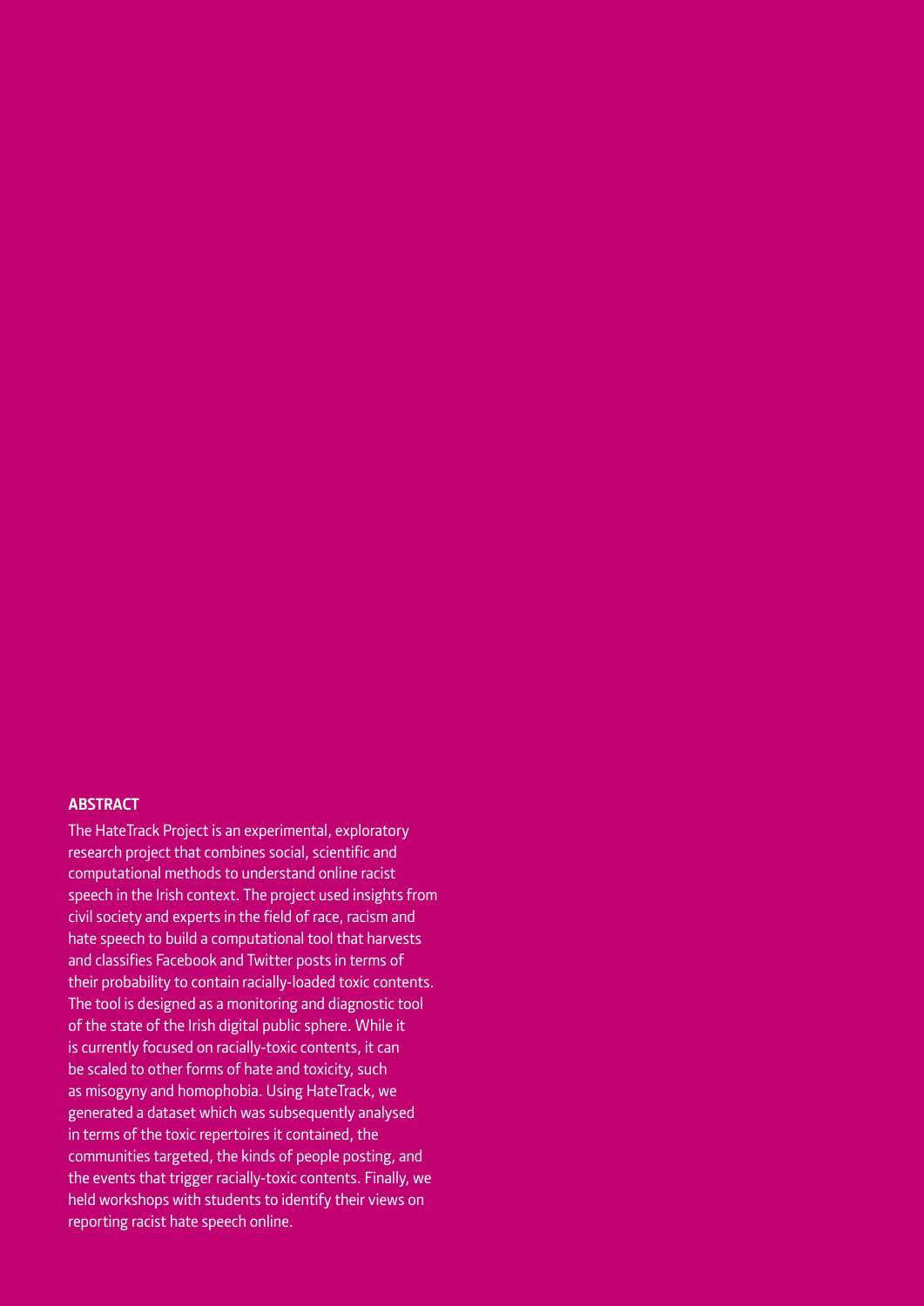## ABSTRACT

The HateTrack Project is an experimental, exploratory research project that combines social, scientific and computational methods to understand online racist speech in the Irish context. The project used insights from civil society and experts in the field of race, racism and hate speech to build a computational tool that harvests and classifies Facebook and Twitter posts in terms of their probability to contain racially-loaded toxic contents. The tool is designed as a monitoring and diagnostic tool of the state of the Irish digital public sphere. While it is currently focused on racially-toxic contents, it can be scaled to other forms of hate and toxicity, such as misogyny and homophobia. Using HateTrack, we generated a dataset which was subsequently analysed in terms of the toxic repertoires it contained, the communities targeted, the kinds of people posting, and the events that trigger racially-toxic contents. Finally, we held workshops with students to identify their views on reporting racist hate speech online.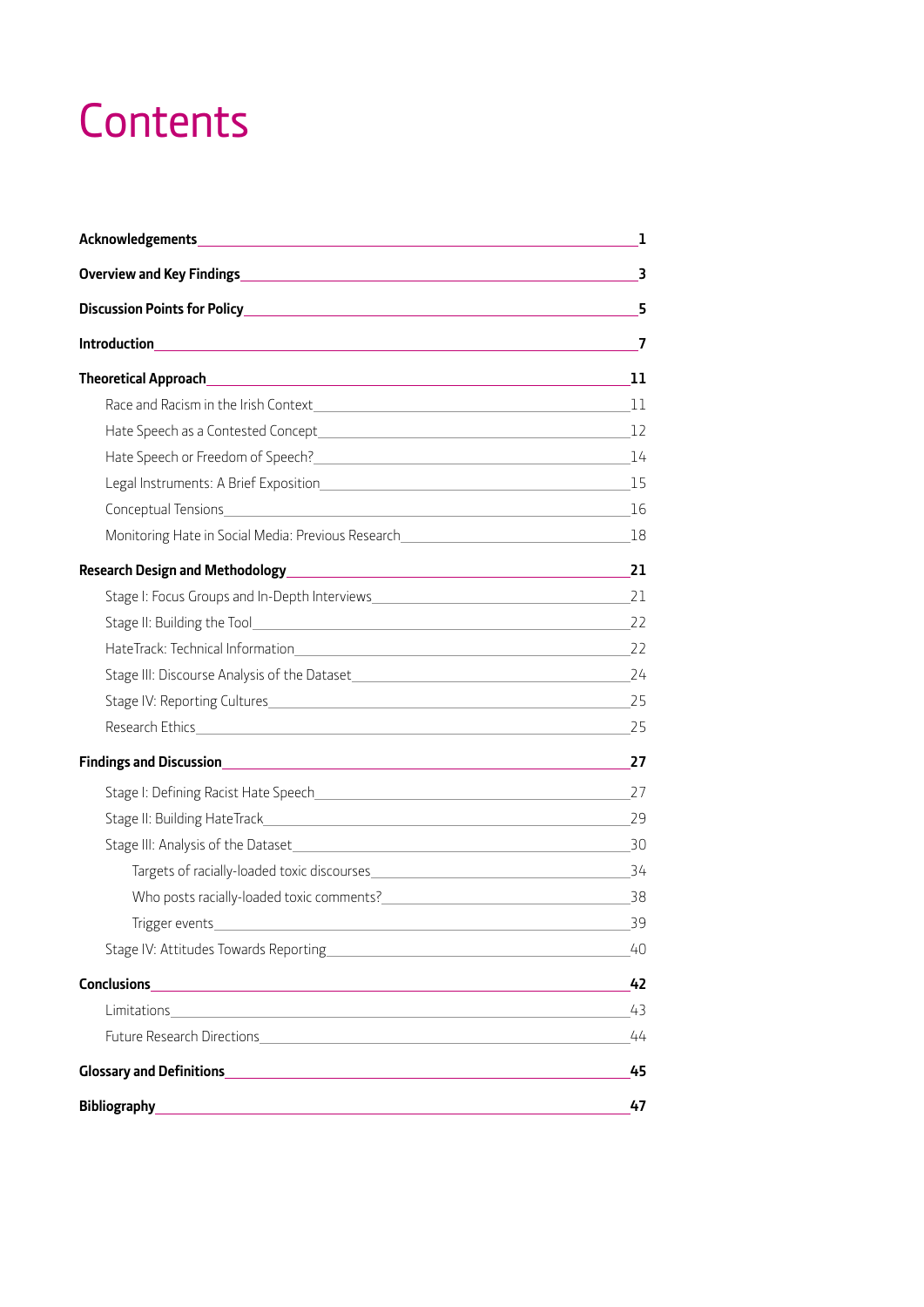# Contents

| | |
|---|---|
| **Acknowledgements** | **1** |
| **Overview and Key Findings** | **3** |
| **Discussion Points for Policy** | **5** |
| **Introduction** | **7** |
| **Theoretical Approach** | **11** |
| Race and Racism in the Irish Context | 11 |
| Hate Speech as a Contested Concept | 12 |
| Hate Speech or Freedom of Speech? | 14 |
| Legal Instruments: A Brief Exposition | 15 |
| Conceptual Tensions | 16 |
| Monitoring Hate in Social Media: Previous Research | 18 |
| **Research Design and Methodology** | **21** |
| Stage I: Focus Groups and In-Depth Interviews | 21 |
| Stage II: Building the Tool | 22 |
| HateTrack: Technical Information | 22 |
| Stage III: Discourse Analysis of the Dataset | 24 |
| Stage IV: Reporting Cultures | 25 |
| Research Ethics | 25 |
| **Findings and Discussion** | **27** |
| Stage I: Defining Racist Hate Speech | 27 |
| Stage II: Building HateTrack | 29 |
| Stage III: Analysis of the Dataset | 30 |
| Targets of racially-loaded toxic discourses | 34 |
| Who posts racially-loaded toxic comments? | 38 |
| Trigger events | 39 |
| Stage IV: Attitudes Towards Reporting | 40 |
| **Conclusions** | **42** |
| Limitations | 43 |
| Future Research Directions | 44 |
| **Glossary and Definitions** | **45** |
| **Bibliography** | **47** |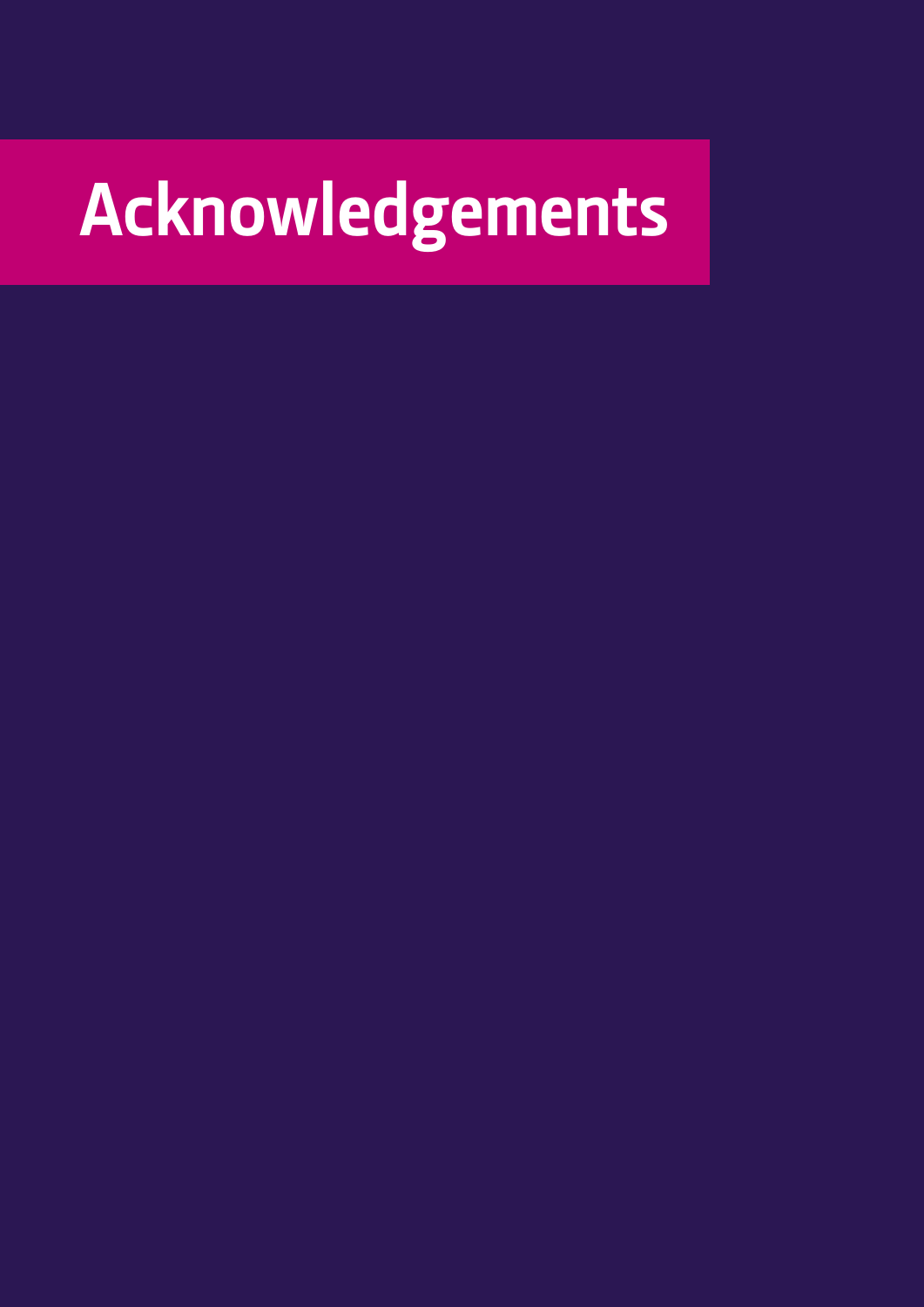# Acknowledgements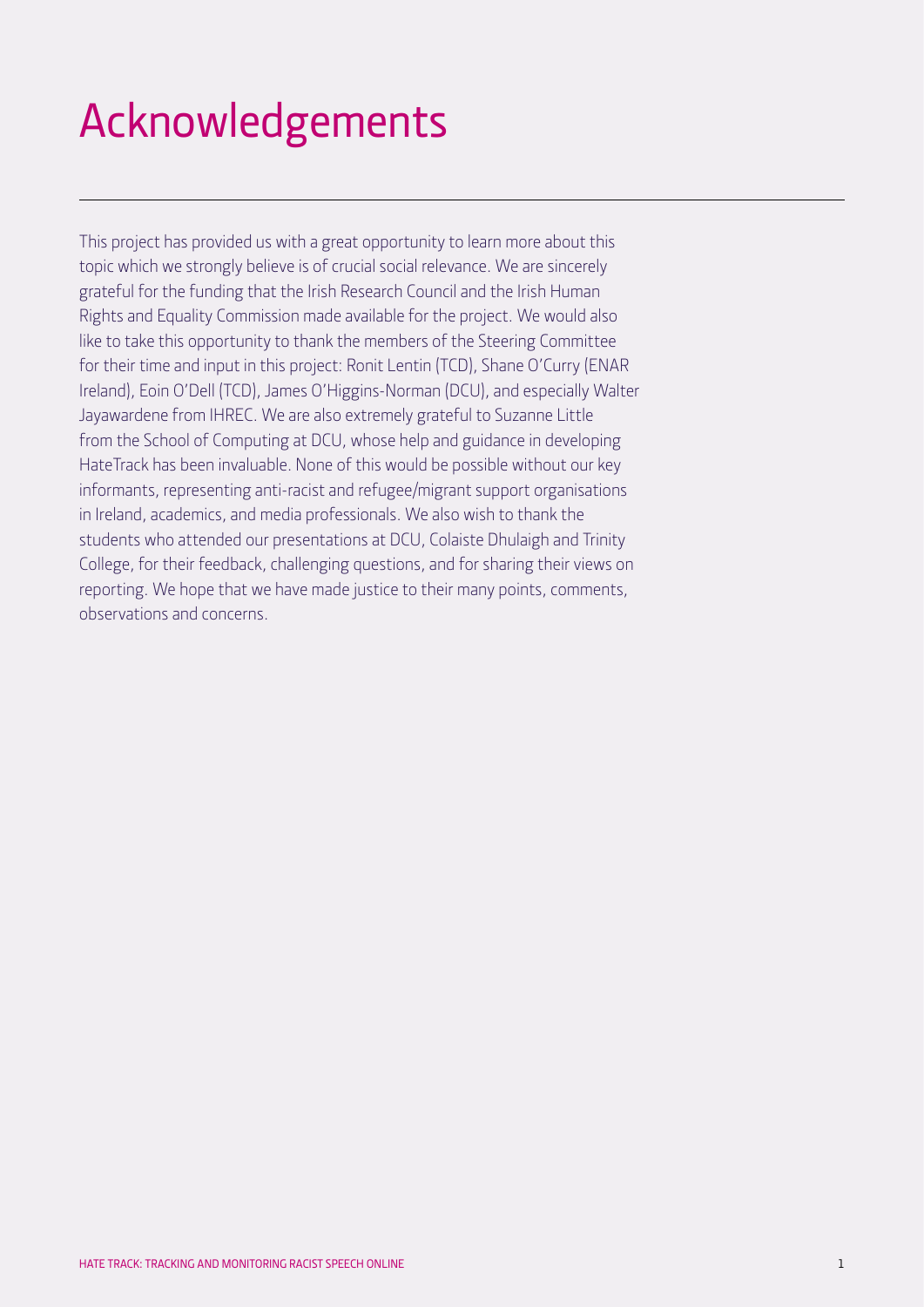# Acknowledgements

This project has provided us with a great opportunity to learn more about this topic which we strongly believe is of crucial social relevance. We are sincerely grateful for the funding that the Irish Research Council and the Irish Human Rights and Equality Commission made available for the project. We would also like to take this opportunity to thank the members of the Steering Committee for their time and input in this project: Ronit Lentin (TCD), Shane O'Curry (ENAR Ireland), Eoin O'Dell (TCD), James O'Higgins-Norman (DCU), and especially Walter Jayawardene from IHREC. We are also extremely grateful to Suzanne Little from the School of Computing at DCU, whose help and guidance in developing HateTrack has been invaluable. None of this would be possible without our key informants, representing anti-racist and refugee/migrant support organisations in Ireland, academics, and media professionals. We also wish to thank the students who attended our presentations at DCU, Colaiste Dhulaigh and Trinity College, for their feedback, challenging questions, and for sharing their views on reporting. We hope that we have made justice to their many points, comments, observations and concerns.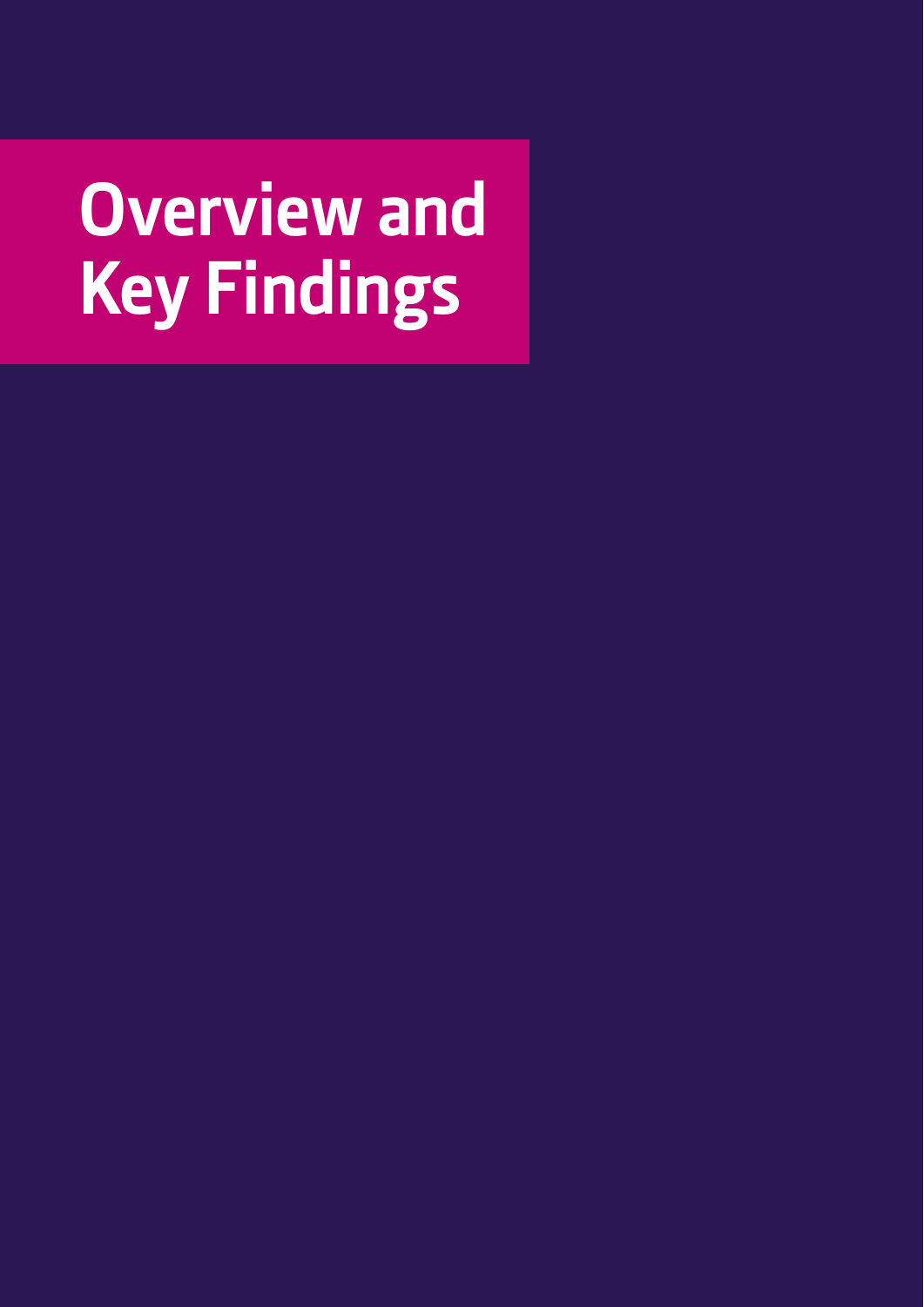# Overview and Key Findings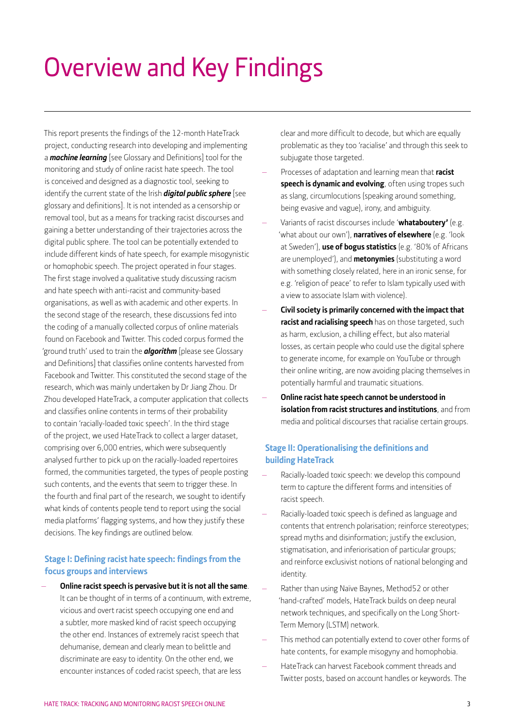# Overview and Key Findings

This report presents the findings of the 12-month HateTrack project, conducting research into developing and implementing a ***machine learning*** [see Glossary and Definitions] tool for the monitoring and study of online racist hate speech. The tool is conceived and designed as a diagnostic tool, seeking to identify the current state of the Irish ***digital public sphere*** [see glossary and definitions]. It is not intended as a censorship or removal tool, but as a means for tracking racist discourses and gaining a better understanding of their trajectories across the digital public sphere. The tool can be potentially extended to include different kinds of hate speech, for example misogynistic or homophobic speech. The project operated in four stages. The first stage involved a qualitative study discussing racism and hate speech with anti-racist and community-based organisations, as well as with academic and other experts. In the second stage of the research, these discussions fed into the coding of a manually collected corpus of online materials found on Facebook and Twitter. This coded corpus formed the 'ground truth' used to train the ***algorithm*** [please see Glossary and Definitions] that classifies online contents harvested from Facebook and Twitter. This constituted the second stage of the research, which was mainly undertaken by Dr Jiang Zhou. Dr Zhou developed HateTrack, a computer application that collects and classifies online contents in terms of their probability to contain 'racially-loaded toxic speech'. In the third stage of the project, we used HateTrack to collect a larger dataset, comprising over 6,000 entries, which were subsequently analysed further to pick up on the racially-loaded repertoires formed, the communities targeted, the types of people posting such contents, and the events that seem to trigger these. In the fourth and final part of the research, we sought to identify what kinds of contents people tend to report using the social media platforms' flagging systems, and how they justify these decisions. The key findings are outlined below.

### Stage I: Defining racist hate speech: findings from the focus groups and interviews

- **Online racist speech is pervasive but it is not all the same**. It can be thought of in terms of a continuum, with extreme, vicious and overt racist speech occupying one end and a subtler, more masked kind of racist speech occupying the other end. Instances of extremely racist speech that dehumanise, demean and clearly mean to belittle and discriminate are easy to identity. On the other end, we encounter instances of coded racist speech, that are less clear and more difficult to decode, but which are equally problematic as they too 'racialise' and through this seek to subjugate those targeted.
- Processes of adaptation and learning mean that **racist speech is dynamic and evolving**, often using tropes such as slang, circumlocutions (speaking around something, being evasive and vague), irony, and ambiguity.
- Variants of racist discourses include '**whataboutery'** (e.g. 'what about our own'), **narratives of elsewhere** (e.g. 'look at Sweden'), **use of bogus statistics** (e.g. '80% of Africans are unemployed'), and **metonymies** (substituting a word with something closely related, here in an ironic sense, for e.g. 'religion of peace' to refer to Islam typically used with a view to associate Islam with violence).
- **Civil society is primarily concerned with the impact that racist and racialising speech** has on those targeted, such as harm, exclusion, a chilling effect, but also material losses, as certain people who could use the digital sphere to generate income, for example on YouTube or through their online writing, are now avoiding placing themselves in potentially harmful and traumatic situations.
- **Online racist hate speech cannot be understood in isolation from racist structures and institutions**, and from media and political discourses that racialise certain groups.

### Stage II: Operationalising the definitions and building HateTrack

- Racially-loaded toxic speech: we develop this compound term to capture the different forms and intensities of racist speech.
- Racially-loaded toxic speech is defined as language and contents that entrench polarisation; reinforce stereotypes; spread myths and disinformation; justify the exclusion, stigmatisation, and inferiorisation of particular groups; and reinforce exclusivist notions of national belonging and identity.
- Rather than using Naïve Baynes, Method52 or other 'hand-crafted' models, HateTrack builds on deep neural network techniques, and specifically on the Long Short-Term Memory (LSTM) network.
- This method can potentially extend to cover other forms of hate contents, for example misogyny and homophobia.
- HateTrack can harvest Facebook comment threads and Twitter posts, based on account handles or keywords. The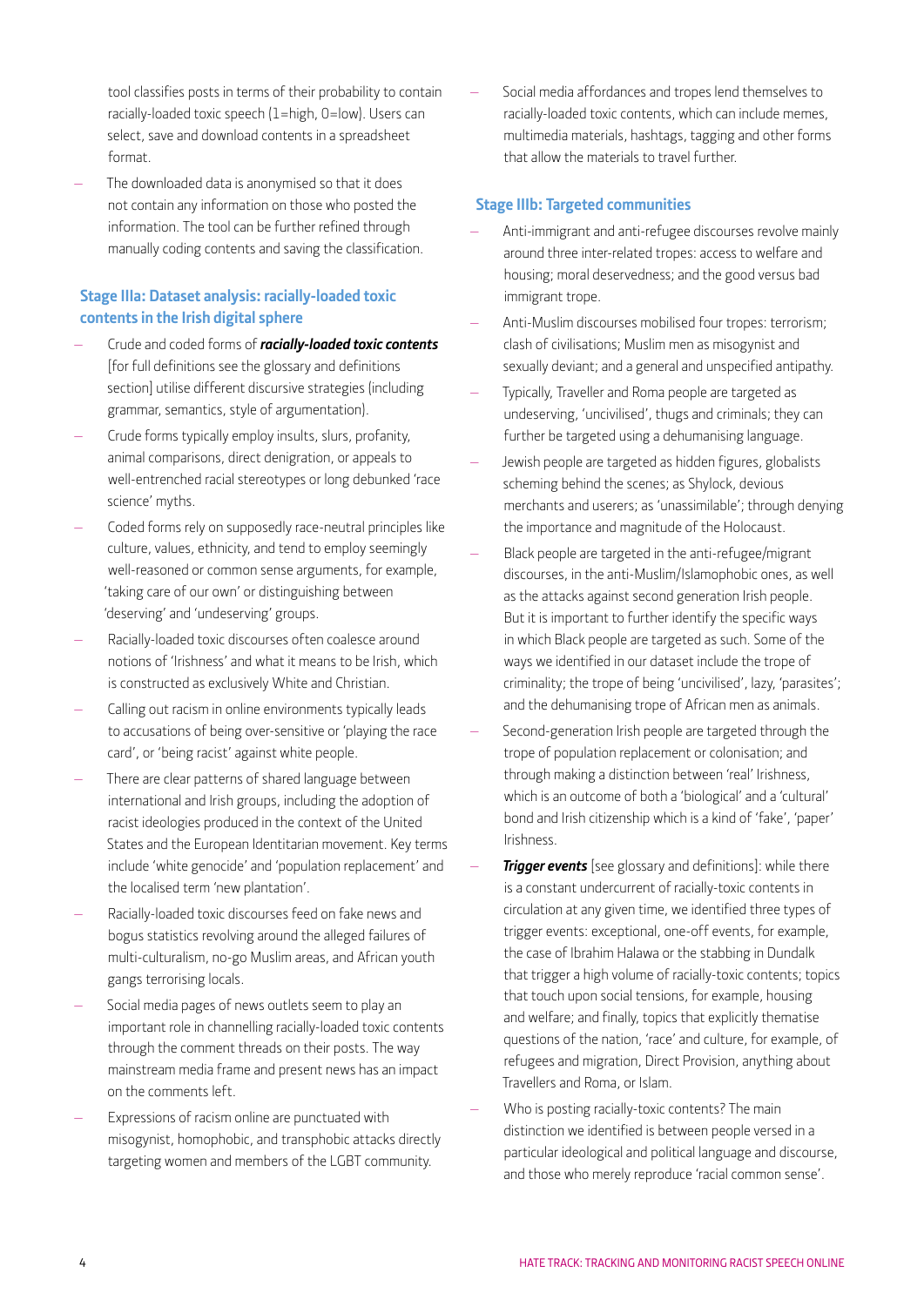tool classifies posts in terms of their probability to contain racially-loaded toxic speech (1=high, 0=low). Users can select, save and download contents in a spreadsheet format.

- The downloaded data is anonymised so that it does not contain any information on those who posted the information. The tool can be further refined through manually coding contents and saving the classification.

### Stage IIIa: Dataset analysis: racially-loaded toxic contents in the Irish digital sphere

- Crude and coded forms of ***racially-loaded toxic contents*** [for full definitions see the glossary and definitions section] utilise different discursive strategies (including grammar, semantics, style of argumentation).
- Crude forms typically employ insults, slurs, profanity, animal comparisons, direct denigration, or appeals to well-entrenched racial stereotypes or long debunked 'race science' myths.
- Coded forms rely on supposedly race-neutral principles like culture, values, ethnicity, and tend to employ seemingly well-reasoned or common sense arguments, for example, 'taking care of our own' or distinguishing between 'deserving' and 'undeserving' groups.
- Racially-loaded toxic discourses often coalesce around notions of 'Irishness' and what it means to be Irish, which is constructed as exclusively White and Christian.
- Calling out racism in online environments typically leads to accusations of being over-sensitive or 'playing the race card', or 'being racist' against white people.
- There are clear patterns of shared language between international and Irish groups, including the adoption of racist ideologies produced in the context of the United States and the European Identitarian movement. Key terms include 'white genocide' and 'population replacement' and the localised term 'new plantation'.
- Racially-loaded toxic discourses feed on fake news and bogus statistics revolving around the alleged failures of multi-culturalism, no-go Muslim areas, and African youth gangs terrorising locals.
- Social media pages of news outlets seem to play an important role in channelling racially-loaded toxic contents through the comment threads on their posts. The way mainstream media frame and present news has an impact on the comments left.
- Expressions of racism online are punctuated with misogynist, homophobic, and transphobic attacks directly targeting women and members of the LGBT community.
- Social media affordances and tropes lend themselves to racially-loaded toxic contents, which can include memes, multimedia materials, hashtags, tagging and other forms that allow the materials to travel further.

### Stage IIIb: Targeted communities

- Anti-immigrant and anti-refugee discourses revolve mainly around three inter-related tropes: access to welfare and housing; moral deservedness; and the good versus bad immigrant trope.
- Anti-Muslim discourses mobilised four tropes: terrorism; clash of civilisations; Muslim men as misogynist and sexually deviant; and a general and unspecified antipathy.
- Typically, Traveller and Roma people are targeted as undeserving, 'uncivilised', thugs and criminals; they can further be targeted using a dehumanising language.
- Jewish people are targeted as hidden figures, globalists scheming behind the scenes; as Shylock, devious merchants and userers; as 'unassimilable'; through denying the importance and magnitude of the Holocaust.
- Black people are targeted in the anti-refugee/migrant discourses, in the anti-Muslim/Islamophobic ones, as well as the attacks against second generation Irish people. But it is important to further identify the specific ways in which Black people are targeted as such. Some of the ways we identified in our dataset include the trope of criminality; the trope of being 'uncivilised', lazy, 'parasites'; and the dehumanising trope of African men as animals.
- Second-generation Irish people are targeted through the trope of population replacement or colonisation; and through making a distinction between 'real' Irishness, which is an outcome of both a 'biological' and a 'cultural' bond and Irish citizenship which is a kind of 'fake', 'paper' Irishness.
- ***Trigger events*** [see glossary and definitions]: while there is a constant undercurrent of racially-toxic contents in circulation at any given time, we identified three types of trigger events: exceptional, one-off events, for example, the case of Ibrahim Halawa or the stabbing in Dundalk that trigger a high volume of racially-toxic contents; topics that touch upon social tensions, for example, housing and welfare; and finally, topics that explicitly thematise questions of the nation, 'race' and culture, for example, of refugees and migration, Direct Provision, anything about Travellers and Roma, or Islam.
- Who is posting racially-toxic contents? The main distinction we identified is between people versed in a particular ideological and political language and discourse, and those who merely reproduce 'racial common sense'.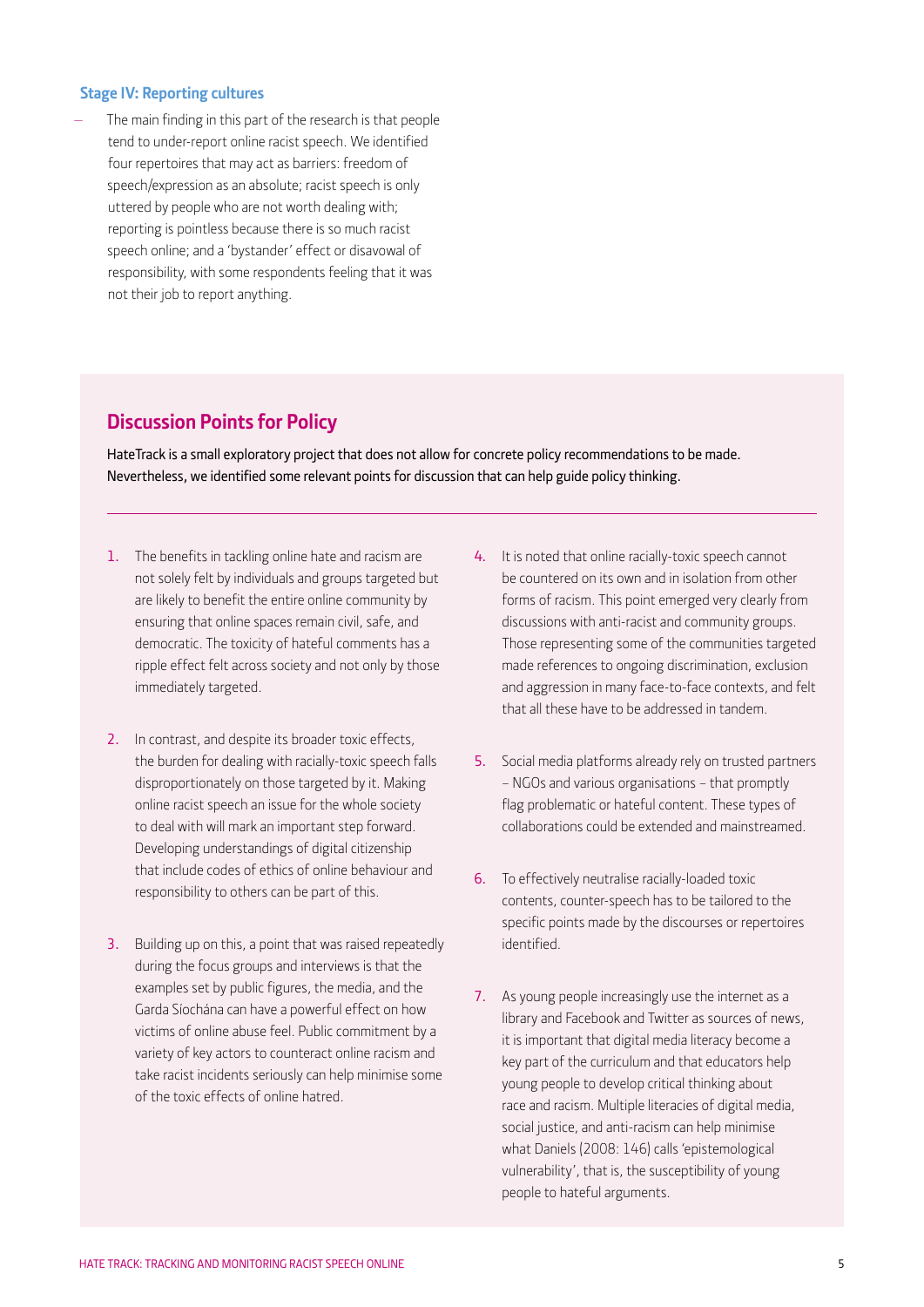### Stage IV: Reporting cultures

- The main finding in this part of the research is that people tend to under-report online racist speech. We identified four repertoires that may act as barriers: freedom of speech/expression as an absolute; racist speech is only uttered by people who are not worth dealing with; reporting is pointless because there is so much racist speech online; and a 'bystander' effect or disavowal of responsibility, with some respondents feeling that it was not their job to report anything.

## Discussion Points for Policy

HateTrack is a small exploratory project that does not allow for concrete policy recommendations to be made. Nevertheless, we identified some relevant points for discussion that can help guide policy thinking.

---

1. The benefits in tackling online hate and racism are not solely felt by individuals and groups targeted but are likely to benefit the entire online community by ensuring that online spaces remain civil, safe, and democratic. The toxicity of hateful comments has a ripple effect felt across society and not only by those immediately targeted.

2. In contrast, and despite its broader toxic effects, the burden for dealing with racially-toxic speech falls disproportionately on those targeted by it. Making online racist speech an issue for the whole society to deal with will mark an important step forward. Developing understandings of digital citizenship that include codes of ethics of online behaviour and responsibility to others can be part of this.

3. Building up on this, a point that was raised repeatedly during the focus groups and interviews is that the examples set by public figures, the media, and the Garda Síochána can have a powerful effect on how victims of online abuse feel. Public commitment by a variety of key actors to counteract online racism and take racist incidents seriously can help minimise some of the toxic effects of online hatred.

4. It is noted that online racially-toxic speech cannot be countered on its own and in isolation from other forms of racism. This point emerged very clearly from discussions with anti-racist and community groups. Those representing some of the communities targeted made references to ongoing discrimination, exclusion and aggression in many face-to-face contexts, and felt that all these have to be addressed in tandem.

5. Social media platforms already rely on trusted partners – NGOs and various organisations – that promptly flag problematic or hateful content. These types of collaborations could be extended and mainstreamed.

6. To effectively neutralise racially-loaded toxic contents, counter-speech has to be tailored to the specific points made by the discourses or repertoires identified.

7. As young people increasingly use the internet as a library and Facebook and Twitter as sources of news, it is important that digital media literacy become a key part of the curriculum and that educators help young people to develop critical thinking about race and racism. Multiple literacies of digital media, social justice, and anti-racism can help minimise what Daniels (2008: 146) calls 'epistemological vulnerability', that is, the susceptibility of young people to hateful arguments.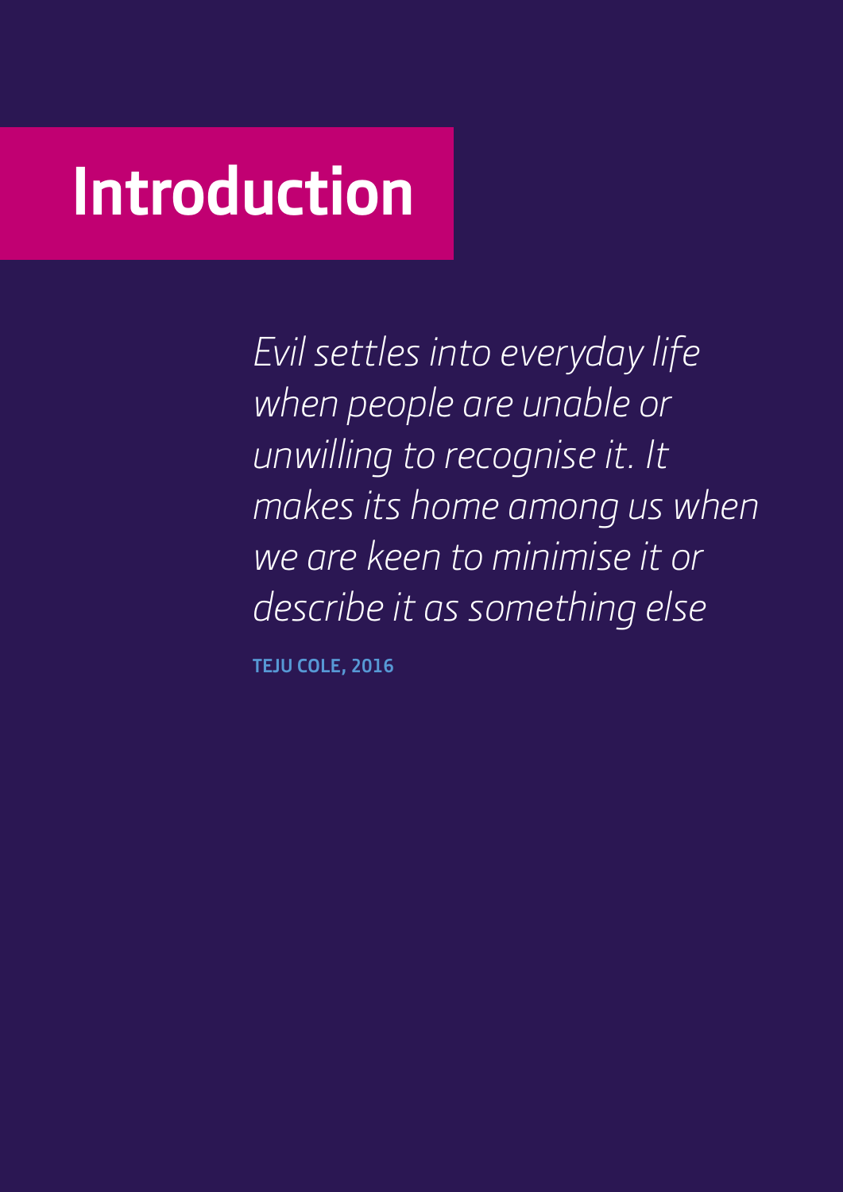# Introduction

*Evil settles into everyday life when people are unable or unwilling to recognise it. It makes its home among us when we are keen to minimise it or describe it as something else*

**TEJU COLE, 2016**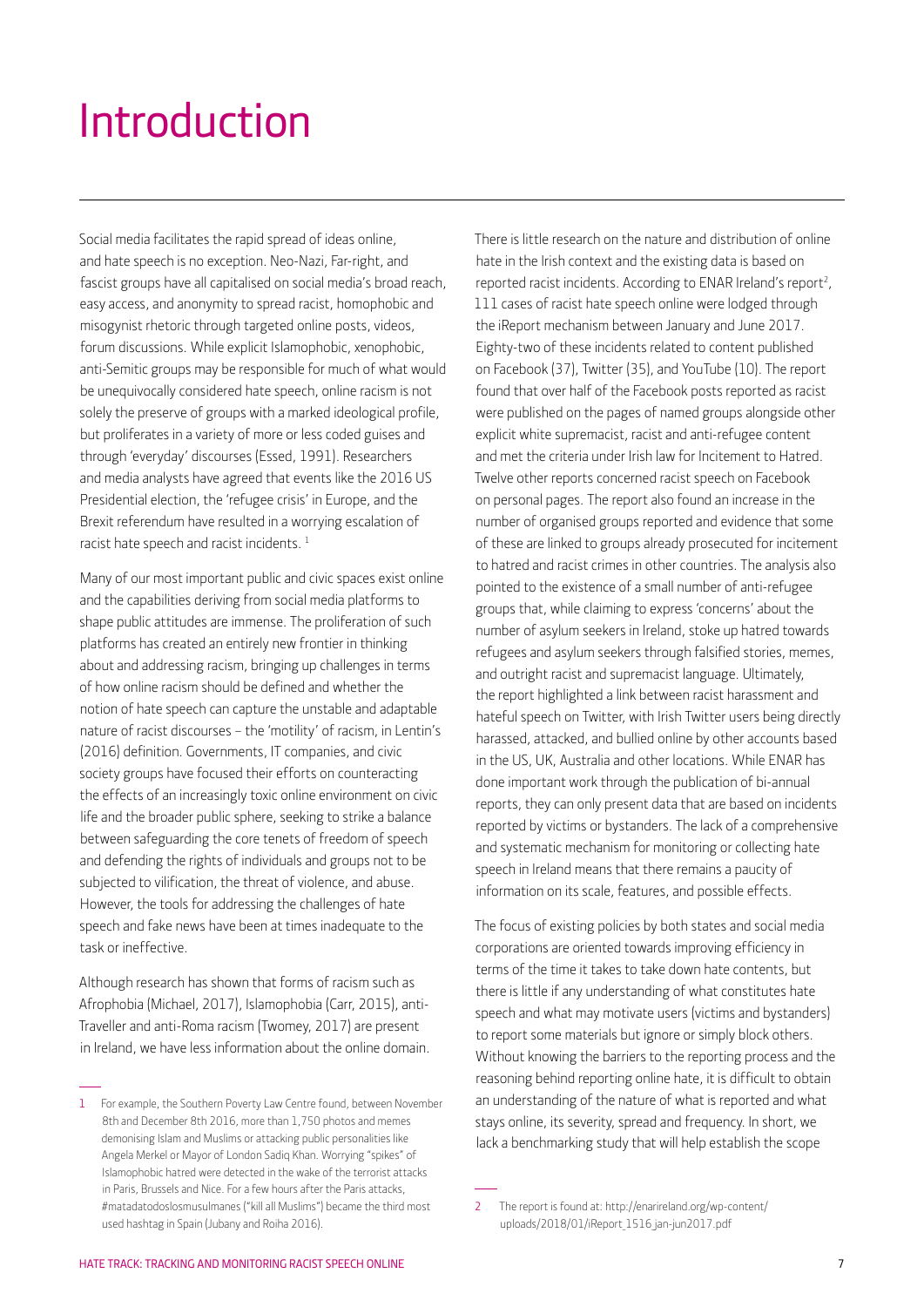# Introduction

Social media facilitates the rapid spread of ideas online, and hate speech is no exception. Neo-Nazi, Far-right, and fascist groups have all capitalised on social media's broad reach, easy access, and anonymity to spread racist, homophobic and misogynist rhetoric through targeted online posts, videos, forum discussions. While explicit Islamophobic, xenophobic, anti-Semitic groups may be responsible for much of what would be unequivocally considered hate speech, online racism is not solely the preserve of groups with a marked ideological profile, but proliferates in a variety of more or less coded guises and through 'everyday' discourses (Essed, 1991). Researchers and media analysts have agreed that events like the 2016 US Presidential election, the 'refugee crisis' in Europe, and the Brexit referendum have resulted in a worrying escalation of racist hate speech and racist incidents. [1]

Many of our most important public and civic spaces exist online and the capabilities deriving from social media platforms to shape public attitudes are immense. The proliferation of such platforms has created an entirely new frontier in thinking about and addressing racism, bringing up challenges in terms of how online racism should be defined and whether the notion of hate speech can capture the unstable and adaptable nature of racist discourses – the 'motility' of racism, in Lentin's (2016) definition. Governments, IT companies, and civic society groups have focused their efforts on counteracting the effects of an increasingly toxic online environment on civic life and the broader public sphere, seeking to strike a balance between safeguarding the core tenets of freedom of speech and defending the rights of individuals and groups not to be subjected to vilification, the threat of violence, and abuse. However, the tools for addressing the challenges of hate speech and fake news have been at times inadequate to the task or ineffective.

Although research has shown that forms of racism such as Afrophobia (Michael, 2017), Islamophobia (Carr, 2015), anti-Traveller and anti-Roma racism (Twomey, 2017) are present in Ireland, we have less information about the online domain.

There is little research on the nature and distribution of online hate in the Irish context and the existing data is based on reported racist incidents. According to ENAR Ireland's report[2], 111 cases of racist hate speech online were lodged through the iReport mechanism between January and June 2017. Eighty-two of these incidents related to content published on Facebook (37), Twitter (35), and YouTube (10). The report found that over half of the Facebook posts reported as racist were published on the pages of named groups alongside other explicit white supremacist, racist and anti-refugee content and met the criteria under Irish law for Incitement to Hatred. Twelve other reports concerned racist speech on Facebook on personal pages. The report also found an increase in the number of organised groups reported and evidence that some of these are linked to groups already prosecuted for incitement to hatred and racist crimes in other countries. The analysis also pointed to the existence of a small number of anti-refugee groups that, while claiming to express 'concerns' about the number of asylum seekers in Ireland, stoke up hatred towards refugees and asylum seekers through falsified stories, memes, and outright racist and supremacist language. Ultimately, the report highlighted a link between racist harassment and hateful speech on Twitter, with Irish Twitter users being directly harassed, attacked, and bullied online by other accounts based in the US, UK, Australia and other locations. While ENAR has done important work through the publication of bi-annual reports, they can only present data that are based on incidents reported by victims or bystanders. The lack of a comprehensive and systematic mechanism for monitoring or collecting hate speech in Ireland means that there remains a paucity of information on its scale, features, and possible effects.

The focus of existing policies by both states and social media corporations are oriented towards improving efficiency in terms of the time it takes to take down hate contents, but there is little if any understanding of what constitutes hate speech and what may motivate users (victims and bystanders) to report some materials but ignore or simply block others. Without knowing the barriers to the reporting process and the reasoning behind reporting online hate, it is difficult to obtain an understanding of the nature of what is reported and what stays online, its severity, spread and frequency. In short, we lack a benchmarking study that will help establish the scope

---

1 For example, the Southern Poverty Law Centre found, between November 8th and December 8th 2016, more than 1,750 photos and memes demonising Islam and Muslims or attacking public personalities like Angela Merkel or Mayor of London Sadiq Khan. Worrying "spikes" of Islamophobic hatred were detected in the wake of the terrorist attacks in Paris, Brussels and Nice. For a few hours after the Paris attacks, #matadatodoslosmusulmanes ("kill all Muslims") became the third most used hashtag in Spain (Jubany and Roiha 2016).

2 The report is found at: http://enarireland.org/wp-content/uploads/2018/01/iReport_1516 jan-jun2017.pdf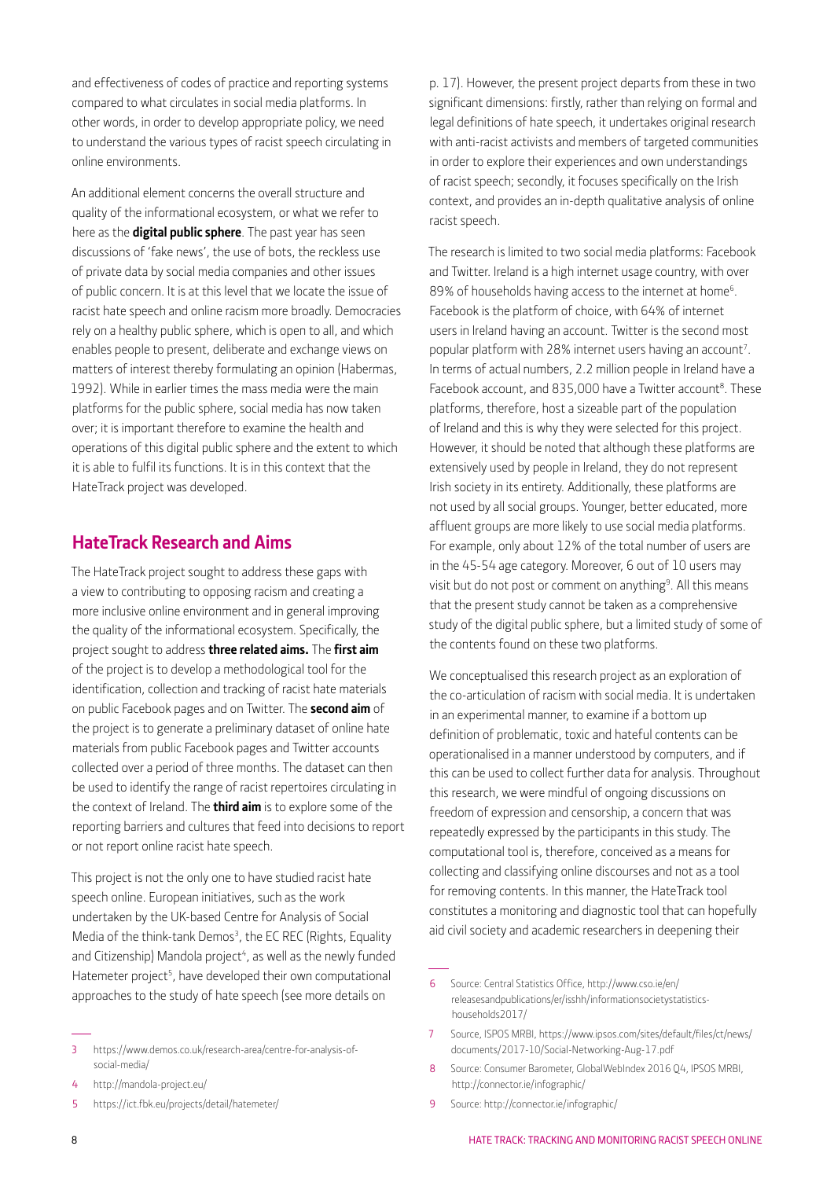and effectiveness of codes of practice and reporting systems compared to what circulates in social media platforms. In other words, in order to develop appropriate policy, we need to understand the various types of racist speech circulating in online environments.

An additional element concerns the overall structure and quality of the informational ecosystem, or what we refer to here as the **digital public sphere**. The past year has seen discussions of 'fake news', the use of bots, the reckless use of private data by social media companies and other issues of public concern. It is at this level that we locate the issue of racist hate speech and online racism more broadly. Democracies rely on a healthy public sphere, which is open to all, and which enables people to present, deliberate and exchange views on matters of interest thereby formulating an opinion (Habermas, 1992). While in earlier times the mass media were the main platforms for the public sphere, social media has now taken over; it is important therefore to examine the health and operations of this digital public sphere and the extent to which it is able to fulfil its functions. It is in this context that the HateTrack project was developed.

## HateTrack Research and Aims

The HateTrack project sought to address these gaps with a view to contributing to opposing racism and creating a more inclusive online environment and in general improving the quality of the informational ecosystem. Specifically, the project sought to address **three related aims.** The **first aim** of the project is to develop a methodological tool for the identification, collection and tracking of racist hate materials on public Facebook pages and on Twitter. The **second aim** of the project is to generate a preliminary dataset of online hate materials from public Facebook pages and Twitter accounts collected over a period of three months. The dataset can then be used to identify the range of racist repertoires circulating in the context of Ireland. The **third aim** is to explore some of the reporting barriers and cultures that feed into decisions to report or not report online racist hate speech.

This project is not the only one to have studied racist hate speech online. European initiatives, such as the work undertaken by the UK-based Centre for Analysis of Social Media of the think-tank Demos[3], the EC REC (Rights, Equality and Citizenship) Mandola project[4], as well as the newly funded Hatemeter project[5], have developed their own computational approaches to the study of hate speech (see more details on p. 17). However, the present project departs from these in two significant dimensions: firstly, rather than relying on formal and legal definitions of hate speech, it undertakes original research with anti-racist activists and members of targeted communities in order to explore their experiences and own understandings of racist speech; secondly, it focuses specifically on the Irish context, and provides an in-depth qualitative analysis of online racist speech.

The research is limited to two social media platforms: Facebook and Twitter. Ireland is a high internet usage country, with over 89% of households having access to the internet at home[6]. Facebook is the platform of choice, with 64% of internet users in Ireland having an account. Twitter is the second most popular platform with 28% internet users having an account[7]. In terms of actual numbers, 2.2 million people in Ireland have a Facebook account, and 835,000 have a Twitter account[8]. These platforms, therefore, host a sizeable part of the population of Ireland and this is why they were selected for this project. However, it should be noted that although these platforms are extensively used by people in Ireland, they do not represent Irish society in its entirety. Additionally, these platforms are not used by all social groups. Younger, better educated, more affluent groups are more likely to use social media platforms. For example, only about 12% of the total number of users are in the 45-54 age category. Moreover, 6 out of 10 users may visit but do not post or comment on anything[9]. All this means that the present study cannot be taken as a comprehensive study of the digital public sphere, but a limited study of some of the contents found on these two platforms.

We conceptualised this research project as an exploration of the co-articulation of racism with social media. It is undertaken in an experimental manner, to examine if a bottom up definition of problematic, toxic and hateful contents can be operationalised in a manner understood by computers, and if this can be used to collect further data for analysis. Throughout this research, we were mindful of ongoing discussions on freedom of expression and censorship, a concern that was repeatedly expressed by the participants in this study. The computational tool is, therefore, conceived as a means for collecting and classifying online discourses and not as a tool for removing contents. In this manner, the HateTrack tool constitutes a monitoring and diagnostic tool that can hopefully aid civil society and academic researchers in deepening their

---

3 https://www.demos.co.uk/research-area/centre-for-analysis-of-social-media/

4 http://mandola-project.eu/

5 https://ict.fbk.eu/projects/detail/hatemeter/

6 Source: Central Statistics Office, http://www.cso.ie/en/releasesandpublications/er/isshh/informationsocietystatistics-households2017/

7 Source, ISPOS MRBI, https://www.ipsos.com/sites/default/files/ct/news/documents/2017-10/Social-Networking-Aug-17.pdf

8 Source: Consumer Barometer, GlobalWebIndex 2016 Q4, IPSOS MRBI, http://connector.ie/infographic/

9 Source: http://connector.ie/infographic/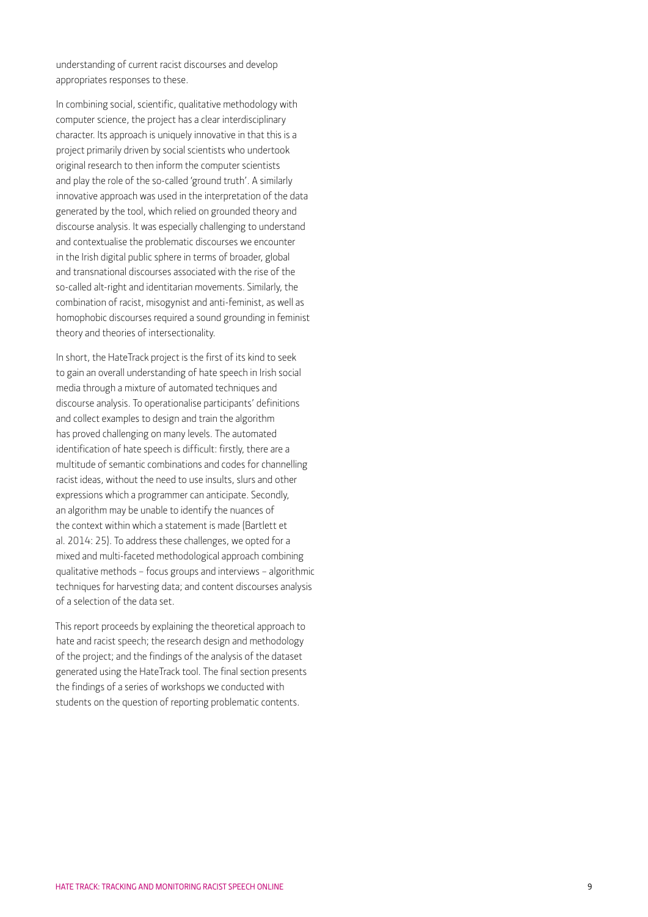understanding of current racist discourses and develop appropriates responses to these.

In combining social, scientific, qualitative methodology with computer science, the project has a clear interdisciplinary character. Its approach is uniquely innovative in that this is a project primarily driven by social scientists who undertook original research to then inform the computer scientists and play the role of the so-called 'ground truth'. A similarly innovative approach was used in the interpretation of the data generated by the tool, which relied on grounded theory and discourse analysis. It was especially challenging to understand and contextualise the problematic discourses we encounter in the Irish digital public sphere in terms of broader, global and transnational discourses associated with the rise of the so-called alt-right and identitarian movements. Similarly, the combination of racist, misogynist and anti-feminist, as well as homophobic discourses required a sound grounding in feminist theory and theories of intersectionality.

In short, the HateTrack project is the first of its kind to seek to gain an overall understanding of hate speech in Irish social media through a mixture of automated techniques and discourse analysis. To operationalise participants' definitions and collect examples to design and train the algorithm has proved challenging on many levels. The automated identification of hate speech is difficult: firstly, there are a multitude of semantic combinations and codes for channelling racist ideas, without the need to use insults, slurs and other expressions which a programmer can anticipate. Secondly, an algorithm may be unable to identify the nuances of the context within which a statement is made (Bartlett et al. 2014: 25). To address these challenges, we opted for a mixed and multi-faceted methodological approach combining qualitative methods – focus groups and interviews – algorithmic techniques for harvesting data; and content discourses analysis of a selection of the data set.

This report proceeds by explaining the theoretical approach to hate and racist speech; the research design and methodology of the project; and the findings of the analysis of the dataset generated using the HateTrack tool. The final section presents the findings of a series of workshops we conducted with students on the question of reporting problematic contents.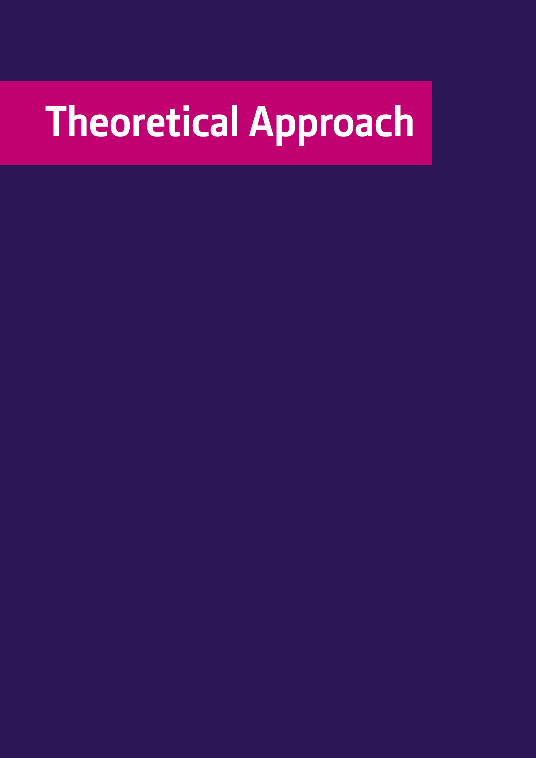# Theoretical Approach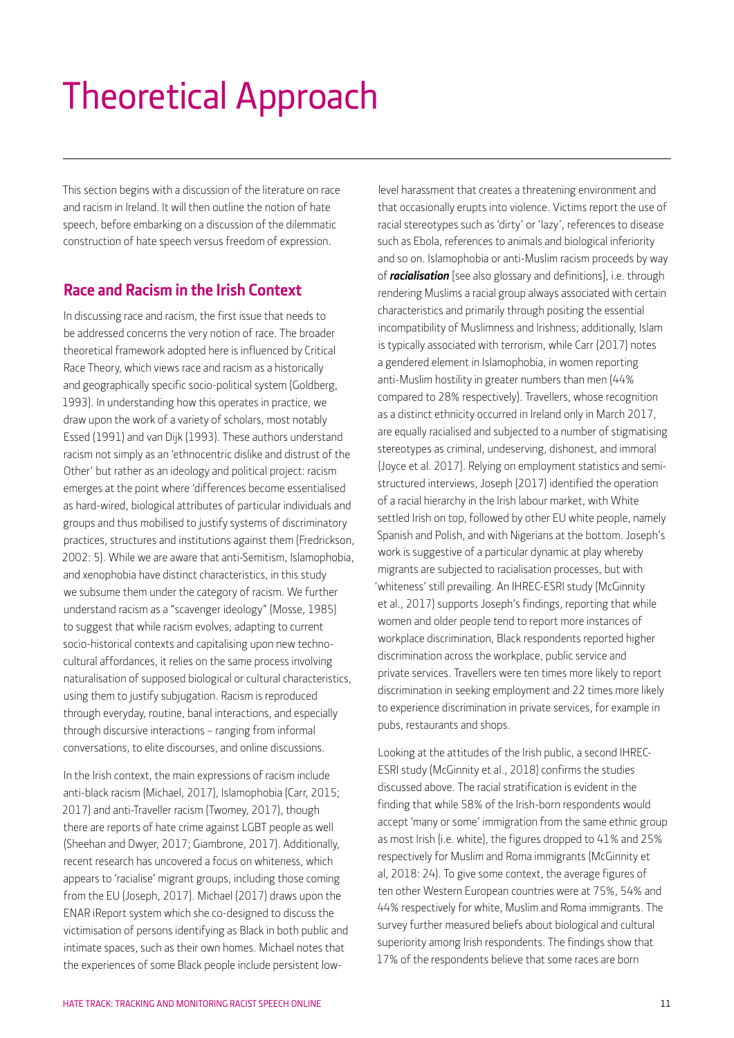# Theoretical Approach

This section begins with a discussion of the literature on race and racism in Ireland. It will then outline the notion of hate speech, before embarking on a discussion of the dilemmatic construction of hate speech versus freedom of expression.

## Race and Racism in the Irish Context

In discussing race and racism, the first issue that needs to be addressed concerns the very notion of race. The broader theoretical framework adopted here is influenced by Critical Race Theory, which views race and racism as a historically and geographically specific socio-political system (Goldberg, 1993). In understanding how this operates in practice, we draw upon the work of a variety of scholars, most notably Essed (1991) and van Dijk (1993). These authors understand racism not simply as an 'ethnocentric dislike and distrust of the Other' but rather as an ideology and political project: racism emerges at the point where 'differences become essentialised as hard-wired, biological attributes of particular individuals and groups and thus mobilised to justify systems of discriminatory practices, structures and institutions against them (Fredrickson, 2002: 5). While we are aware that anti-Semitism, Islamophobia, and xenophobia have distinct characteristics, in this study we subsume them under the category of racism. We further understand racism as a "scavenger ideology" (Mosse, 1985) to suggest that while racism evolves, adapting to current socio-historical contexts and capitalising upon new techno-cultural affordances, it relies on the same process involving naturalisation of supposed biological or cultural characteristics, using them to justify subjugation. Racism is reproduced through everyday, routine, banal interactions, and especially through discursive interactions – ranging from informal conversations, to elite discourses, and online discussions.

In the Irish context, the main expressions of racism include anti-black racism (Michael, 2017), Islamophobia (Carr, 2015; 2017) and anti-Traveller racism (Twomey, 2017), though there are reports of hate crime against LGBT people as well (Sheehan and Dwyer, 2017; Giambrone, 2017). Additionally, recent research has uncovered a focus on whiteness, which appears to 'racialise' migrant groups, including those coming from the EU (Joseph, 2017). Michael (2017) draws upon the ENAR iReport system which she co-designed to discuss the victimisation of persons identifying as Black in both public and intimate spaces, such as their own homes. Michael notes that the experiences of some Black people include persistent low-level harassment that creates a threatening environment and that occasionally erupts into violence. Victims report the use of racial stereotypes such as 'dirty' or 'lazy', references to disease such as Ebola, references to animals and biological inferiority and so on. Islamophobia or anti-Muslim racism proceeds by way of ***racialisation*** [see also glossary and definitions], i.e. through rendering Muslims a racial group always associated with certain characteristics and primarily through positing the essential incompatibility of Muslimness and Irishness; additionally, Islam is typically associated with terrorism, while Carr (2017) notes a gendered element in Islamophobia, in women reporting anti-Muslim hostility in greater numbers than men (44% compared to 28% respectively). Travellers, whose recognition as a distinct ethnicity occurred in Ireland only in March 2017, are equally racialised and subjected to a number of stigmatising stereotypes as criminal, undeserving, dishonest, and immoral (Joyce et al. 2017). Relying on employment statistics and semi-structured interviews, Joseph (2017) identified the operation of a racial hierarchy in the Irish labour market, with White settled Irish on top, followed by other EU white people, namely Spanish and Polish, and with Nigerians at the bottom. Joseph's work is suggestive of a particular dynamic at play whereby migrants are subjected to racialisation processes, but with 'whiteness' still prevailing. An IHREC-ESRI study (McGinnity et al., 2017) supports Joseph's findings, reporting that while women and older people tend to report more instances of workplace discrimination, Black respondents reported higher discrimination across the workplace, public service and private services. Travellers were ten times more likely to report discrimination in seeking employment and 22 times more likely to experience discrimination in private services, for example in pubs, restaurants and shops.

Looking at the attitudes of the Irish public, a second IHREC-ESRI study (McGinnity et al., 2018) confirms the studies discussed above. The racial stratification is evident in the finding that while 58% of the Irish-born respondents would accept 'many or some' immigration from the same ethnic group as most Irish (i.e. white), the figures dropped to 41% and 25% respectively for Muslim and Roma immigrants (McGinnity et al, 2018: 24). To give some context, the average figures of ten other Western European countries were at 75%, 54% and 44% respectively for white, Muslim and Roma immigrants. The survey further measured beliefs about biological and cultural superiority among Irish respondents. The findings show that 17% of the respondents believe that some races are born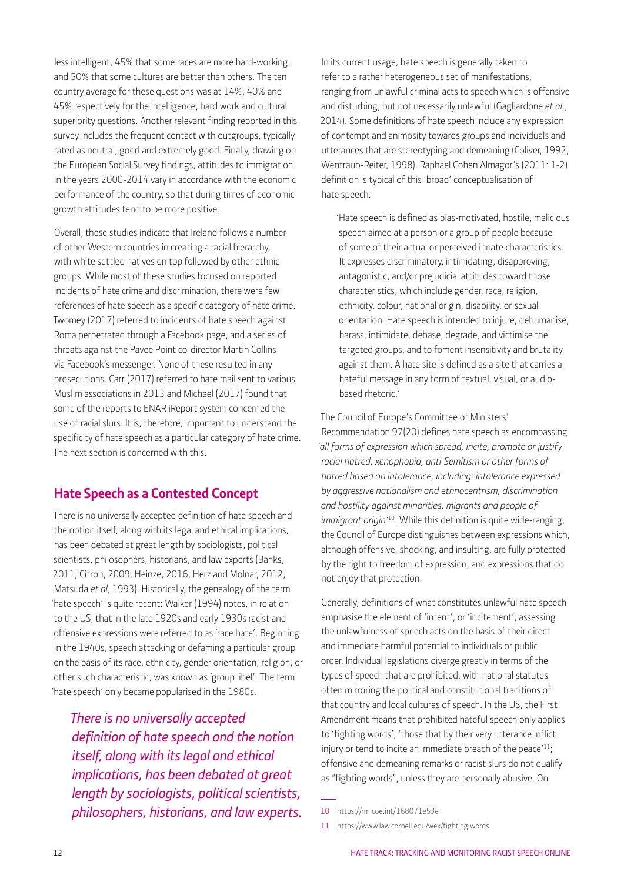less intelligent, 45% that some races are more hard-working, and 50% that some cultures are better than others. The ten country average for these questions was at 14%, 40% and 45% respectively for the intelligence, hard work and cultural superiority questions. Another relevant finding reported in this survey includes the frequent contact with outgroups, typically rated as neutral, good and extremely good. Finally, drawing on the European Social Survey findings, attitudes to immigration in the years 2000-2014 vary in accordance with the economic performance of the country, so that during times of economic growth attitudes tend to be more positive.

Overall, these studies indicate that Ireland follows a number of other Western countries in creating a racial hierarchy, with white settled natives on top followed by other ethnic groups. While most of these studies focused on reported incidents of hate crime and discrimination, there were few references of hate speech as a specific category of hate crime. Twomey (2017) referred to incidents of hate speech against Roma perpetrated through a Facebook page, and a series of threats against the Pavee Point co-director Martin Collins via Facebook's messenger. None of these resulted in any prosecutions. Carr (2017) referred to hate mail sent to various Muslim associations in 2013 and Michael (2017) found that some of the reports to ENAR iReport system concerned the use of racial slurs. It is, therefore, important to understand the specificity of hate speech as a particular category of hate crime. The next section is concerned with this.

## Hate Speech as a Contested Concept

There is no universally accepted definition of hate speech and the notion itself, along with its legal and ethical implications, has been debated at great length by sociologists, political scientists, philosophers, historians, and law experts (Banks, 2011; Citron, 2009; Heinze, 2016; Herz and Molnar, 2012; Matsuda *et al*, 1993). Historically, the genealogy of the term 'hate speech' is quite recent: Walker (1994) notes, in relation to the US, that in the late 1920s and early 1930s racist and offensive expressions were referred to as 'race hate'. Beginning in the 1940s, speech attacking or defaming a particular group on the basis of its race, ethnicity, gender orientation, religion, or other such characteristic, was known as 'group libel'. The term 'hate speech' only became popularised in the 1980s.

> *There is no universally accepted definition of hate speech and the notion itself, along with its legal and ethical implications, has been debated at great length by sociologists, political scientists, philosophers, historians, and law experts.*

In its current usage, hate speech is generally taken to refer to a rather heterogeneous set of manifestations, ranging from unlawful criminal acts to speech which is offensive and disturbing, but not necessarily unlawful (Gagliardone *et al.*, 2014). Some definitions of hate speech include any expression of contempt and animosity towards groups and individuals and utterances that are stereotyping and demeaning (Coliver, 1992; Wentraub-Reiter, 1998). Raphael Cohen Almagor's (2011: 1-2) definition is typical of this 'broad' conceptualisation of hate speech:

> 'Hate speech is defined as bias-motivated, hostile, malicious speech aimed at a person or a group of people because of some of their actual or perceived innate characteristics. It expresses discriminatory, intimidating, disapproving, antagonistic, and/or prejudicial attitudes toward those characteristics, which include gender, race, religion, ethnicity, colour, national origin, disability, or sexual orientation. Hate speech is intended to injure, dehumanise, harass, intimidate, debase, degrade, and victimise the targeted groups, and to foment insensitivity and brutality against them. A hate site is defined as a site that carries a hateful message in any form of textual, visual, or audio-based rhetoric.'

The Council of Europe's Committee of Ministers' Recommendation 97(20) defines hate speech as encompassing *'all forms of expression which spread, incite, promote or justify racial hatred, xenophobia, anti-Semitism or other forms of hatred based on intolerance, including: intolerance expressed by aggressive nationalism and ethnocentrism, discrimination and hostility against minorities, migrants and people of immigrant origin'*[10]. While this definition is quite wide-ranging, the Council of Europe distinguishes between expressions which, although offensive, shocking, and insulting, are fully protected by the right to freedom of expression, and expressions that do not enjoy that protection.

Generally, definitions of what constitutes unlawful hate speech emphasise the element of 'intent', or 'incitement', assessing the unlawfulness of speech acts on the basis of their direct and immediate harmful potential to individuals or public order. Individual legislations diverge greatly in terms of the types of speech that are prohibited, with national statutes often mirroring the political and constitutional traditions of that country and local cultures of speech. In the US, the First Amendment means that prohibited hateful speech only applies to 'fighting words', 'those that by their very utterance inflict injury or tend to incite an immediate breach of the peace'[11]; offensive and demeaning remarks or racist slurs do not qualify as "fighting words", unless they are personally abusive. On

---

10 https://rm.coe.int/168071e53e

11 https://www.law.cornell.edu/wex/fighting_words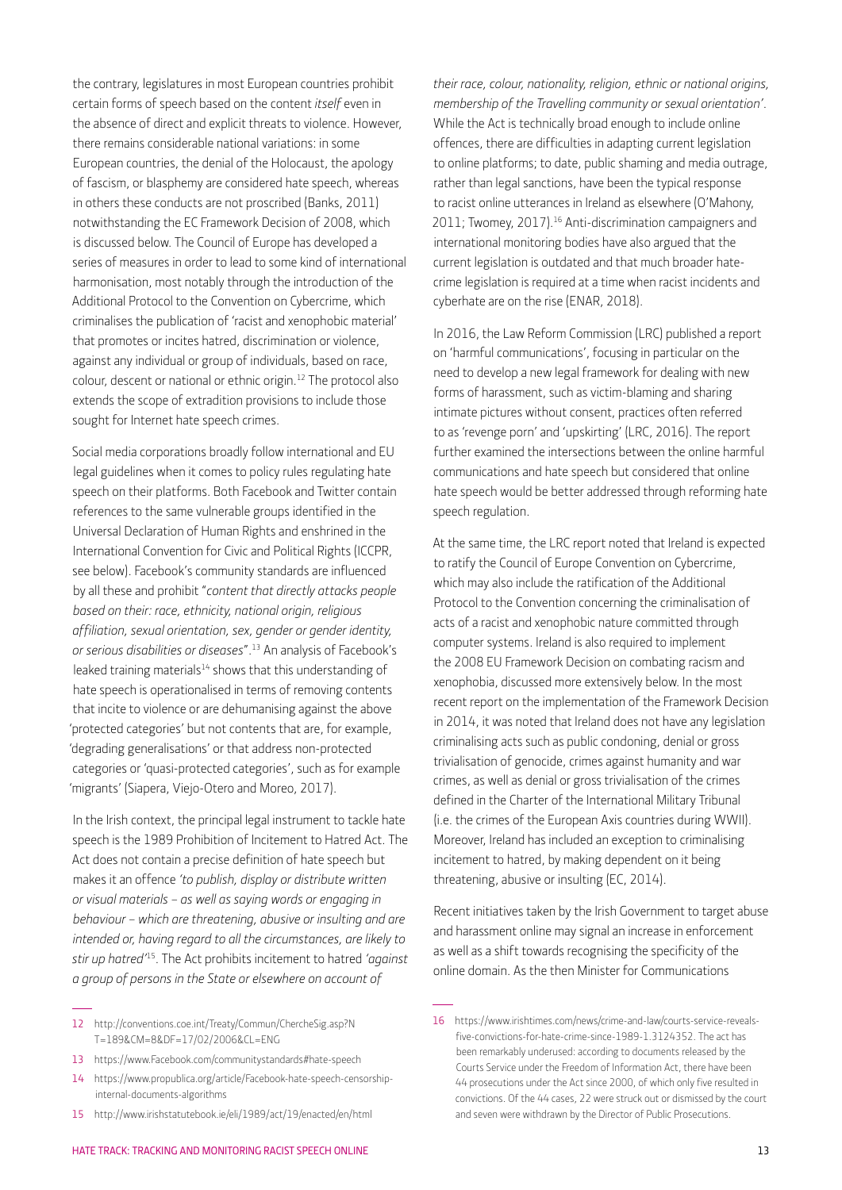the contrary, legislatures in most European countries prohibit certain forms of speech based on the content *itself* even in the absence of direct and explicit threats to violence. However, there remains considerable national variations: in some European countries, the denial of the Holocaust, the apology of fascism, or blasphemy are considered hate speech, whereas in others these conducts are not proscribed (Banks, 2011) notwithstanding the EC Framework Decision of 2008, which is discussed below. The Council of Europe has developed a series of measures in order to lead to some kind of international harmonisation, most notably through the introduction of the Additional Protocol to the Convention on Cybercrime, which criminalises the publication of 'racist and xenophobic material' that promotes or incites hatred, discrimination or violence, against any individual or group of individuals, based on race, colour, descent or national or ethnic origin.[12] The protocol also extends the scope of extradition provisions to include those sought for Internet hate speech crimes.

Social media corporations broadly follow international and EU legal guidelines when it comes to policy rules regulating hate speech on their platforms. Both Facebook and Twitter contain references to the same vulnerable groups identified in the Universal Declaration of Human Rights and enshrined in the International Convention for Civic and Political Rights (ICCPR, see below). Facebook's community standards are influenced by all these and prohibit "*content that directly attacks people based on their: race, ethnicity, national origin, religious affiliation, sexual orientation, sex, gender or gender identity, or serious disabilities or diseases*".[13] An analysis of Facebook's leaked training materials[14] shows that this understanding of hate speech is operationalised in terms of removing contents that incite to violence or are dehumanising against the above 'protected categories' but not contents that are, for example, 'degrading generalisations' or that address non-protected categories or 'quasi-protected categories', such as for example 'migrants' (Siapera, Viejo-Otero and Moreo, 2017).

In the Irish context, the principal legal instrument to tackle hate speech is the 1989 Prohibition of Incitement to Hatred Act. The Act does not contain a precise definition of hate speech but makes it an offence *'to publish, display or distribute written or visual materials – as well as saying words or engaging in behaviour – which are threatening, abusive or insulting and are intended or, having regard to all the circumstances, are likely to stir up hatred'*[15]. The Act prohibits incitement to hatred *'against a group of persons in the State or elsewhere on account of their race, colour, nationality, religion, ethnic or national origins, membership of the Travelling community or sexual orientation'*. While the Act is technically broad enough to include online offences, there are difficulties in adapting current legislation to online platforms; to date, public shaming and media outrage, rather than legal sanctions, have been the typical response to racist online utterances in Ireland as elsewhere (O'Mahony, 2011; Twomey, 2017).[16] Anti-discrimination campaigners and international monitoring bodies have also argued that the current legislation is outdated and that much broader hate-crime legislation is required at a time when racist incidents and cyberhate are on the rise (ENAR, 2018).

In 2016, the Law Reform Commission (LRC) published a report on 'harmful communications', focusing in particular on the need to develop a new legal framework for dealing with new forms of harassment, such as victim-blaming and sharing intimate pictures without consent, practices often referred to as 'revenge porn' and 'upskirting' (LRC, 2016). The report further examined the intersections between the online harmful communications and hate speech but considered that online hate speech would be better addressed through reforming hate speech regulation.

At the same time, the LRC report noted that Ireland is expected to ratify the Council of Europe Convention on Cybercrime, which may also include the ratification of the Additional Protocol to the Convention concerning the criminalisation of acts of a racist and xenophobic nature committed through computer systems. Ireland is also required to implement the 2008 EU Framework Decision on combating racism and xenophobia, discussed more extensively below. In the most recent report on the implementation of the Framework Decision in 2014, it was noted that Ireland does not have any legislation criminalising acts such as public condoning, denial or gross trivialisation of genocide, crimes against humanity and war crimes, as well as denial or gross trivialisation of the crimes defined in the Charter of the International Military Tribunal (i.e. the crimes of the European Axis countries during WWII). Moreover, Ireland has included an exception to criminalising incitement to hatred, by making dependent on it being threatening, abusive or insulting (EC, 2014).

Recent initiatives taken by the Irish Government to target abuse and harassment online may signal an increase in enforcement as well as a shift towards recognising the specificity of the online domain. As the then Minister for Communications

---

12 http://conventions.coe.int/Treaty/Commun/ChercheSig.asp?NT=189&CM=8&DF=17/02/2006&CL=ENG

13 https://www.Facebook.com/communitystandards#hate-speech

14 https://www.propublica.org/article/Facebook-hate-speech-censorship-internal-documents-algorithms

15 http://www.irishstatutebook.ie/eli/1989/act/19/enacted/en/html

16 https://www.irishtimes.com/news/crime-and-law/courts-service-reveals-five-convictions-for-hate-crime-since-1989-1.3124352. The act has been remarkably underused: according to documents released by the Courts Service under the Freedom of Information Act, there have been 44 prosecutions under the Act since 2000, of which only five resulted in convictions. Of the 44 cases, 22 were struck out or dismissed by the court and seven were withdrawn by the Director of Public Prosecutions.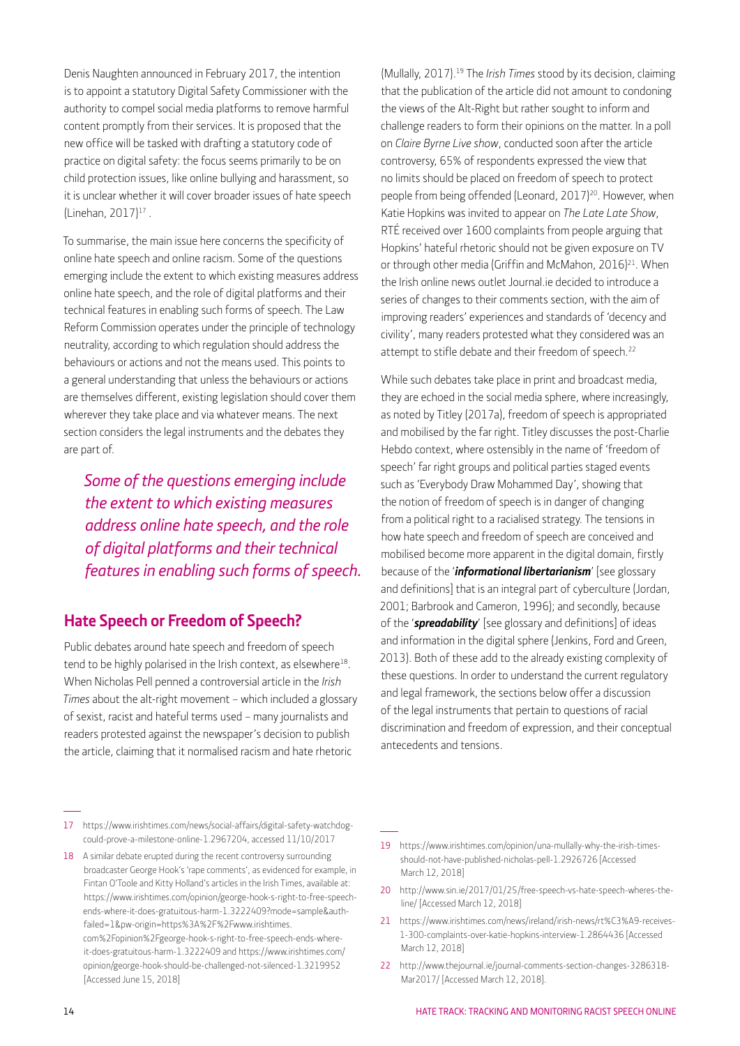Denis Naughten announced in February 2017, the intention is to appoint a statutory Digital Safety Commissioner with the authority to compel social media platforms to remove harmful content promptly from their services. It is proposed that the new office will be tasked with drafting a statutory code of practice on digital safety: the focus seems primarily to be on child protection issues, like online bullying and harassment, so it is unclear whether it will cover broader issues of hate speech (Linehan, 2017)[17].

To summarise, the main issue here concerns the specificity of online hate speech and online racism. Some of the questions emerging include the extent to which existing measures address online hate speech, and the role of digital platforms and their technical features in enabling such forms of speech. The Law Reform Commission operates under the principle of technology neutrality, according to which regulation should address the behaviours or actions and not the means used. This points to a general understanding that unless the behaviours or actions are themselves different, existing legislation should cover them wherever they take place and via whatever means. The next section considers the legal instruments and the debates they are part of.

> *Some of the questions emerging include the extent to which existing measures address online hate speech, and the role of digital platforms and their technical features in enabling such forms of speech.*

## Hate Speech or Freedom of Speech?

Public debates around hate speech and freedom of speech tend to be highly polarised in the Irish context, as elsewhere[18]. When Nicholas Pell penned a controversial article in the *Irish Times* about the alt-right movement – which included a glossary of sexist, racist and hateful terms used – many journalists and readers protested against the newspaper's decision to publish the article, claiming that it normalised racism and hate rhetoric (Mullally, 2017).[19] The *Irish Times* stood by its decision, claiming that the publication of the article did not amount to condoning the views of the Alt-Right but rather sought to inform and challenge readers to form their opinions on the matter. In a poll on *Claire Byrne Live show*, conducted soon after the article controversy, 65% of respondents expressed the view that no limits should be placed on freedom of speech to protect people from being offended (Leonard, 2017)[20]. However, when Katie Hopkins was invited to appear on *The Late Late Show*, RTÉ received over 1600 complaints from people arguing that Hopkins' hateful rhetoric should not be given exposure on TV or through other media (Griffin and McMahon, 2016)[21]. When the Irish online news outlet Journal.ie decided to introduce a series of changes to their comments section, with the aim of improving readers' experiences and standards of 'decency and civility', many readers protested what they considered was an attempt to stifle debate and their freedom of speech.[22]

While such debates take place in print and broadcast media, they are echoed in the social media sphere, where increasingly, as noted by Titley (2017a), freedom of speech is appropriated and mobilised by the far right. Titley discusses the post-Charlie Hebdo context, where ostensibly in the name of 'freedom of speech' far right groups and political parties staged events such as 'Everybody Draw Mohammed Day', showing that the notion of freedom of speech is in danger of changing from a political right to a racialised strategy. The tensions in how hate speech and freedom of speech are conceived and mobilised become more apparent in the digital domain, firstly because of the '***informational libertarianism***' [see glossary and definitions] that is an integral part of cyberculture (Jordan, 2001; Barbrook and Cameron, 1996); and secondly, because of the '***spreadability***' [see glossary and definitions] of ideas and information in the digital sphere (Jenkins, Ford and Green, 2013). Both of these add to the already existing complexity of these questions. In order to understand the current regulatory and legal framework, the sections below offer a discussion of the legal instruments that pertain to questions of racial discrimination and freedom of expression, and their conceptual antecedents and tensions.

---

17 https://www.irishtimes.com/news/social-affairs/digital-safety-watchdog-could-prove-a-milestone-online-1.2967204, accessed 11/10/2017

18 A similar debate erupted during the recent controversy surrounding broadcaster George Hook's 'rape comments', as evidenced for example, in Fintan O'Toole and Kitty Holland's articles in the Irish Times, available at: https://www.irishtimes.com/opinion/george-hook-s-right-to-free-speech-ends-where-it-does-gratuitous-harm-1.3222409?mode=sample&auth-failed=1&pw-origin=https%3A%2F%2Fwww.irishtimes.com%2Fopinion%2Fgeorge-hook-s-right-to-free-speech-ends-where-it-does-gratuitous-harm-1.3222409 and https://www.irishtimes.com/opinion/george-hook-should-be-challenged-not-silenced-1.3219952 [Accessed June 15, 2018]

19 https://www.irishtimes.com/opinion/una-mullally-why-the-irish-times-should-not-have-published-nicholas-pell-1.2926726 [Accessed March 12, 2018]

20 http://www.sin.ie/2017/01/25/free-speech-vs-hate-speech-wheres-the-line/ [Accessed March 12, 2018]

21 https://www.irishtimes.com/news/ireland/irish-news/rt%C3%A9-receives-1-300-complaints-over-katie-hopkins-interview-1.2864436 [Accessed March 12, 2018]

22 http://www.thejournal.ie/journal-comments-section-changes-3286318-Mar2017/ [Accessed March 12, 2018].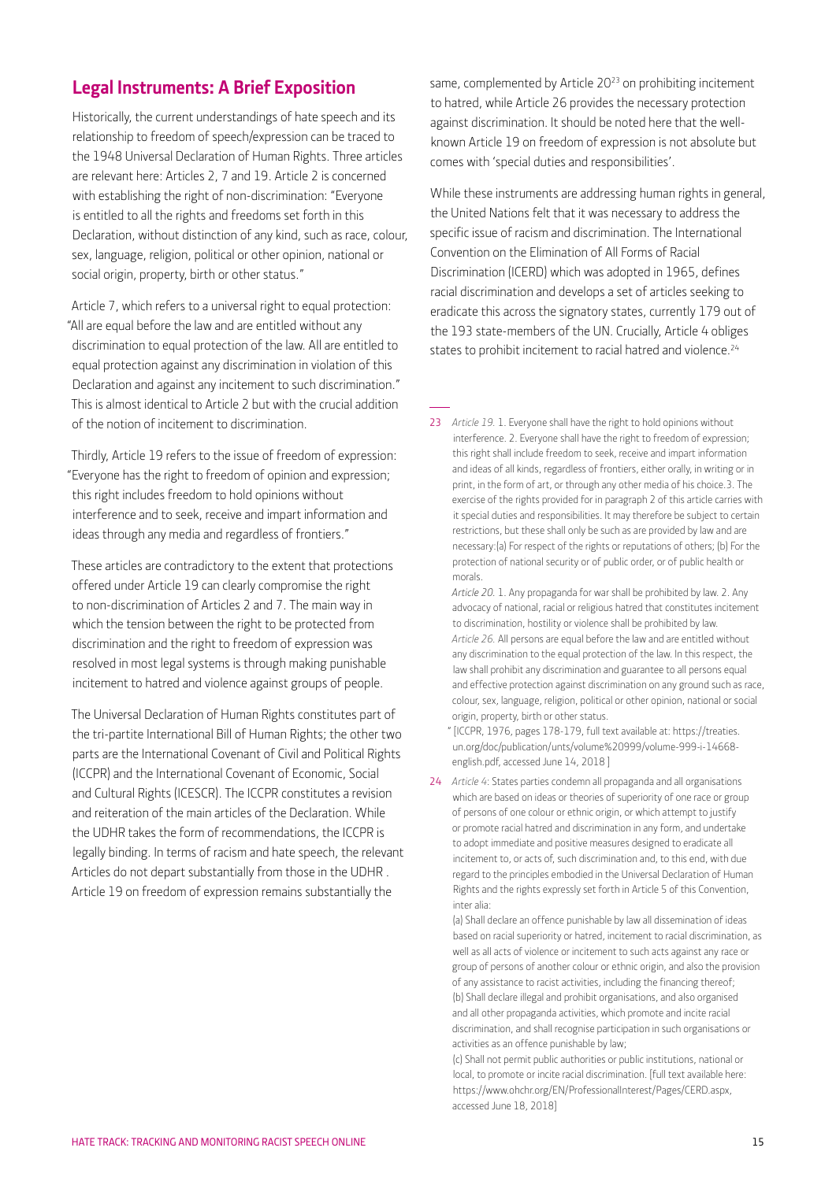## Legal Instruments: A Brief Exposition

Historically, the current understandings of hate speech and its relationship to freedom of speech/expression can be traced to the 1948 Universal Declaration of Human Rights. Three articles are relevant here: Articles 2, 7 and 19. Article 2 is concerned with establishing the right of non-discrimination: "Everyone is entitled to all the rights and freedoms set forth in this Declaration, without distinction of any kind, such as race, colour, sex, language, religion, political or other opinion, national or social origin, property, birth or other status."

Article 7, which refers to a universal right to equal protection: "All are equal before the law and are entitled without any discrimination to equal protection of the law. All are entitled to equal protection against any discrimination in violation of this Declaration and against any incitement to such discrimination." This is almost identical to Article 2 but with the crucial addition of the notion of incitement to discrimination.

Thirdly, Article 19 refers to the issue of freedom of expression: "Everyone has the right to freedom of opinion and expression; this right includes freedom to hold opinions without interference and to seek, receive and impart information and ideas through any media and regardless of frontiers."

These articles are contradictory to the extent that protections offered under Article 19 can clearly compromise the right to non-discrimination of Articles 2 and 7. The main way in which the tension between the right to be protected from discrimination and the right to freedom of expression was resolved in most legal systems is through making punishable incitement to hatred and violence against groups of people.

The Universal Declaration of Human Rights constitutes part of the tri-partite International Bill of Human Rights; the other two parts are the International Covenant of Civil and Political Rights (ICCPR) and the International Covenant of Economic, Social and Cultural Rights (ICESCR). The ICCPR constitutes a revision and reiteration of the main articles of the Declaration. While the UDHR takes the form of recommendations, the ICCPR is legally binding. In terms of racism and hate speech, the relevant Articles do not depart substantially from those in the UDHR . Article 19 on freedom of expression remains substantially the same, complemented by Article 20[23] on prohibiting incitement to hatred, while Article 26 provides the necessary protection against discrimination. It should be noted here that the well-known Article 19 on freedom of expression is not absolute but comes with 'special duties and responsibilities'.

While these instruments are addressing human rights in general, the United Nations felt that it was necessary to address the specific issue of racism and discrimination. The International Convention on the Elimination of All Forms of Racial Discrimination (ICERD) which was adopted in 1965, defines racial discrimination and develops a set of articles seeking to eradicate this across the signatory states, currently 179 out of the 193 state-members of the UN. Crucially, Article 4 obliges states to prohibit incitement to racial hatred and violence.[24]

---

23 *Article 19.* 1. Everyone shall have the right to hold opinions without interference. 2. Everyone shall have the right to freedom of expression; this right shall include freedom to seek, receive and impart information and ideas of all kinds, regardless of frontiers, either orally, in writing or in print, in the form of art, or through any other media of his choice.3. The exercise of the rights provided for in paragraph 2 of this article carries with it special duties and responsibilities. It may therefore be subject to certain restrictions, but these shall only be such as are provided by law and are necessary:(a) For respect of the rights or reputations of others; (b) For the protection of national security or of public order, or of public health or morals.

*Article 20.* 1. Any propaganda for war shall be prohibited by law. 2. Any advocacy of national, racial or religious hatred that constitutes incitement to discrimination, hostility or violence shall be prohibited by law.

*Article 26.* All persons are equal before the law and are entitled without any discrimination to the equal protection of the law. In this respect, the law shall prohibit any discrimination and guarantee to all persons equal and effective protection against discrimination on any ground such as race, colour, sex, language, religion, political or other opinion, national or social origin, property, birth or other status.

" [ICCPR, 1976, pages 178-179, full text available at: https://treaties.un.org/doc/publication/unts/volume%20999/volume-999-i-14668-english.pdf, accessed June 14, 2018 ]

24 *Article 4*: States parties condemn all propaganda and all organisations which are based on ideas or theories of superiority of one race or group of persons of one colour or ethnic origin, or which attempt to justify or promote racial hatred and discrimination in any form, and undertake to adopt immediate and positive measures designed to eradicate all incitement to, or acts of, such discrimination and, to this end, with due regard to the principles embodied in the Universal Declaration of Human Rights and the rights expressly set forth in Article 5 of this Convention, inter alia:

(a) Shall declare an offence punishable by law all dissemination of ideas based on racial superiority or hatred, incitement to racial discrimination, as well as all acts of violence or incitement to such acts against any race or group of persons of another colour or ethnic origin, and also the provision of any assistance to racist activities, including the financing thereof;

(b) Shall declare illegal and prohibit organisations, and also organised and all other propaganda activities, which promote and incite racial discrimination, and shall recognise participation in such organisations or activities as an offence punishable by law;

(c) Shall not permit public authorities or public institutions, national or local, to promote or incite racial discrimination. [full text available here: https://www.ohchr.org/EN/ProfessionalInterest/Pages/CERD.aspx, accessed June 18, 2018]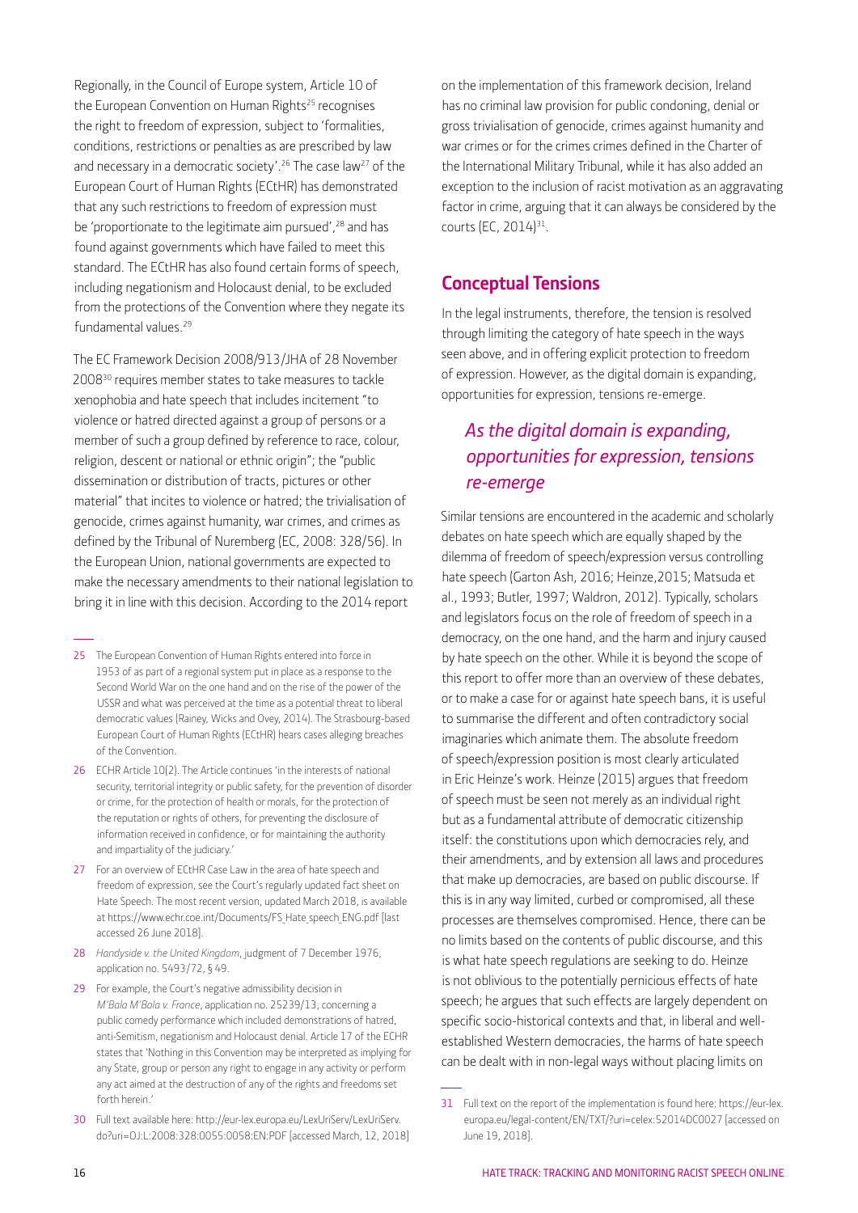Regionally, in the Council of Europe system, Article 10 of the European Convention on Human Rights[25] recognises the right to freedom of expression, subject to 'formalities, conditions, restrictions or penalties as are prescribed by law and necessary in a democratic society'.[26] The case law[27] of the European Court of Human Rights (ECtHR) has demonstrated that any such restrictions to freedom of expression must be 'proportionate to the legitimate aim pursued',[28] and has found against governments which have failed to meet this standard. The ECtHR has also found certain forms of speech, including negationism and Holocaust denial, to be excluded from the protections of the Convention where they negate its fundamental values.[29]

The EC Framework Decision 2008/913/JHA of 28 November 2008[30] requires member states to take measures to tackle xenophobia and hate speech that includes incitement "to violence or hatred directed against a group of persons or a member of such a group defined by reference to race, colour, religion, descent or national or ethnic origin"; the "public dissemination or distribution of tracts, pictures or other material" that incites to violence or hatred; the trivialisation of genocide, crimes against humanity, war crimes, and crimes as defined by the Tribunal of Nuremberg (EC, 2008: 328/56). In the European Union, national governments are expected to make the necessary amendments to their national legislation to bring it in line with this decision. According to the 2014 report on the implementation of this framework decision, Ireland has no criminal law provision for public condoning, denial or gross trivialisation of genocide, crimes against humanity and war crimes or for the crimes crimes defined in the Charter of the International Military Tribunal, while it has also added an exception to the inclusion of racist motivation as an aggravating factor in crime, arguing that it can always be considered by the courts (EC, 2014)[31].

## Conceptual Tensions

In the legal instruments, therefore, the tension is resolved through limiting the category of hate speech in the ways seen above, and in offering explicit protection to freedom of expression. However, as the digital domain is expanding, opportunities for expression, tensions re-emerge.

> *As the digital domain is expanding, opportunities for expression, tensions re-emerge*

Similar tensions are encountered in the academic and scholarly debates on hate speech which are equally shaped by the dilemma of freedom of speech/expression versus controlling hate speech (Garton Ash, 2016; Heinze,2015; Matsuda et al., 1993; Butler, 1997; Waldron, 2012). Typically, scholars and legislators focus on the role of freedom of speech in a democracy, on the one hand, and the harm and injury caused by hate speech on the other. While it is beyond the scope of this report to offer more than an overview of these debates, or to make a case for or against hate speech bans, it is useful to summarise the different and often contradictory social imaginaries which animate them. The absolute freedom of speech/expression position is most clearly articulated in Eric Heinze's work. Heinze (2015) argues that freedom of speech must be seen not merely as an individual right but as a fundamental attribute of democratic citizenship itself: the constitutions upon which democracies rely, and their amendments, and by extension all laws and procedures that make up democracies, are based on public discourse. If this is in any way limited, curbed or compromised, all these processes are themselves compromised. Hence, there can be no limits based on the contents of public discourse, and this is what hate speech regulations are seeking to do. Heinze is not oblivious to the potentially pernicious effects of hate speech; he argues that such effects are largely dependent on specific socio-historical contexts and that, in liberal and well-established Western democracies, the harms of hate speech can be dealt with in non-legal ways without placing limits on

---

25 The European Convention of Human Rights entered into force in 1953 of as part of a regional system put in place as a response to the Second World War on the one hand and on the rise of the power of the USSR and what was perceived at the time as a potential threat to liberal democratic values (Rainey, Wicks and Ovey, 2014). The Strasbourg-based European Court of Human Rights (ECtHR) hears cases alleging breaches of the Convention.

26 ECHR Article 10(2). The Article continues 'in the interests of national security, territorial integrity or public safety, for the prevention of disorder or crime, for the protection of health or morals, for the protection of the reputation or rights of others, for preventing the disclosure of information received in confidence, or for maintaining the authority and impartiality of the judiciary.'

27 For an overview of ECtHR Case Law in the area of hate speech and freedom of expression, see the Court's regularly updated fact sheet on Hate Speech. The most recent version, updated March 2018, is available at https://www.echr.coe.int/Documents/FS_Hate_speech_ENG.pdf [last accessed 26 June 2018].

28 *Handyside v. the United Kingdom*, judgment of 7 December 1976, application no. 5493/72, § 49.

29 For example, the Court's negative admissibility decision in *M'Bala M'Bala v. France*, application no. 25239/13, concerning a public comedy performance which included demonstrations of hatred, anti-Semitism, negationism and Holocaust denial. Article 17 of the ECHR states that 'Nothing in this Convention may be interpreted as implying for any State, group or person any right to engage in any activity or perform any act aimed at the destruction of any of the rights and freedoms set forth herein.'

30 Full text available here: http://eur-lex.europa.eu/LexUriServ/LexUriServ.do?uri=OJ:L:2008:328:0055:0058:EN:PDF [accessed March, 12, 2018]

31 Full text on the report of the implementation is found here: https://eur-lex.europa.eu/legal-content/EN/TXT/?uri=celex:52014DC0027 [accessed on June 19, 2018].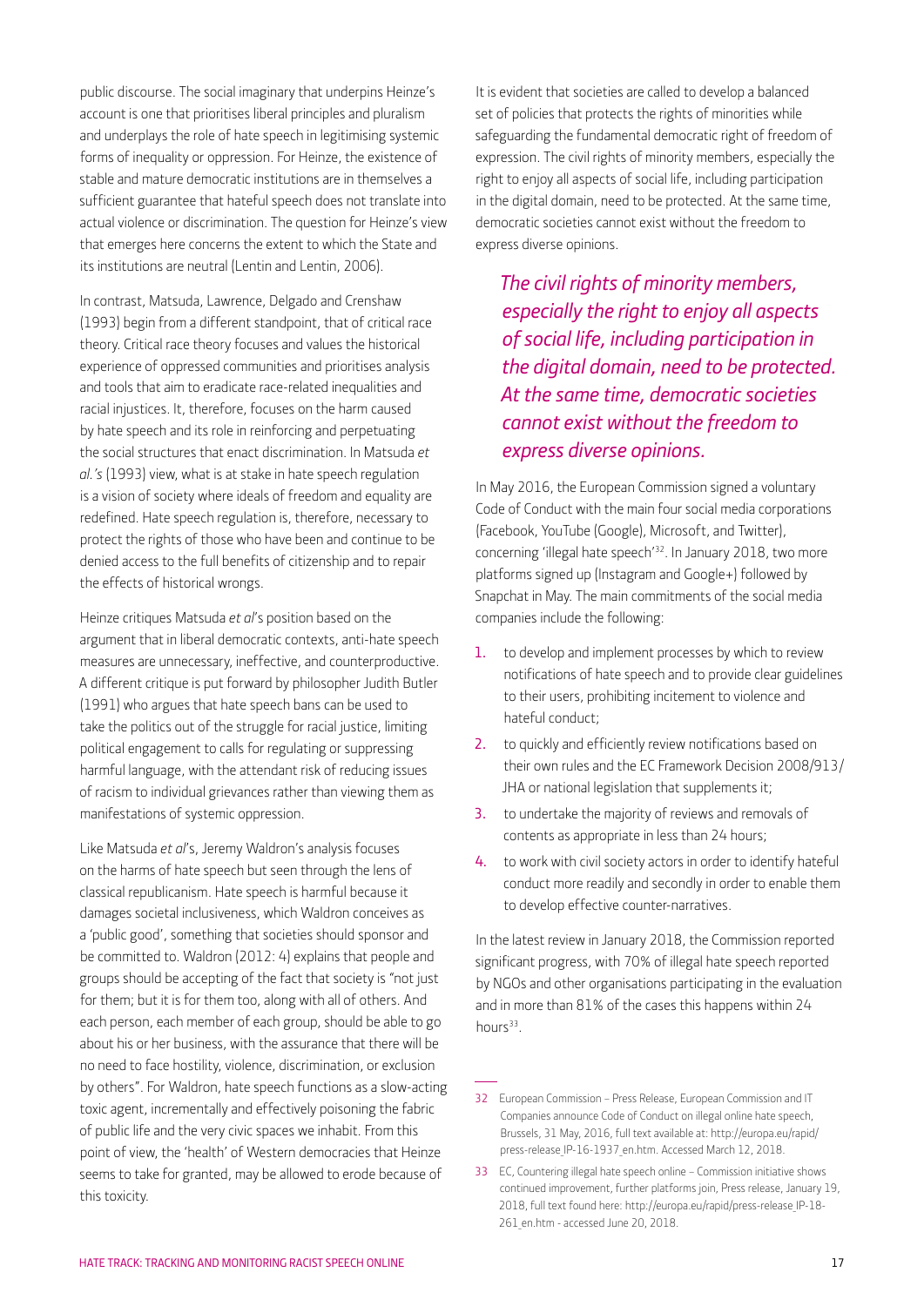public discourse. The social imaginary that underpins Heinze's account is one that prioritises liberal principles and pluralism and underplays the role of hate speech in legitimising systemic forms of inequality or oppression. For Heinze, the existence of stable and mature democratic institutions are in themselves a sufficient guarantee that hateful speech does not translate into actual violence or discrimination. The question for Heinze's view that emerges here concerns the extent to which the State and its institutions are neutral (Lentin and Lentin, 2006).

In contrast, Matsuda, Lawrence, Delgado and Crenshaw (1993) begin from a different standpoint, that of critical race theory. Critical race theory focuses and values the historical experience of oppressed communities and prioritises analysis and tools that aim to eradicate race-related inequalities and racial injustices. It, therefore, focuses on the harm caused by hate speech and its role in reinforcing and perpetuating the social structures that enact discrimination. In Matsuda *et al.'s* (1993) view, what is at stake in hate speech regulation is a vision of society where ideals of freedom and equality are redefined. Hate speech regulation is, therefore, necessary to protect the rights of those who have been and continue to be denied access to the full benefits of citizenship and to repair the effects of historical wrongs.

Heinze critiques Matsuda *et al*'s position based on the argument that in liberal democratic contexts, anti-hate speech measures are unnecessary, ineffective, and counterproductive. A different critique is put forward by philosopher Judith Butler (1991) who argues that hate speech bans can be used to take the politics out of the struggle for racial justice, limiting political engagement to calls for regulating or suppressing harmful language, with the attendant risk of reducing issues of racism to individual grievances rather than viewing them as manifestations of systemic oppression.

Like Matsuda *et al*'s, Jeremy Waldron's analysis focuses on the harms of hate speech but seen through the lens of classical republicanism. Hate speech is harmful because it damages societal inclusiveness, which Waldron conceives as a 'public good', something that societies should sponsor and be committed to. Waldron (2012: 4) explains that people and groups should be accepting of the fact that society is "not just for them; but it is for them too, along with all of others. And each person, each member of each group, should be able to go about his or her business, with the assurance that there will be no need to face hostility, violence, discrimination, or exclusion by others". For Waldron, hate speech functions as a slow-acting toxic agent, incrementally and effectively poisoning the fabric of public life and the very civic spaces we inhabit. From this point of view, the 'health' of Western democracies that Heinze seems to take for granted, may be allowed to erode because of this toxicity.

It is evident that societies are called to develop a balanced set of policies that protects the rights of minorities while safeguarding the fundamental democratic right of freedom of expression. The civil rights of minority members, especially the right to enjoy all aspects of social life, including participation in the digital domain, need to be protected. At the same time, democratic societies cannot exist without the freedom to express diverse opinions.

> *The civil rights of minority members, especially the right to enjoy all aspects of social life, including participation in the digital domain, need to be protected. At the same time, democratic societies cannot exist without the freedom to express diverse opinions.*

In May 2016, the European Commission signed a voluntary Code of Conduct with the main four social media corporations (Facebook, YouTube (Google), Microsoft, and Twitter), concerning 'illegal hate speech'[32]. In January 2018, two more platforms signed up (Instagram and Google+) followed by Snapchat in May. The main commitments of the social media companies include the following:

1. to develop and implement processes by which to review notifications of hate speech and to provide clear guidelines to their users, prohibiting incitement to violence and hateful conduct;
2. to quickly and efficiently review notifications based on their own rules and the EC Framework Decision 2008/913/JHA or national legislation that supplements it;
3. to undertake the majority of reviews and removals of contents as appropriate in less than 24 hours;
4. to work with civil society actors in order to identify hateful conduct more readily and secondly in order to enable them to develop effective counter-narratives.

In the latest review in January 2018, the Commission reported significant progress, with 70% of illegal hate speech reported by NGOs and other organisations participating in the evaluation and in more than 81% of the cases this happens within 24 hours[33].

---

32 European Commission – Press Release, European Commission and IT Companies announce Code of Conduct on illegal online hate speech, Brussels, 31 May, 2016, full text available at: http://europa.eu/rapid/press-release_IP-16-1937_en.htm. Accessed March 12, 2018.

33 EC, Countering illegal hate speech online – Commission initiative shows continued improvement, further platforms join, Press release, January 19, 2018, full text found here: http://europa.eu/rapid/press-release_IP-18-261_en.htm - accessed June 20, 2018.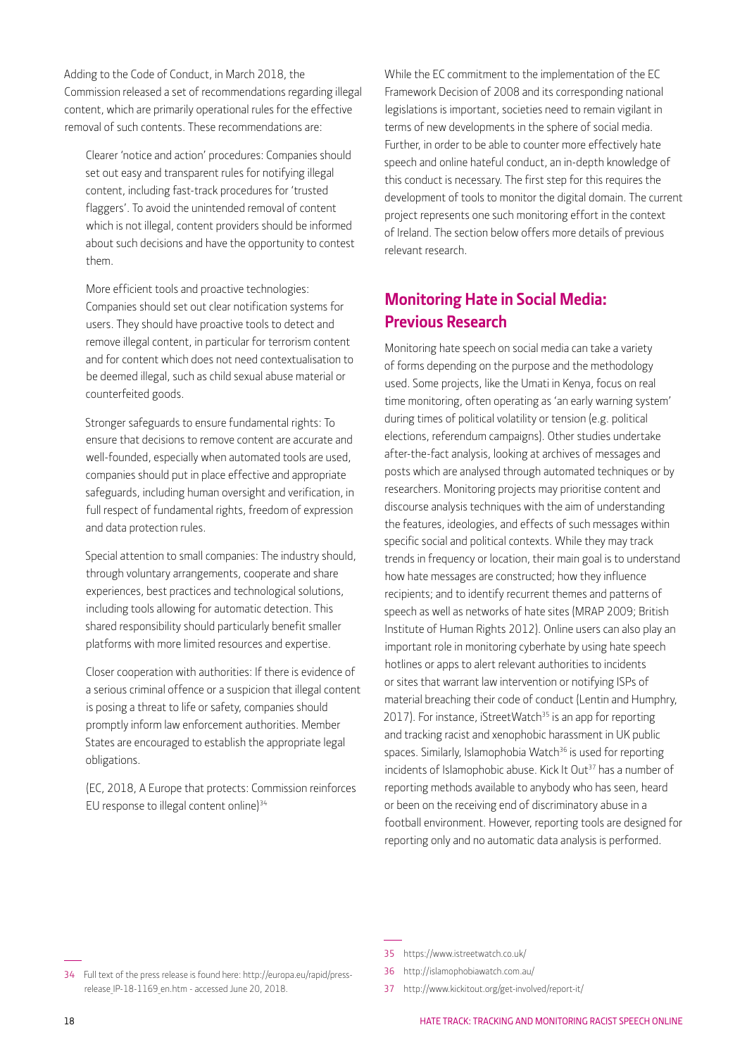Adding to the Code of Conduct, in March 2018, the Commission released a set of recommendations regarding illegal content, which are primarily operational rules for the effective removal of such contents. These recommendations are:

> Clearer 'notice and action' procedures: Companies should set out easy and transparent rules for notifying illegal content, including fast-track procedures for 'trusted flaggers'. To avoid the unintended removal of content which is not illegal, content providers should be informed about such decisions and have the opportunity to contest them.
>
> More efficient tools and proactive technologies: Companies should set out clear notification systems for users. They should have proactive tools to detect and remove illegal content, in particular for terrorism content and for content which does not need contextualisation to be deemed illegal, such as child sexual abuse material or counterfeited goods.
>
> Stronger safeguards to ensure fundamental rights: To ensure that decisions to remove content are accurate and well-founded, especially when automated tools are used, companies should put in place effective and appropriate safeguards, including human oversight and verification, in full respect of fundamental rights, freedom of expression and data protection rules.
>
> Special attention to small companies: The industry should, through voluntary arrangements, cooperate and share experiences, best practices and technological solutions, including tools allowing for automatic detection. This shared responsibility should particularly benefit smaller platforms with more limited resources and expertise.
>
> Closer cooperation with authorities: If there is evidence of a serious criminal offence or a suspicion that illegal content is posing a threat to life or safety, companies should promptly inform law enforcement authorities. Member States are encouraged to establish the appropriate legal obligations.
>
> (EC, 2018, A Europe that protects: Commission reinforces EU response to illegal content online)[34]

While the EC commitment to the implementation of the EC Framework Decision of 2008 and its corresponding national legislations is important, societies need to remain vigilant in terms of new developments in the sphere of social media. Further, in order to be able to counter more effectively hate speech and online hateful conduct, an in-depth knowledge of this conduct is necessary. The first step for this requires the development of tools to monitor the digital domain. The current project represents one such monitoring effort in the context of Ireland. The section below offers more details of previous relevant research.

## Monitoring Hate in Social Media: Previous Research

Monitoring hate speech on social media can take a variety of forms depending on the purpose and the methodology used. Some projects, like the Umati in Kenya, focus on real time monitoring, often operating as 'an early warning system' during times of political volatility or tension (e.g. political elections, referendum campaigns). Other studies undertake after-the-fact analysis, looking at archives of messages and posts which are analysed through automated techniques or by researchers. Monitoring projects may prioritise content and discourse analysis techniques with the aim of understanding the features, ideologies, and effects of such messages within specific social and political contexts. While they may track trends in frequency or location, their main goal is to understand how hate messages are constructed; how they influence recipients; and to identify recurrent themes and patterns of speech as well as networks of hate sites (MRAP 2009; British Institute of Human Rights 2012). Online users can also play an important role in monitoring cyberhate by using hate speech hotlines or apps to alert relevant authorities to incidents or sites that warrant law intervention or notifying ISPs of material breaching their code of conduct (Lentin and Humphry, 2017). For instance, iStreetWatch[35] is an app for reporting and tracking racist and xenophobic harassment in UK public spaces. Similarly, Islamophobia Watch[36] is used for reporting incidents of Islamophobic abuse. Kick It Out[37] has a number of reporting methods available to anybody who has seen, heard or been on the receiving end of discriminatory abuse in a football environment. However, reporting tools are designed for reporting only and no automatic data analysis is performed.

---

34 Full text of the press release is found here: http://europa.eu/rapid/press-release_IP-18-1169_en.htm - accessed June 20, 2018.

35 https://www.istreetwatch.co.uk/

36 http://islamophobiawatch.com.au/

37 http://www.kickitout.org/get-involved/report-it/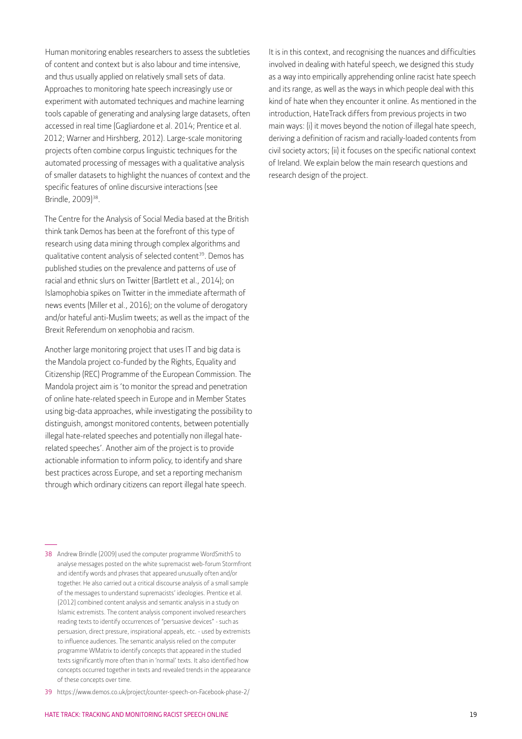Human monitoring enables researchers to assess the subtleties of content and context but is also labour and time intensive, and thus usually applied on relatively small sets of data. Approaches to monitoring hate speech increasingly use or experiment with automated techniques and machine learning tools capable of generating and analysing large datasets, often accessed in real time (Gagliardone et al. 2014; Prentice et al. 2012; Warner and Hirshberg, 2012). Large-scale monitoring projects often combine corpus linguistic techniques for the automated processing of messages with a qualitative analysis of smaller datasets to highlight the nuances of context and the specific features of online discursive interactions (see Brindle, 2009)[38].

The Centre for the Analysis of Social Media based at the British think tank Demos has been at the forefront of this type of research using data mining through complex algorithms and qualitative content analysis of selected content[39]. Demos has published studies on the prevalence and patterns of use of racial and ethnic slurs on Twitter (Bartlett et al., 2014); on Islamophobia spikes on Twitter in the immediate aftermath of news events (Miller et al., 2016); on the volume of derogatory and/or hateful anti-Muslim tweets; as well as the impact of the Brexit Referendum on xenophobia and racism.

Another large monitoring project that uses IT and big data is the Mandola project co-funded by the Rights, Equality and Citizenship (REC) Programme of the European Commission. The Mandola project aim is 'to monitor the spread and penetration of online hate-related speech in Europe and in Member States using big-data approaches, while investigating the possibility to distinguish, amongst monitored contents, between potentially illegal hate-related speeches and potentially non illegal hate-related speeches'. Another aim of the project is to provide actionable information to inform policy, to identify and share best practices across Europe, and set a reporting mechanism through which ordinary citizens can report illegal hate speech.

It is in this context, and recognising the nuances and difficulties involved in dealing with hateful speech, we designed this study as a way into empirically apprehending online racist hate speech and its range, as well as the ways in which people deal with this kind of hate when they encounter it online. As mentioned in the introduction, HateTrack differs from previous projects in two main ways: (i) it moves beyond the notion of illegal hate speech, deriving a definition of racism and racially-loaded contents from civil society actors; (ii) it focuses on the specific national context of Ireland. We explain below the main research questions and research design of the project.

---

38 Andrew Brindle (2009) used the computer programme WordSmith5 to analyse messages posted on the white supremacist web-forum Stormfront and identify words and phrases that appeared unusually often and/or together. He also carried out a critical discourse analysis of a small sample of the messages to understand supremacists' ideologies. Prentice et al. (2012) combined content analysis and semantic analysis in a study on Islamic extremists. The content analysis component involved researchers reading texts to identify occurrences of "persuasive devices" - such as persuasion, direct pressure, inspirational appeals, etc. - used by extremists to influence audiences. The semantic analysis relied on the computer programme WMatrix to identify concepts that appeared in the studied texts significantly more often than in 'normal' texts. It also identified how concepts occurred together in texts and revealed trends in the appearance of these concepts over time.

39 https://www.demos.co.uk/project/counter-speech-on-Facebook-phase-2/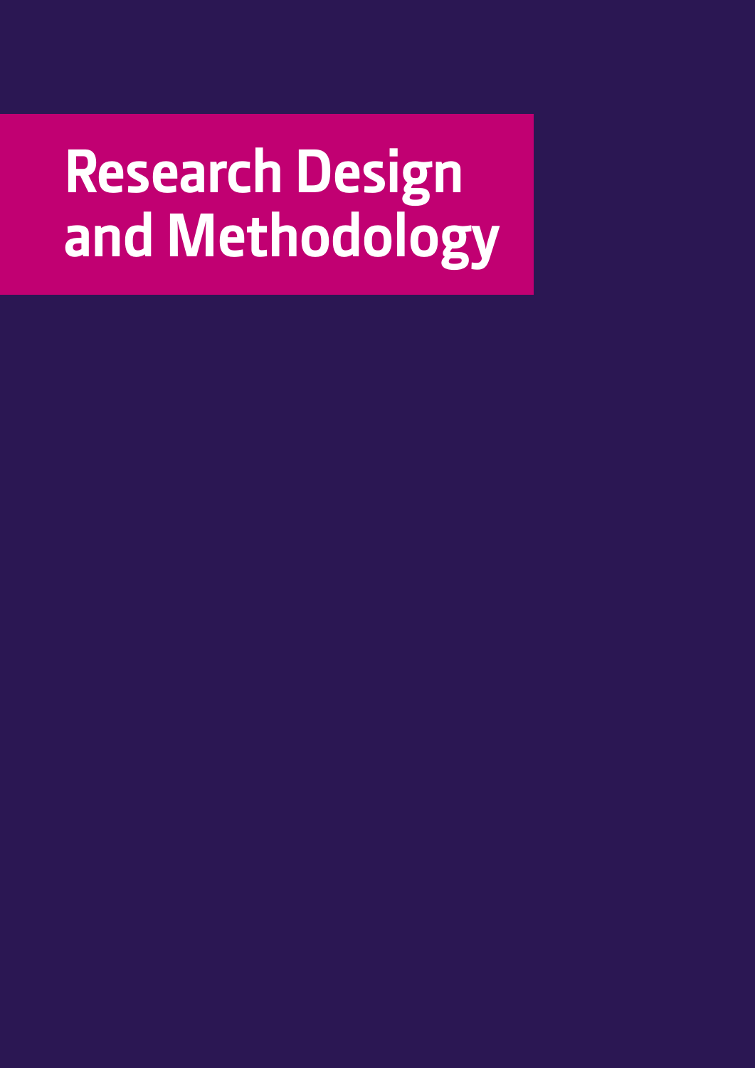# Research Design and Methodology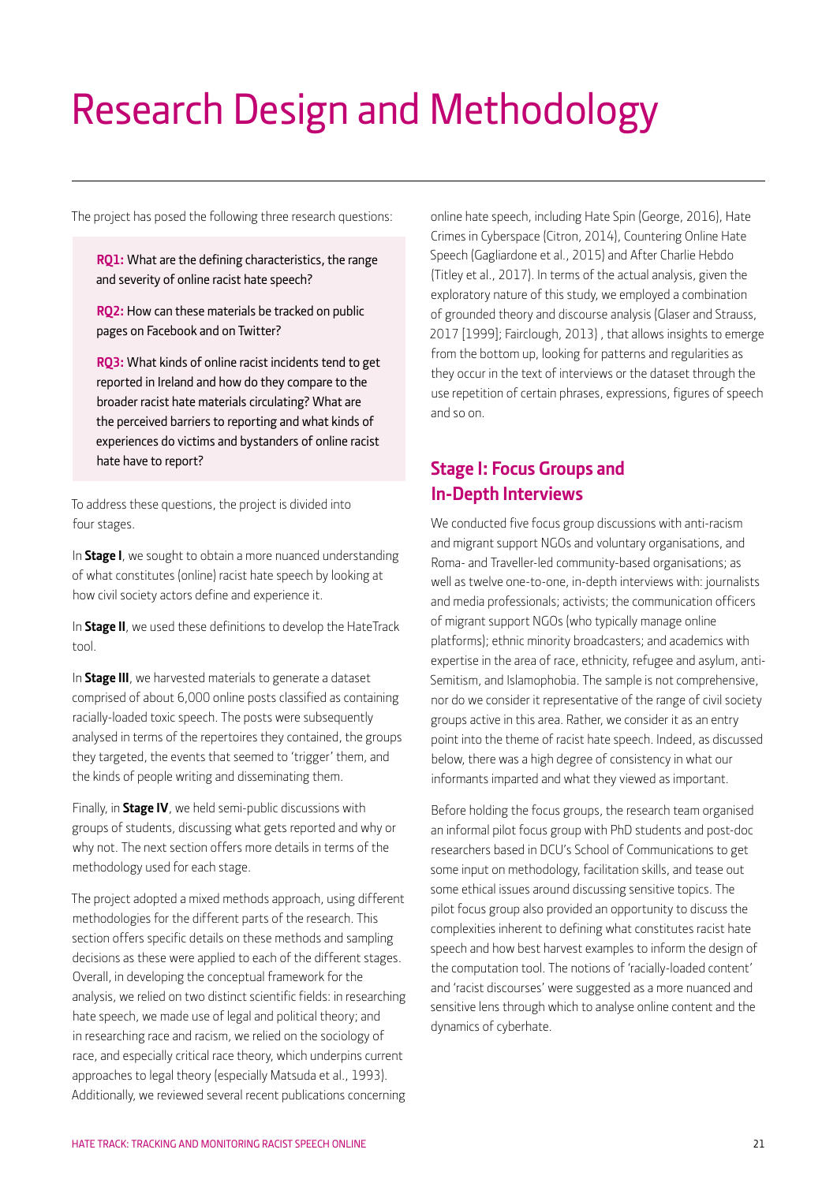# Research Design and Methodology

The project has posed the following three research questions:

**RQ1:** What are the defining characteristics, the range and severity of online racist hate speech?

**RQ2:** How can these materials be tracked on public pages on Facebook and on Twitter?

**RQ3:** What kinds of online racist incidents tend to get reported in Ireland and how do they compare to the broader racist hate materials circulating? What are the perceived barriers to reporting and what kinds of experiences do victims and bystanders of online racist hate have to report?

To address these questions, the project is divided into four stages.

In **Stage I**, we sought to obtain a more nuanced understanding of what constitutes (online) racist hate speech by looking at how civil society actors define and experience it.

In **Stage II**, we used these definitions to develop the HateTrack tool.

In **Stage III**, we harvested materials to generate a dataset comprised of about 6,000 online posts classified as containing racially-loaded toxic speech. The posts were subsequently analysed in terms of the repertoires they contained, the groups they targeted, the events that seemed to 'trigger' them, and the kinds of people writing and disseminating them.

Finally, in **Stage IV**, we held semi-public discussions with groups of students, discussing what gets reported and why or why not. The next section offers more details in terms of the methodology used for each stage.

The project adopted a mixed methods approach, using different methodologies for the different parts of the research. This section offers specific details on these methods and sampling decisions as these were applied to each of the different stages. Overall, in developing the conceptual framework for the analysis, we relied on two distinct scientific fields: in researching hate speech, we made use of legal and political theory; and in researching race and racism, we relied on the sociology of race, and especially critical race theory, which underpins current approaches to legal theory (especially Matsuda et al., 1993). Additionally, we reviewed several recent publications concerning online hate speech, including Hate Spin (George, 2016), Hate Crimes in Cyberspace (Citron, 2014), Countering Online Hate Speech (Gagliardone et al., 2015) and After Charlie Hebdo (Titley et al., 2017). In terms of the actual analysis, given the exploratory nature of this study, we employed a combination of grounded theory and discourse analysis (Glaser and Strauss, 2017 [1999]; Fairclough, 2013) , that allows insights to emerge from the bottom up, looking for patterns and regularities as they occur in the text of interviews or the dataset through the use repetition of certain phrases, expressions, figures of speech and so on.

## Stage I: Focus Groups and In-Depth Interviews

We conducted five focus group discussions with anti-racism and migrant support NGOs and voluntary organisations, and Roma- and Traveller-led community-based organisations; as well as twelve one-to-one, in-depth interviews with: journalists and media professionals; activists; the communication officers of migrant support NGOs (who typically manage online platforms); ethnic minority broadcasters; and academics with expertise in the area of race, ethnicity, refugee and asylum, anti-Semitism, and Islamophobia. The sample is not comprehensive, nor do we consider it representative of the range of civil society groups active in this area. Rather, we consider it as an entry point into the theme of racist hate speech. Indeed, as discussed below, there was a high degree of consistency in what our informants imparted and what they viewed as important.

Before holding the focus groups, the research team organised an informal pilot focus group with PhD students and post-doc researchers based in DCU's School of Communications to get some input on methodology, facilitation skills, and tease out some ethical issues around discussing sensitive topics. The pilot focus group also provided an opportunity to discuss the complexities inherent to defining what constitutes racist hate speech and how best harvest examples to inform the design of the computation tool. The notions of 'racially-loaded content' and 'racist discourses' were suggested as a more nuanced and sensitive lens through which to analyse online content and the dynamics of cyberhate.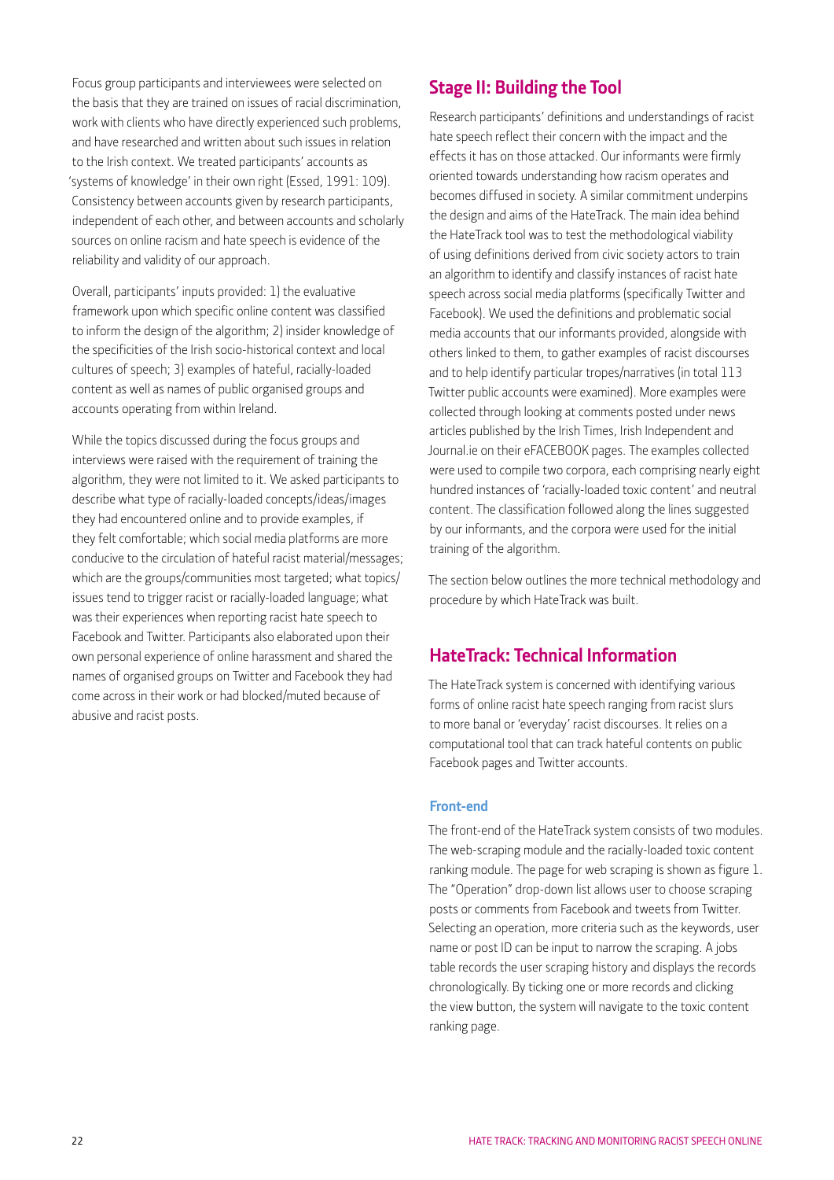Focus group participants and interviewees were selected on the basis that they are trained on issues of racial discrimination, work with clients who have directly experienced such problems, and have researched and written about such issues in relation to the Irish context. We treated participants' accounts as 'systems of knowledge' in their own right (Essed, 1991: 109). Consistency between accounts given by research participants, independent of each other, and between accounts and scholarly sources on online racism and hate speech is evidence of the reliability and validity of our approach.

Overall, participants' inputs provided: 1) the evaluative framework upon which specific online content was classified to inform the design of the algorithm; 2) insider knowledge of the specificities of the Irish socio-historical context and local cultures of speech; 3) examples of hateful, racially-loaded content as well as names of public organised groups and accounts operating from within Ireland.

While the topics discussed during the focus groups and interviews were raised with the requirement of training the algorithm, they were not limited to it. We asked participants to describe what type of racially-loaded concepts/ideas/images they had encountered online and to provide examples, if they felt comfortable; which social media platforms are more conducive to the circulation of hateful racist material/messages; which are the groups/communities most targeted; what topics/issues tend to trigger racist or racially-loaded language; what was their experiences when reporting racist hate speech to Facebook and Twitter. Participants also elaborated upon their own personal experience of online harassment and shared the names of organised groups on Twitter and Facebook they had come across in their work or had blocked/muted because of abusive and racist posts.

## Stage II: Building the Tool

Research participants' definitions and understandings of racist hate speech reflect their concern with the impact and the effects it has on those attacked. Our informants were firmly oriented towards understanding how racism operates and becomes diffused in society. A similar commitment underpins the design and aims of the HateTrack. The main idea behind the HateTrack tool was to test the methodological viability of using definitions derived from civic society actors to train an algorithm to identify and classify instances of racist hate speech across social media platforms (specifically Twitter and Facebook). We used the definitions and problematic social media accounts that our informants provided, alongside with others linked to them, to gather examples of racist discourses and to help identify particular tropes/narratives (in total 113 Twitter public accounts were examined). More examples were collected through looking at comments posted under news articles published by the Irish Times, Irish Independent and Journal.ie on their eFACEBOOK pages. The examples collected were used to compile two corpora, each comprising nearly eight hundred instances of 'racially-loaded toxic content' and neutral content. The classification followed along the lines suggested by our informants, and the corpora were used for the initial training of the algorithm.

The section below outlines the more technical methodology and procedure by which HateTrack was built.

## HateTrack: Technical Information

The HateTrack system is concerned with identifying various forms of online racist hate speech ranging from racist slurs to more banal or 'everyday' racist discourses. It relies on a computational tool that can track hateful contents on public Facebook pages and Twitter accounts.

### Front-end

The front-end of the HateTrack system consists of two modules. The web-scraping module and the racially-loaded toxic content ranking module. The page for web scraping is shown as figure 1. The "Operation" drop-down list allows user to choose scraping posts or comments from Facebook and tweets from Twitter. Selecting an operation, more criteria such as the keywords, user name or post ID can be input to narrow the scraping. A jobs table records the user scraping history and displays the records chronologically. By ticking one or more records and clicking the view button, the system will navigate to the toxic content ranking page.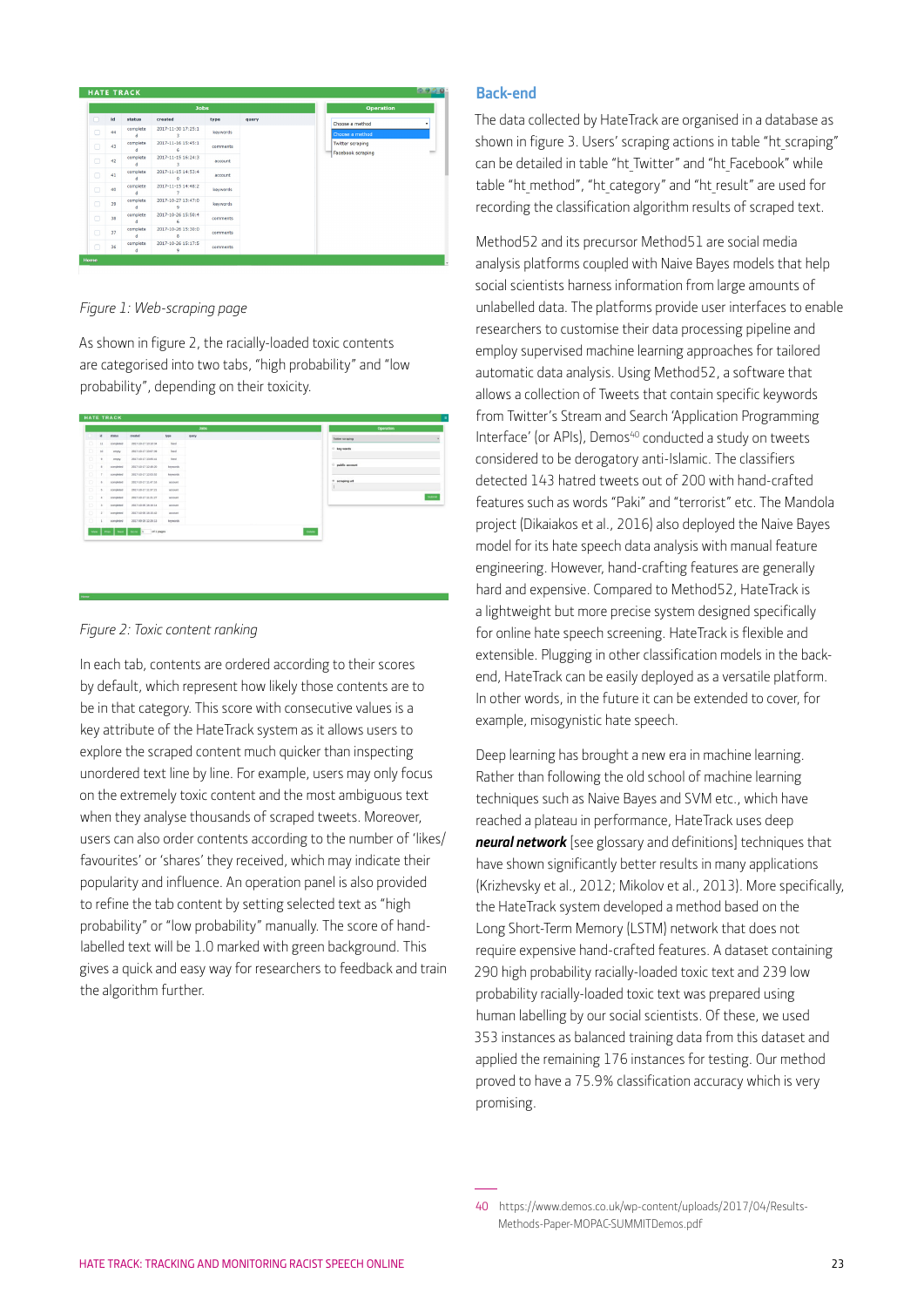Figure 1: Web-scraping page

As shown in figure 2, the racially-loaded toxic contents are categorised into two tabs, "high probability" and "low probability", depending on their toxicity.

*Figure 2: Toxic content ranking*

In each tab, contents are ordered according to their scores by default, which represent how likely those contents are to be in that category. This score with consecutive values is a key attribute of the HateTrack system as it allows users to explore the scraped content much quicker than inspecting unordered text line by line. For example, users may only focus on the extremely toxic content and the most ambiguous text when they analyse thousands of scraped tweets. Moreover, users can also order contents according to the number of 'likes/ favourites' or 'shares' they received, which may indicate their popularity and influence. An operation panel is also provided to refine the tab content by setting selected text as "high probability" or "low probability" manually. The score of hand-labelled text will be 1.0 marked with green background. This gives a quick and easy way for researchers to feedback and train the algorithm further.

## Back-end

The data collected by HateTrack are organised in a database as shown in figure 3. Users' scraping actions in table "ht_scraping" can be detailed in table "ht_Twitter" and "ht_Facebook" while table "ht_method", "ht_category" and "ht_result" are used for recording the classification algorithm results of scraped text.

Method52 and its precursor Method51 are social media analysis platforms coupled with Naive Bayes models that help social scientists harness information from large amounts of unlabelled data. The platforms provide user interfaces to enable researchers to customise their data processing pipeline and employ supervised machine learning approaches for tailored automatic data analysis. Using Method52, a software that allows a collection of Tweets that contain specific keywords from Twitter's Stream and Search 'Application Programming Interface' (or APIs), Demos[40] conducted a study on tweets considered to be derogatory anti-Islamic. The classifiers detected 143 hatred tweets out of 200 with hand-crafted features such as words "Paki" and "terrorist" etc. The Mandola project (Dikaiakos et al., 2016) also deployed the Naive Bayes model for its hate speech data analysis with manual feature engineering. However, hand-crafting features are generally hard and expensive. Compared to Method52, HateTrack is a lightweight but more precise system designed specifically for online hate speech screening. HateTrack is flexible and extensible. Plugging in other classification models in the back-end, HateTrack can be easily deployed as a versatile platform. In other words, in the future it can be extended to cover, for example, misogynistic hate speech.

Deep learning has brought a new era in machine learning. Rather than following the old school of machine learning techniques such as Naive Bayes and SVM etc., which have reached a plateau in performance, HateTrack uses deep ***neural network*** [see glossary and definitions] techniques that have shown significantly better results in many applications (Krizhevsky et al., 2012; Mikolov et al., 2013). More specifically, the HateTrack system developed a method based on the Long Short-Term Memory (LSTM) network that does not require expensive hand-crafted features. A dataset containing 290 high probability racially-loaded toxic text and 239 low probability racially-loaded toxic text was prepared using human labelling by our social scientists. Of these, we used 353 instances as balanced training data from this dataset and applied the remaining 176 instances for testing. Our method proved to have a 75.9% classification accuracy which is very promising.

---

40 https://www.demos.co.uk/wp-content/uploads/2017/04/Results-Methods-Paper-MOPAC-SUMMITDemos.pdf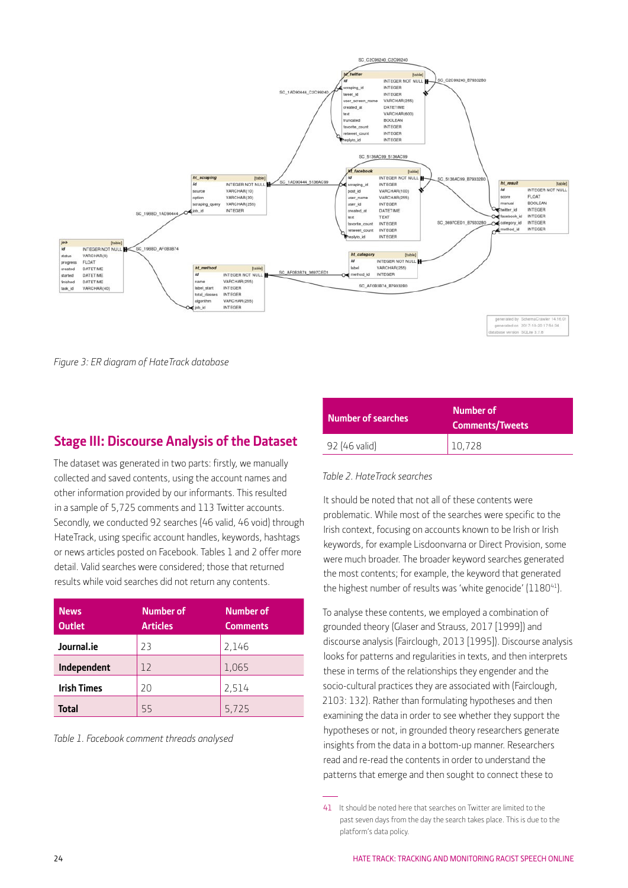Figure 3: ER diagram of HateTrack database

## Stage III: Discourse Analysis of the Dataset

The dataset was generated in two parts: firstly, we manually collected and saved contents, using the account names and other information provided by our informants. This resulted in a sample of 5,725 comments and 113 Twitter accounts. Secondly, we conducted 92 searches (46 valid, 46 void) through HateTrack, using specific account handles, keywords, hashtags or news articles posted on Facebook. Tables 1 and 2 offer more detail. Valid searches were considered; those that returned results while void searches did not return any contents.

| News Outlet | Number of Articles | Number of Comments |
|---|---|---|
| **Journal.ie** | 23 | 2,146 |
| **Independent** | 12 | 1,065 |
| **Irish Times** | 20 | 2,514 |
| **Total** | 55 | 5,725 |

*Table 1. Facebook comment threads analysed*

| Number of searches | Number of Comments/Tweets |
|---|---|
| 92 (46 valid) | 10,728 |

*Table 2. HateTrack searches*

It should be noted that not all of these contents were problematic. While most of the searches were specific to the Irish context, focusing on accounts known to be Irish or Irish keywords, for example Lisdoonvarna or Direct Provision, some were much broader. The broader keyword searches generated the most contents; for example, the keyword that generated the highest number of results was 'white genocide' (1180[41]).

To analyse these contents, we employed a combination of grounded theory (Glaser and Strauss, 2017 [1999]) and discourse analysis (Fairclough, 2013 [1995]). Discourse analysis looks for patterns and regularities in texts, and then interprets these in terms of the relationships they engender and the socio-cultural practices they are associated with (Fairclough, 2103: 132). Rather than formulating hypotheses and then examining the data in order to see whether they support the hypotheses or not, in grounded theory researchers generate insights from the data in a bottom-up manner. Researchers read and re-read the contents in order to understand the patterns that emerge and then sought to connect these to

41 It should be noted here that searches on Twitter are limited to the past seven days from the day the search takes place. This is due to the platform's data policy.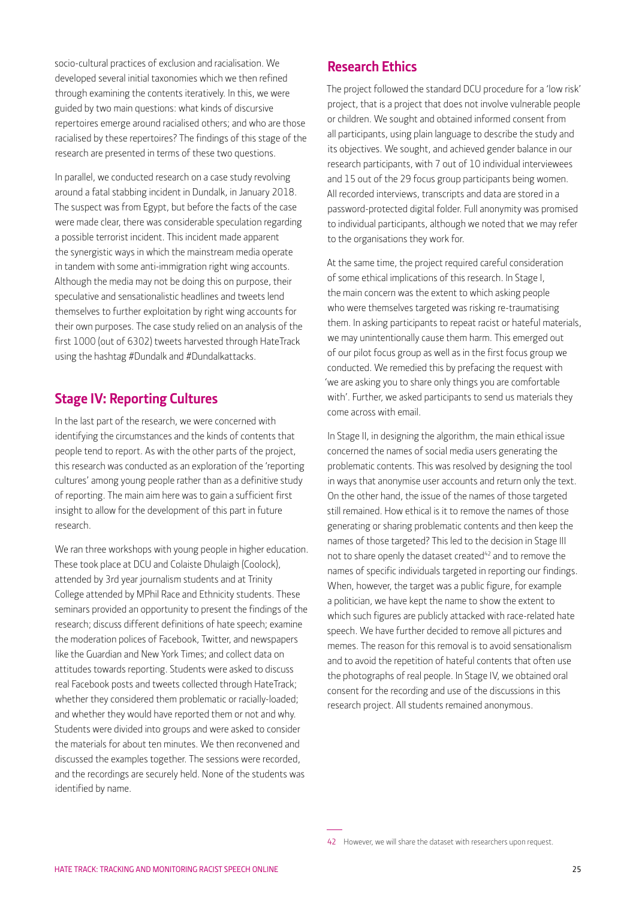socio-cultural practices of exclusion and racialisation. We developed several initial taxonomies which we then refined through examining the contents iteratively. In this, we were guided by two main questions: what kinds of discursive repertoires emerge around racialised others; and who are those racialised by these repertoires? The findings of this stage of the research are presented in terms of these two questions.

In parallel, we conducted research on a case study revolving around a fatal stabbing incident in Dundalk, in January 2018. The suspect was from Egypt, but before the facts of the case were made clear, there was considerable speculation regarding a possible terrorist incident. This incident made apparent the synergistic ways in which the mainstream media operate in tandem with some anti-immigration right wing accounts. Although the media may not be doing this on purpose, their speculative and sensationalistic headlines and tweets lend themselves to further exploitation by right wing accounts for their own purposes. The case study relied on an analysis of the first 1000 (out of 6302) tweets harvested through HateTrack using the hashtag #Dundalk and #Dundalkattacks.

## Stage IV: Reporting Cultures

In the last part of the research, we were concerned with identifying the circumstances and the kinds of contents that people tend to report. As with the other parts of the project, this research was conducted as an exploration of the 'reporting cultures' among young people rather than as a definitive study of reporting. The main aim here was to gain a sufficient first insight to allow for the development of this part in future research.

We ran three workshops with young people in higher education. These took place at DCU and Colaiste Dhulaigh (Coolock), attended by 3rd year journalism students and at Trinity College attended by MPhil Race and Ethnicity students. These seminars provided an opportunity to present the findings of the research; discuss different definitions of hate speech; examine the moderation polices of Facebook, Twitter, and newspapers like the Guardian and New York Times; and collect data on attitudes towards reporting. Students were asked to discuss real Facebook posts and tweets collected through HateTrack; whether they considered them problematic or racially-loaded; and whether they would have reported them or not and why. Students were divided into groups and were asked to consider the materials for about ten minutes. We then reconvened and discussed the examples together. The sessions were recorded, and the recordings are securely held. None of the students was identified by name.

## Research Ethics

The project followed the standard DCU procedure for a 'low risk' project, that is a project that does not involve vulnerable people or children. We sought and obtained informed consent from all participants, using plain language to describe the study and its objectives. We sought, and achieved gender balance in our research participants, with 7 out of 10 individual interviewees and 15 out of the 29 focus group participants being women. All recorded interviews, transcripts and data are stored in a password-protected digital folder. Full anonymity was promised to individual participants, although we noted that we may refer to the organisations they work for.

At the same time, the project required careful consideration of some ethical implications of this research. In Stage I, the main concern was the extent to which asking people who were themselves targeted was risking re-traumatising them. In asking participants to repeat racist or hateful materials, we may unintentionally cause them harm. This emerged out of our pilot focus group as well as in the first focus group we conducted. We remedied this by prefacing the request with 'we are asking you to share only things you are comfortable with'. Further, we asked participants to send us materials they come across with email.

In Stage II, in designing the algorithm, the main ethical issue concerned the names of social media users generating the problematic contents. This was resolved by designing the tool in ways that anonymise user accounts and return only the text. On the other hand, the issue of the names of those targeted still remained. How ethical is it to remove the names of those generating or sharing problematic contents and then keep the names of those targeted? This led to the decision in Stage III not to share openly the dataset created[42] and to remove the names of specific individuals targeted in reporting our findings. When, however, the target was a public figure, for example a politician, we have kept the name to show the extent to which such figures are publicly attacked with race-related hate speech. We have further decided to remove all pictures and memes. The reason for this removal is to avoid sensationalism and to avoid the repetition of hateful contents that often use the photographs of real people. In Stage IV, we obtained oral consent for the recording and use of the discussions in this research project. All students remained anonymous.

---

42 However, we will share the dataset with researchers upon request.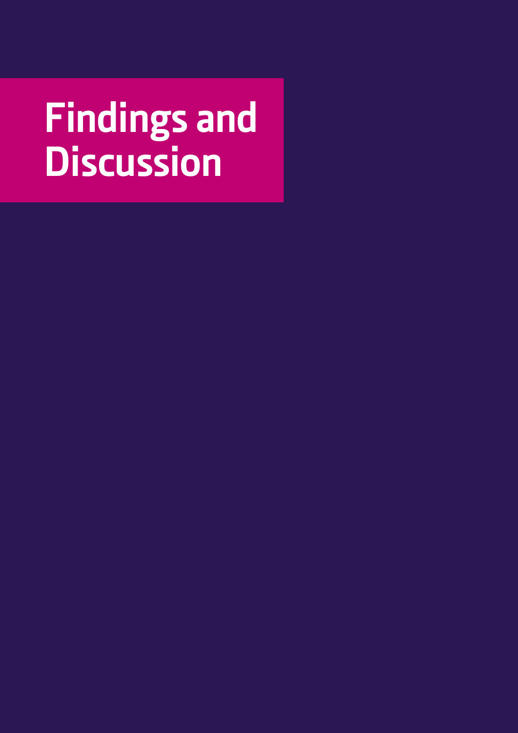# Findings and Discussion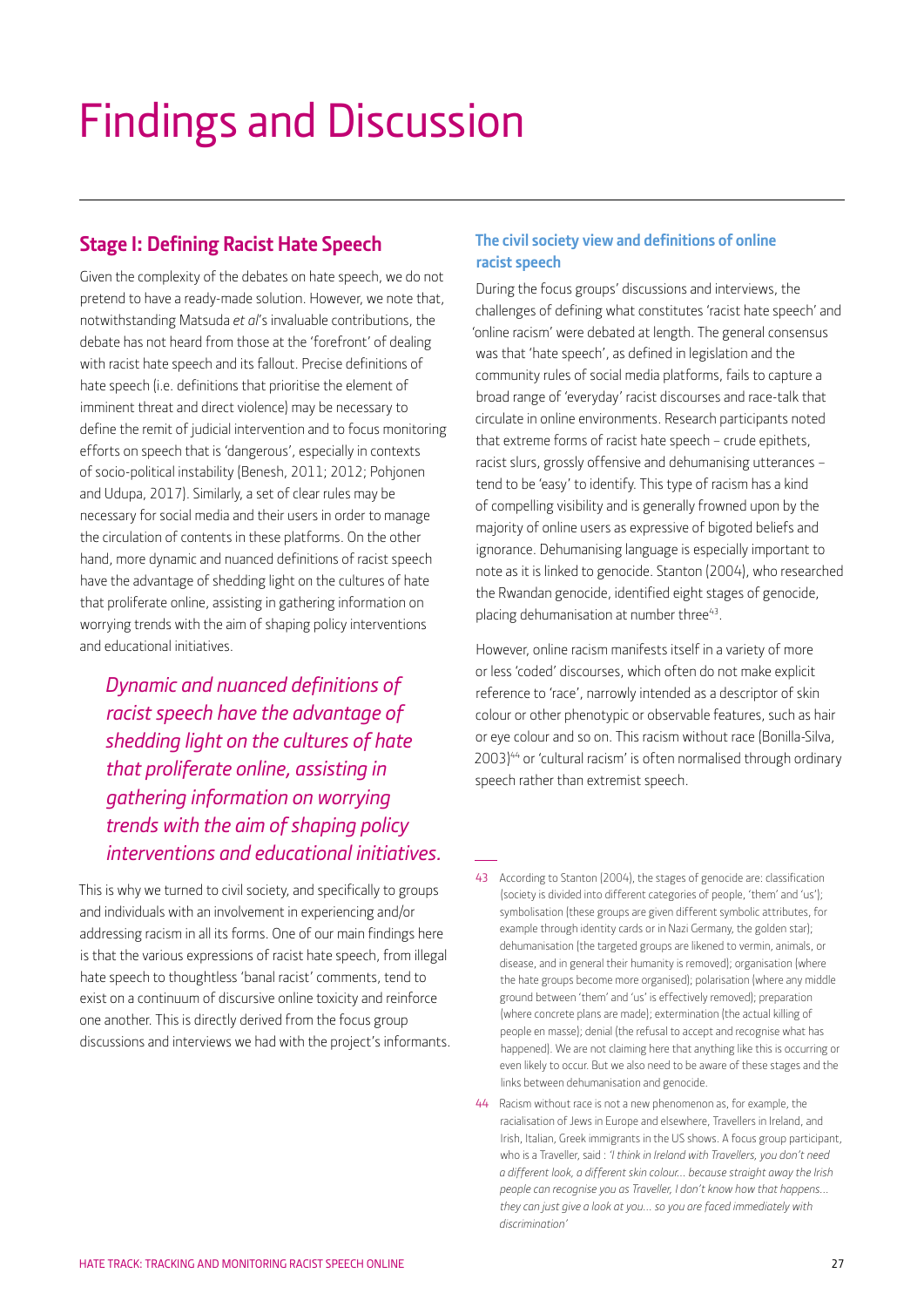# Findings and Discussion

## Stage I: Defining Racist Hate Speech

Given the complexity of the debates on hate speech, we do not pretend to have a ready-made solution. However, we note that, notwithstanding Matsuda *et al*'s invaluable contributions, the debate has not heard from those at the 'forefront' of dealing with racist hate speech and its fallout. Precise definitions of hate speech (i.e. definitions that prioritise the element of imminent threat and direct violence) may be necessary to define the remit of judicial intervention and to focus monitoring efforts on speech that is 'dangerous', especially in contexts of socio-political instability (Benesh, 2011; 2012; Pohjonen and Udupa, 2017). Similarly, a set of clear rules may be necessary for social media and their users in order to manage the circulation of contents in these platforms. On the other hand, more dynamic and nuanced definitions of racist speech have the advantage of shedding light on the cultures of hate that proliferate online, assisting in gathering information on worrying trends with the aim of shaping policy interventions and educational initiatives.

> *Dynamic and nuanced definitions of racist speech have the advantage of shedding light on the cultures of hate that proliferate online, assisting in gathering information on worrying trends with the aim of shaping policy interventions and educational initiatives.*

This is why we turned to civil society, and specifically to groups and individuals with an involvement in experiencing and/or addressing racism in all its forms. One of our main findings here is that the various expressions of racist hate speech, from illegal hate speech to thoughtless 'banal racist' comments, tend to exist on a continuum of discursive online toxicity and reinforce one another. This is directly derived from the focus group discussions and interviews we had with the project's informants.

### The civil society view and definitions of online racist speech

During the focus groups' discussions and interviews, the challenges of defining what constitutes 'racist hate speech' and 'online racism' were debated at length. The general consensus was that 'hate speech', as defined in legislation and the community rules of social media platforms, fails to capture a broad range of 'everyday' racist discourses and race-talk that circulate in online environments. Research participants noted that extreme forms of racist hate speech – crude epithets, racist slurs, grossly offensive and dehumanising utterances – tend to be 'easy' to identify. This type of racism has a kind of compelling visibility and is generally frowned upon by the majority of online users as expressive of bigoted beliefs and ignorance. Dehumanising language is especially important to note as it is linked to genocide. Stanton (2004), who researched the Rwandan genocide, identified eight stages of genocide, placing dehumanisation at number three[43].

However, online racism manifests itself in a variety of more or less 'coded' discourses, which often do not make explicit reference to 'race', narrowly intended as a descriptor of skin colour or other phenotypic or observable features, such as hair or eye colour and so on. This racism without race (Bonilla-Silva, 2003)[44] or 'cultural racism' is often normalised through ordinary speech rather than extremist speech.

---

43 According to Stanton (2004), the stages of genocide are: classification (society is divided into different categories of people, 'them' and 'us'); symbolisation (these groups are given different symbolic attributes, for example through identity cards or in Nazi Germany, the golden star); dehumanisation (the targeted groups are likened to vermin, animals, or disease, and in general their humanity is removed); organisation (where the hate groups become more organised); polarisation (where any middle ground between 'them' and 'us' is effectively removed); preparation (where concrete plans are made); extermination (the actual killing of people en masse); denial (the refusal to accept and recognise what has happened). We are not claiming here that anything like this is occurring or even likely to occur. But we also need to be aware of these stages and the links between dehumanisation and genocide.

44 Racism without race is not a new phenomenon as, for example, the racialisation of Jews in Europe and elsewhere, Travellers in Ireland, and Irish, Italian, Greek immigrants in the US shows. A focus group participant, who is a Traveller, said : *'I think in Ireland with Travellers, you don't need a different look, a different skin colour… because straight away the Irish people can recognise you as Traveller, I don't know how that happens… they can just give a look at you… so you are faced immediately with discrimination'*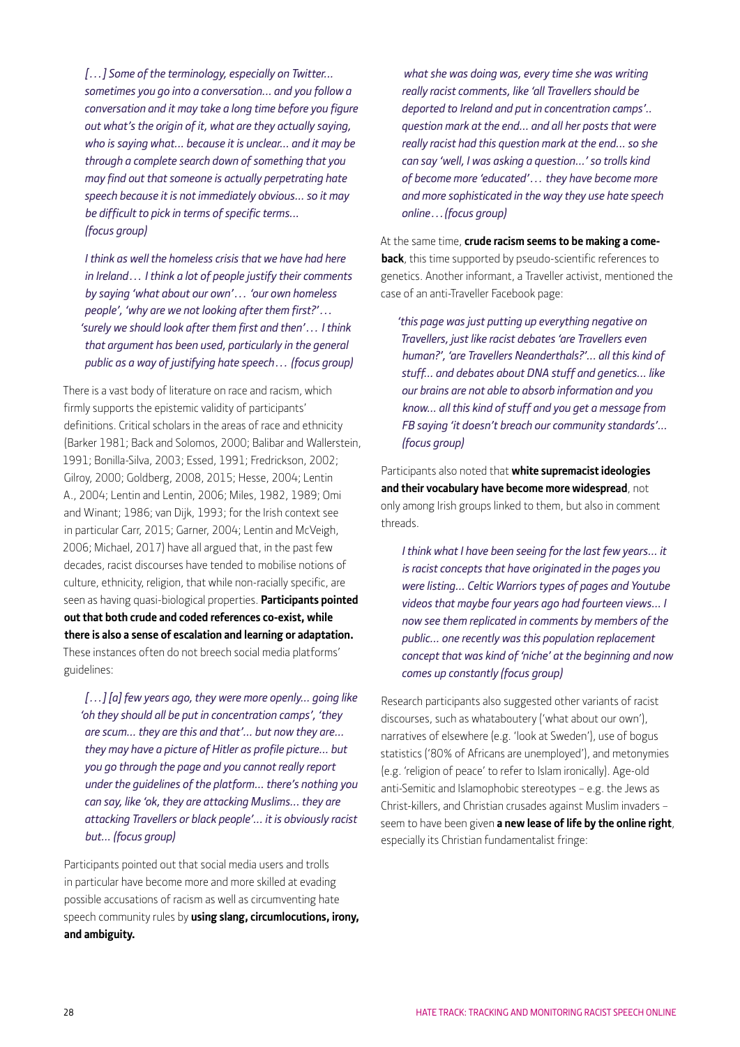*[…] Some of the terminology, especially on Twitter... sometimes you go into a conversation... and you follow a conversation and it may take a long time before you figure out what's the origin of it, what are they actually saying, who is saying what... because it is unclear... and it may be through a complete search down of something that you may find out that someone is actually perpetrating hate speech because it is not immediately obvious... so it may be difficult to pick in terms of specific terms... (focus group)*

*I think as well the homeless crisis that we have had here in Ireland… I think a lot of people justify their comments by saying 'what about our own'… 'our own homeless people', 'why are we not looking after them first?'… 'surely we should look after them first and then'… I think that argument has been used, particularly in the general public as a way of justifying hate speech… (focus group)*

There is a vast body of literature on race and racism, which firmly supports the epistemic validity of participants' definitions. Critical scholars in the areas of race and ethnicity (Barker 1981; Back and Solomos, 2000; Balibar and Wallerstein, 1991; Bonilla-Silva, 2003; Essed, 1991; Fredrickson, 2002; Gilroy, 2000; Goldberg, 2008, 2015; Hesse, 2004; Lentin A., 2004; Lentin and Lentin, 2006; Miles, 1982, 1989; Omi and Winant; 1986; van Dijk, 1993; for the Irish context see in particular Carr, 2015; Garner, 2004; Lentin and McVeigh, 2006; Michael, 2017) have all argued that, in the past few decades, racist discourses have tended to mobilise notions of culture, ethnicity, religion, that while non-racially specific, are seen as having quasi-biological properties. **Participants pointed out that both crude and coded references co-exist, while there is also a sense of escalation and learning or adaptation.** These instances often do not breech social media platforms' guidelines:

*[…] [a] few years ago, they were more openly... going like 'oh they should all be put in concentration camps', 'they are scum... they are this and that'... but now they are... they may have a picture of Hitler as profile picture... but you go through the page and you cannot really report under the guidelines of the platform... there's nothing you can say, like 'ok, they are attacking Muslims... they are attacking Travellers or black people'... it is obviously racist but... (focus group)*

Participants pointed out that social media users and trolls in particular have become more and more skilled at evading possible accusations of racism as well as circumventing hate speech community rules by **using slang, circumlocutions, irony, and ambiguity.**

*what she was doing was, every time she was writing really racist comments, like 'all Travellers should be deported to Ireland and put in concentration camps'.. question mark at the end... and all her posts that were really racist had this question mark at the end... so she can say 'well, I was asking a question...' so trolls kind of become more 'educated'… they have become more and more sophisticated in the way they use hate speech online… (focus group)*

At the same time, **crude racism seems to be making a come-back**, this time supported by pseudo-scientific references to genetics. Another informant, a Traveller activist, mentioned the case of an anti-Traveller Facebook page:

*'this page was just putting up everything negative on Travellers, just like racist debates 'are Travellers even human?', 'are Travellers Neanderthals?'... all this kind of stuff... and debates about DNA stuff and genetics... like our brains are not able to absorb information and you know... all this kind of stuff and you get a message from FB saying 'it doesn't breach our community standards'... (focus group)*

Participants also noted that **white supremacist ideologies and their vocabulary have become more widespread**, not only among Irish groups linked to them, but also in comment threads.

*I think what I have been seeing for the last few years... it is racist concepts that have originated in the pages you were listing... Celtic Warriors types of pages and Youtube videos that maybe four years ago had fourteen views... I now see them replicated in comments by members of the public... one recently was this population replacement concept that was kind of 'niche' at the beginning and now comes up constantly (focus group)*

Research participants also suggested other variants of racist discourses, such as whataboutery ('what about our own'), narratives of elsewhere (e.g. 'look at Sweden'), use of bogus statistics ('80% of Africans are unemployed'), and metonymies (e.g. 'religion of peace' to refer to Islam ironically). Age-old anti-Semitic and Islamophobic stereotypes – e.g. the Jews as Christ-killers, and Christian crusades against Muslim invaders – seem to have been given **a new lease of life by the online right**, especially its Christian fundamentalist fringe: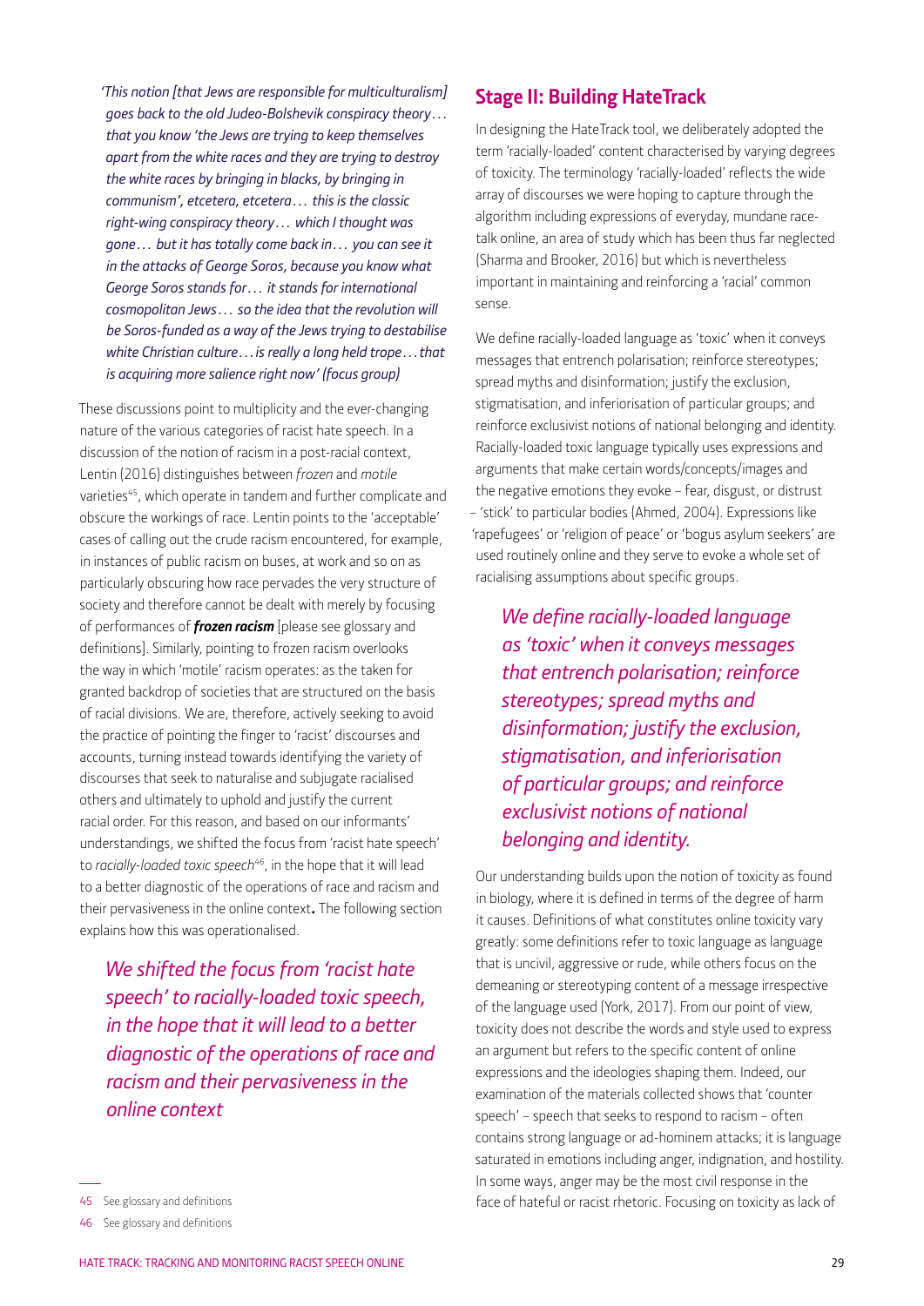*'This notion [that Jews are responsible for multiculturalism] goes back to the old Judeo-Bolshevik conspiracy theory… that you know 'the Jews are trying to keep themselves apart from the white races and they are trying to destroy the white races by bringing in blacks, by bringing in communism', etcetera, etcetera… this is the classic right-wing conspiracy theory… which I thought was gone… but it has totally come back in… you can see it in the attacks of George Soros, because you know what George Soros stands for… it stands for international cosmopolitan Jews… so the idea that the revolution will be Soros-funded as a way of the Jews trying to destabilise white Christian culture…is really a long held trope…that is acquiring more salience right now' (focus group)*

These discussions point to multiplicity and the ever-changing nature of the various categories of racist hate speech. In a discussion of the notion of racism in a post-racial context, Lentin (2016) distinguishes between *frozen* and *motile* varieties[45], which operate in tandem and further complicate and obscure the workings of race. Lentin points to the 'acceptable' cases of calling out the crude racism encountered, for example, in instances of public racism on buses, at work and so on as particularly obscuring how race pervades the very structure of society and therefore cannot be dealt with merely by focusing of performances of ***frozen racism*** [please see glossary and definitions]. Similarly, pointing to frozen racism overlooks the way in which 'motile' racism operates: as the taken for granted backdrop of societies that are structured on the basis of racial divisions. We are, therefore, actively seeking to avoid the practice of pointing the finger to 'racist' discourses and accounts, turning instead towards identifying the variety of discourses that seek to naturalise and subjugate racialised others and ultimately to uphold and justify the current racial order. For this reason, and based on our informants' understandings, we shifted the focus from 'racist hate speech' to *racially-loaded toxic speech*[46], in the hope that it will lead to a better diagnostic of the operations of race and racism and their pervasiveness in the online context**.** The following section explains how this was operationalised.

> *We shifted the focus from 'racist hate speech' to racially-loaded toxic speech, in the hope that it will lead to a better diagnostic of the operations of race and racism and their pervasiveness in the online context*

## Stage II: Building HateTrack

In designing the HateTrack tool, we deliberately adopted the term 'racially-loaded' content characterised by varying degrees of toxicity. The terminology 'racially-loaded' reflects the wide array of discourses we were hoping to capture through the algorithm including expressions of everyday, mundane race-talk online, an area of study which has been thus far neglected (Sharma and Brooker, 2016) but which is nevertheless important in maintaining and reinforcing a 'racial' common sense.

We define racially-loaded language as 'toxic' when it conveys messages that entrench polarisation; reinforce stereotypes; spread myths and disinformation; justify the exclusion, stigmatisation, and inferiorisation of particular groups; and reinforce exclusivist notions of national belonging and identity. Racially-loaded toxic language typically uses expressions and arguments that make certain words/concepts/images and the negative emotions they evoke – fear, disgust, or distrust – 'stick' to particular bodies (Ahmed, 2004). Expressions like 'rapefugees' or 'religion of peace' or 'bogus asylum seekers' are used routinely online and they serve to evoke a whole set of racialising assumptions about specific groups.

> *We define racially-loaded language as 'toxic' when it conveys messages that entrench polarisation; reinforce stereotypes; spread myths and disinformation; justify the exclusion, stigmatisation, and inferiorisation of particular groups; and reinforce exclusivist notions of national belonging and identity.*

Our understanding builds upon the notion of toxicity as found in biology, where it is defined in terms of the degree of harm it causes. Definitions of what constitutes online toxicity vary greatly: some definitions refer to toxic language as language that is uncivil, aggressive or rude, while others focus on the demeaning or stereotyping content of a message irrespective of the language used (York, 2017). From our point of view, toxicity does not describe the words and style used to express an argument but refers to the specific content of online expressions and the ideologies shaping them. Indeed, our examination of the materials collected shows that 'counter speech' – speech that seeks to respond to racism – often contains strong language or ad-hominem attacks; it is language saturated in emotions including anger, indignation, and hostility. In some ways, anger may be the most civil response in the face of hateful or racist rhetoric. Focusing on toxicity as lack of

---

45 See glossary and definitions

46 See glossary and definitions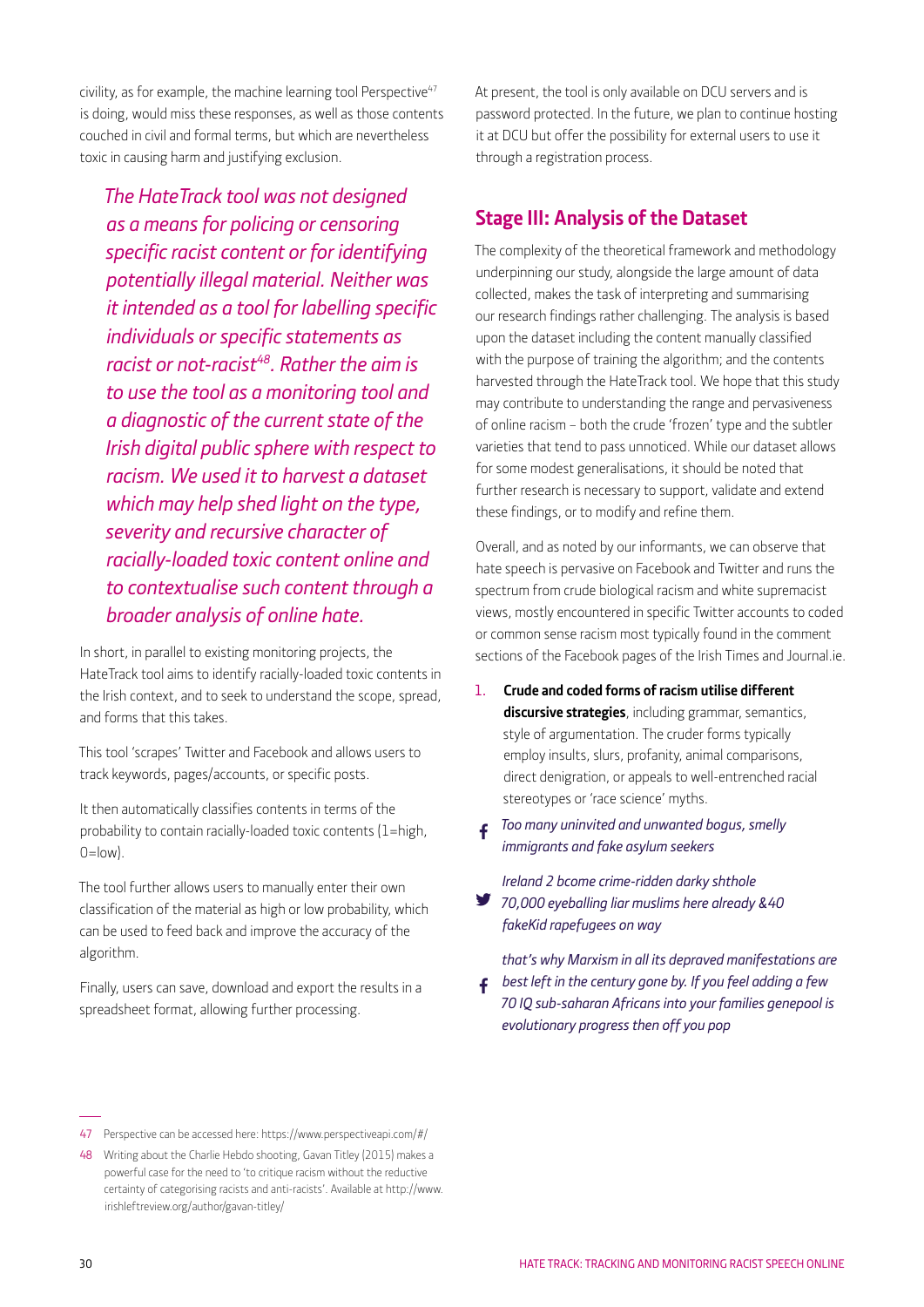civility, as for example, the machine learning tool Perspective[47] is doing, would miss these responses, as well as those contents couched in civil and formal terms, but which are nevertheless toxic in causing harm and justifying exclusion.

*The HateTrack tool was not designed as a means for policing or censoring specific racist content or for identifying potentially illegal material. Neither was it intended as a tool for labelling specific individuals or specific statements as racist or not-racist[48]. Rather the aim is to use the tool as a monitoring tool and a diagnostic of the current state of the Irish digital public sphere with respect to racism. We used it to harvest a dataset which may help shed light on the type, severity and recursive character of racially-loaded toxic content online and to contextualise such content through a broader analysis of online hate.*

In short, in parallel to existing monitoring projects, the HateTrack tool aims to identify racially-loaded toxic contents in the Irish context, and to seek to understand the scope, spread, and forms that this takes.

This tool 'scrapes' Twitter and Facebook and allows users to track keywords, pages/accounts, or specific posts.

It then automatically classifies contents in terms of the probability to contain racially-loaded toxic contents (1=high, 0=low).

The tool further allows users to manually enter their own classification of the material as high or low probability, which can be used to feed back and improve the accuracy of the algorithm.

Finally, users can save, download and export the results in a spreadsheet format, allowing further processing.

At present, the tool is only available on DCU servers and is password protected. In the future, we plan to continue hosting it at DCU but offer the possibility for external users to use it through a registration process.

## Stage III: Analysis of the Dataset

The complexity of the theoretical framework and methodology underpinning our study, alongside the large amount of data collected, makes the task of interpreting and summarising our research findings rather challenging. The analysis is based upon the dataset including the content manually classified with the purpose of training the algorithm; and the contents harvested through the HateTrack tool. We hope that this study may contribute to understanding the range and pervasiveness of online racism – both the crude 'frozen' type and the subtler varieties that tend to pass unnoticed. While our dataset allows for some modest generalisations, it should be noted that further research is necessary to support, validate and extend these findings, or to modify and refine them.

Overall, and as noted by our informants, we can observe that hate speech is pervasive on Facebook and Twitter and runs the spectrum from crude biological racism and white supremacist views, mostly encountered in specific Twitter accounts to coded or common sense racism most typically found in the comment sections of the Facebook pages of the Irish Times and Journal.ie.

1. **Crude and coded forms of racism utilise different discursive strategies**, including grammar, semantics, style of argumentation. The cruder forms typically employ insults, slurs, profanity, animal comparisons, direct denigration, or appeals to well-entrenched racial stereotypes or 'race science' myths.

*Too many uninvited and unwanted bogus, smelly immigrants and fake asylum seekers*

*Ireland 2 bcome crime-ridden darky shthole 70,000 eyeballing liar muslims here already &40 fakeKid rapefugees on way*

*that's why Marxism in all its depraved manifestations are best left in the century gone by. If you feel adding a few 70 IQ sub-saharan Africans into your families genepool is evolutionary progress then off you pop*

---

47 Perspective can be accessed here: https://www.perspectiveapi.com/#/

48 Writing about the Charlie Hebdo shooting, Gavan Titley (2015) makes a powerful case for the need to 'to critique racism without the reductive certainty of categorising racists and anti-racists'. Available at http://www.irishleftreview.org/author/gavan-titley/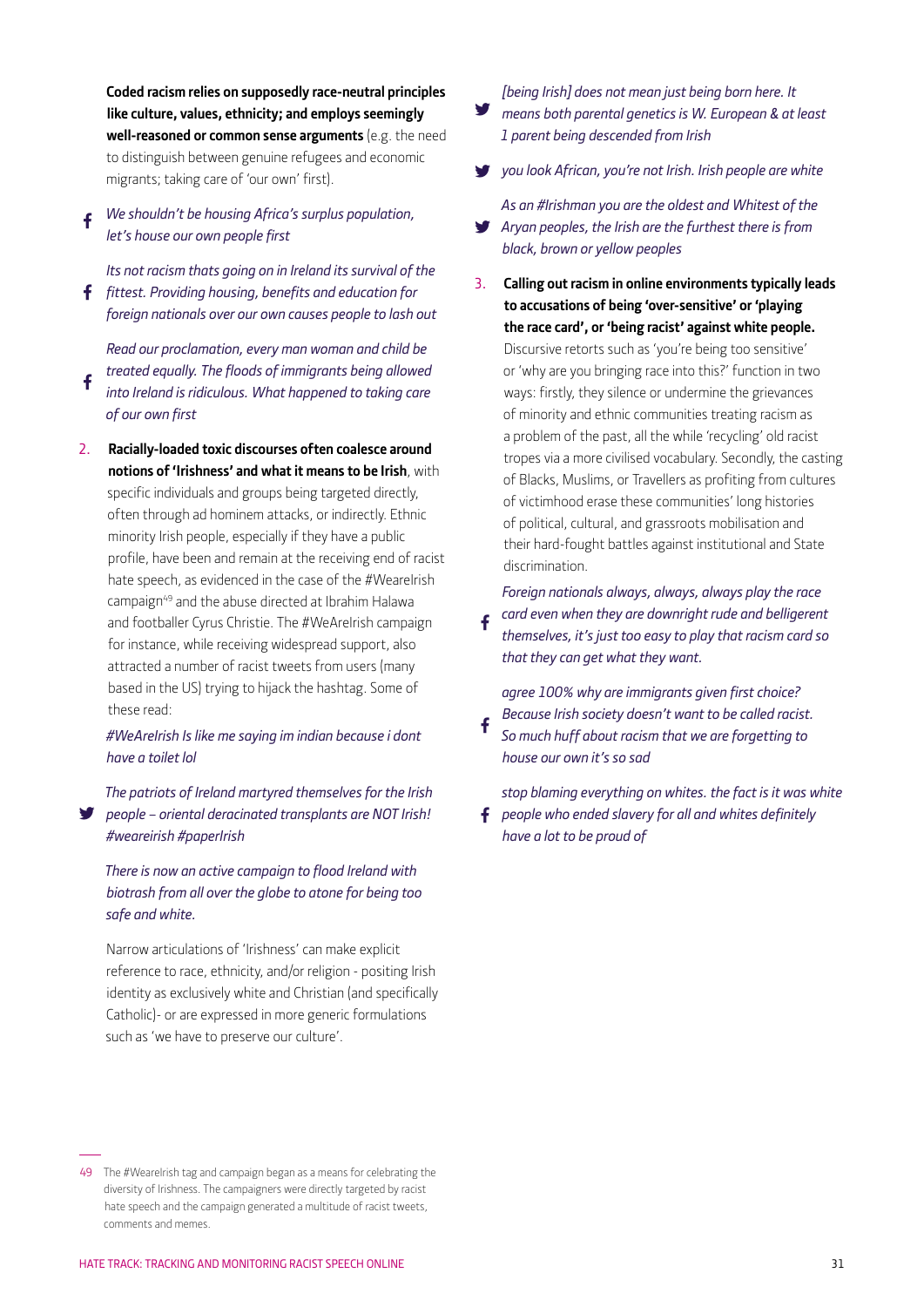**Coded racism relies on supposedly race-neutral principles like culture, values, ethnicity; and employs seemingly well-reasoned or common sense arguments** (e.g. the need to distinguish between genuine refugees and economic migrants; taking care of 'our own' first).

*We shouldn't be housing Africa's surplus population, let's house our own people first*

*Its not racism thats going on in Ireland its survival of the fittest. Providing housing, benefits and education for foreign nationals over our own causes people to lash out*

*Read our proclamation, every man woman and child be treated equally. The floods of immigrants being allowed into Ireland is ridiculous. What happened to taking care of our own first*

2. **Racially-loaded toxic discourses often coalesce around notions of 'Irishness' and what it means to be Irish**, with specific individuals and groups being targeted directly, often through ad hominem attacks, or indirectly. Ethnic minority Irish people, especially if they have a public profile, have been and remain at the receiving end of racist hate speech, as evidenced in the case of the #WeareIrish campaign[49] and the abuse directed at Ibrahim Halawa and footballer Cyrus Christie. The #WeAreIrish campaign for instance, while receiving widespread support, also attracted a number of racist tweets from users (many based in the US) trying to hijack the hashtag. Some of these read:

   *#WeAreIrish Is like me saying im indian because i dont have a toilet lol*

   *The patriots of Ireland martyred themselves for the Irish people – oriental deracinated transplants are NOT Irish! #weareirish #paperIrish*

   *There is now an active campaign to flood Ireland with biotrash from all over the globe to atone for being too safe and white.*

   Narrow articulations of 'Irishness' can make explicit reference to race, ethnicity, and/or religion - positing Irish identity as exclusively white and Christian (and specifically Catholic)- or are expressed in more generic formulations such as 'we have to preserve our culture'.

   *[being Irish] does not mean just being born here. It means both parental genetics is W. European & at least 1 parent being descended from Irish*

   *you look African, you're not Irish. Irish people are white*

   *As an #Irishman you are the oldest and Whitest of the Aryan peoples, the Irish are the furthest there is from black, brown or yellow peoples*

3. **Calling out racism in online environments typically leads to accusations of being 'over-sensitive' or 'playing the race card', or 'being racist' against white people.** Discursive retorts such as 'you're being too sensitive' or 'why are you bringing race into this?' function in two ways: firstly, they silence or undermine the grievances of minority and ethnic communities treating racism as a problem of the past, all the while 'recycling' old racist tropes via a more civilised vocabulary. Secondly, the casting of Blacks, Muslims, or Travellers as profiting from cultures of victimhood erase these communities' long histories of political, cultural, and grassroots mobilisation and their hard-fought battles against institutional and State discrimination.

   *Foreign nationals always, always, always play the race card even when they are downright rude and belligerent themselves, it's just too easy to play that racism card so that they can get what they want.*

   *agree 100% why are immigrants given first choice? Because Irish society doesn't want to be called racist. So much huff about racism that we are forgetting to house our own it's so sad*

   *stop blaming everything on whites. the fact is it was white people who ended slavery for all and whites definitely have a lot to be proud of*

---

49 The #WeareIrish tag and campaign began as a means for celebrating the diversity of Irishness. The campaigners were directly targeted by racist hate speech and the campaign generated a multitude of racist tweets, comments and memes.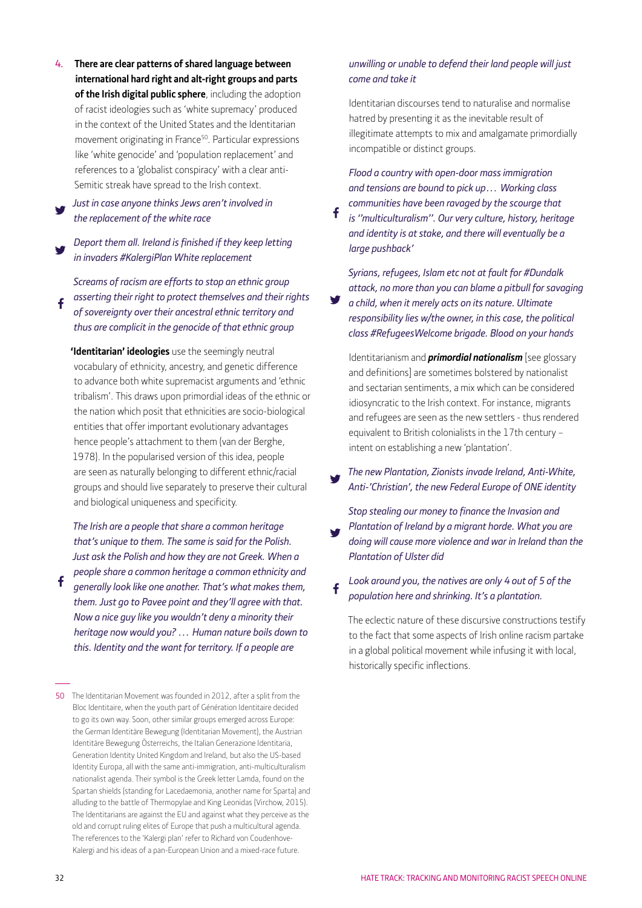4. **There are clear patterns of shared language between international hard right and alt-right groups and parts of the Irish digital public sphere**, including the adoption of racist ideologies such as 'white supremacy' produced in the context of the United States and the Identitarian movement originating in France[50]. Particular expressions like 'white genocide' and 'population replacement' and references to a 'globalist conspiracy' with a clear anti-Semitic streak have spread to the Irish context.

*Just in case anyone thinks Jews aren't involved in the replacement of the white race*

*Deport them all. Ireland is finished if they keep letting in invaders #KalergiPlan White replacement*

*Screams of racism are efforts to stop an ethnic group asserting their right to protect themselves and their rights of sovereignty over their ancestral ethnic territory and thus are complicit in the genocide of that ethnic group*

**'Identitarian' ideologies** use the seemingly neutral vocabulary of ethnicity, ancestry, and genetic difference to advance both white supremacist arguments and 'ethnic tribalism'. This draws upon primordial ideas of the ethnic or the nation which posit that ethnicities are socio-biological entities that offer important evolutionary advantages hence people's attachment to them (van der Berghe, 1978). In the popularised version of this idea, people are seen as naturally belonging to different ethnic/racial groups and should live separately to preserve their cultural and biological uniqueness and specificity.

*The Irish are a people that share a common heritage that's unique to them. The same is said for the Polish. Just ask the Polish and how they are not Greek. When a people share a common heritage a common ethnicity and generally look like one another. That's what makes them, them. Just go to Pavee point and they'll agree with that. Now a nice guy like you wouldn't deny a minority their heritage now would you? … Human nature boils down to this. Identity and the want for territory. If a people are unwilling or unable to defend their land people will just come and take it*

Identitarian discourses tend to naturalise and normalise hatred by presenting it as the inevitable result of illegitimate attempts to mix and amalgamate primordially incompatible or distinct groups.

*Flood a country with open-door mass immigration and tensions are bound to pick up… Working class communities have been ravaged by the scourge that is ''multiculturalism''. Our very culture, history, heritage and identity is at stake, and there will eventually be a large pushback'*

*Syrians, refugees, Islam etc not at fault for #Dundalk attack, no more than you can blame a pitbull for savaging a child, when it merely acts on its nature. Ultimate responsibility lies w/the owner, in this case, the political class #RefugeesWelcome brigade. Blood on your hands*

Identitarianism and ***primordial nationalism*** [see glossary and definitions] are sometimes bolstered by nationalist and sectarian sentiments, a mix which can be considered idiosyncratic to the Irish context. For instance, migrants and refugees are seen as the new settlers - thus rendered equivalent to British colonialists in the 17th century – intent on establishing a new 'plantation'.

*The new Plantation, Zionists invade Ireland, Anti-White, Anti-'Christian', the new Federal Europe of ONE identity*

*Stop stealing our money to finance the Invasion and Plantation of Ireland by a migrant horde. What you are doing will cause more violence and war in Ireland than the Plantation of Ulster did*

*Look around you, the natives are only 4 out of 5 of the population here and shrinking. It's a plantation.*

The eclectic nature of these discursive constructions testify to the fact that some aspects of Irish online racism partake in a global political movement while infusing it with local, historically specific inflections.

---

[50] The Identitarian Movement was founded in 2012, after a split from the Bloc Identitaire, when the youth part of Génération Identitaire decided to go its own way. Soon, other similar groups emerged across Europe: the German Identitäre Bewegung (Identitarian Movement), the Austrian Identitäre Bewegung Österreichs, the Italian Generazione Identitaria, Generation Identity United Kingdom and Ireland, but also the US-based Identity Europa, all with the same anti-immigration, anti-multiculturalism nationalist agenda. Their symbol is the Greek letter Lamda, found on the Spartan shields (standing for Lacedaemonia, another name for Sparta) and alluding to the battle of Thermopylae and King Leonidas (Virchow, 2015). The Identitarians are against the EU and against what they perceive as the old and corrupt ruling elites of Europe that push a multicultural agenda. The references to the 'Kalergi plan' refer to Richard von Coudenhove-Kalergi and his ideas of a pan-European Union and a mixed-race future.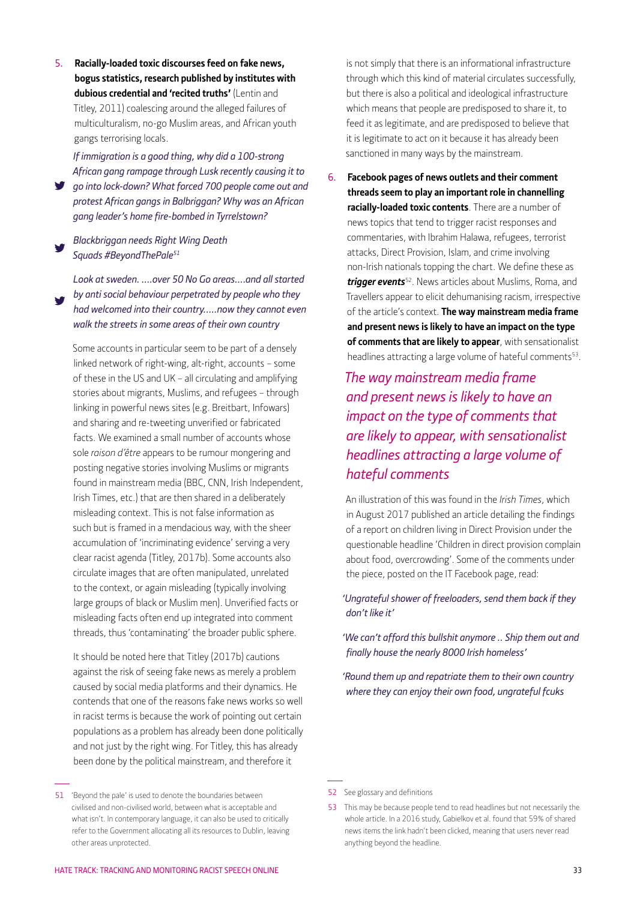5. **Racially-loaded toxic discourses feed on fake news, bogus statistics, research published by institutes with dubious credential and 'recited truths'** (Lentin and Titley, 2011) coalescing around the alleged failures of multiculturalism, no-go Muslim areas, and African youth gangs terrorising locals.

   *If immigration is a good thing, why did a 100-strong African gang rampage through Lusk recently causing it to go into lock-down? What forced 700 people come out and protest African gangs in Balbriggan? Why was an African gang leader's home fire-bombed in Tyrrelstown?*

   *Blackbriggan needs Right Wing Death Squads #BeyondThePale*[51]

   *Look at sweden. ....over 50 No Go areas....and all started by anti social behaviour perpetrated by people who they had welcomed into their country.....now they cannot even walk the streets in some areas of their own country*

   Some accounts in particular seem to be part of a densely linked network of right-wing, alt-right, accounts – some of these in the US and UK – all circulating and amplifying stories about migrants, Muslims, and refugees – through linking in powerful news sites (e.g. Breitbart, Infowars) and sharing and re-tweeting unverified or fabricated facts. We examined a small number of accounts whose sole *raison d'être* appears to be rumour mongering and posting negative stories involving Muslims or migrants found in mainstream media (BBC, CNN, Irish Independent, Irish Times, etc.) that are then shared in a deliberately misleading context. This is not false information as such but is framed in a mendacious way, with the sheer accumulation of 'incriminating evidence' serving a very clear racist agenda (Titley, 2017b). Some accounts also circulate images that are often manipulated, unrelated to the context, or again misleading (typically involving large groups of black or Muslim men). Unverified facts or misleading facts often end up integrated into comment threads, thus 'contaminating' the broader public sphere.

   It should be noted here that Titley (2017b) cautions against the risk of seeing fake news as merely a problem caused by social media platforms and their dynamics. He contends that one of the reasons fake news works so well in racist terms is because the work of pointing out certain populations as a problem has already been done politically and not just by the right wing. For Titley, this has already been done by the political mainstream, and therefore it is not simply that there is an informational infrastructure through which this kind of material circulates successfully, but there is also a political and ideological infrastructure which means that people are predisposed to share it, to feed it as legitimate, and are predisposed to believe that it is legitimate to act on it because it has already been sanctioned in many ways by the mainstream.

6. **Facebook pages of news outlets and their comment threads seem to play an important role in channelling racially-loaded toxic contents**. There are a number of news topics that tend to trigger racist responses and commentaries, with Ibrahim Halawa, refugees, terrorist attacks, Direct Provision, Islam, and crime involving non-Irish nationals topping the chart. We define these as ***trigger events***[52]. News articles about Muslims, Roma, and Travellers appear to elicit dehumanising racism, irrespective of the article's context. **The way mainstream media frame and present news is likely to have an impact on the type of comments that are likely to appear**, with sensationalist headlines attracting a large volume of hateful comments[53].

   *The way mainstream media frame and present news is likely to have an impact on the type of comments that are likely to appear, with sensationalist headlines attracting a large volume of hateful comments*

   An illustration of this was found in the *Irish Times*, which in August 2017 published an article detailing the findings of a report on children living in Direct Provision under the questionable headline 'Children in direct provision complain about food, overcrowding'. Some of the comments under the piece, posted on the IT Facebook page, read:

   *'Ungrateful shower of freeloaders, send them back if they don't like it'*

   *'We can't afford this bullshit anymore .. Ship them out and finally house the nearly 8000 Irish homeless'*

   *'Round them up and repatriate them to their own country where they can enjoy their own food, ungrateful fcuks*

---

51 'Beyond the pale' is used to denote the boundaries between civilised and non-civilised world, between what is acceptable and what isn't. In contemporary language, it can also be used to critically refer to the Government allocating all its resources to Dublin, leaving other areas unprotected.

52 See glossary and definitions

53 This may be because people tend to read headlines but not necessarily the whole article. In a 2016 study, Gabielkov et al. found that 59% of shared news items the link hadn't been clicked, meaning that users never read anything beyond the headline.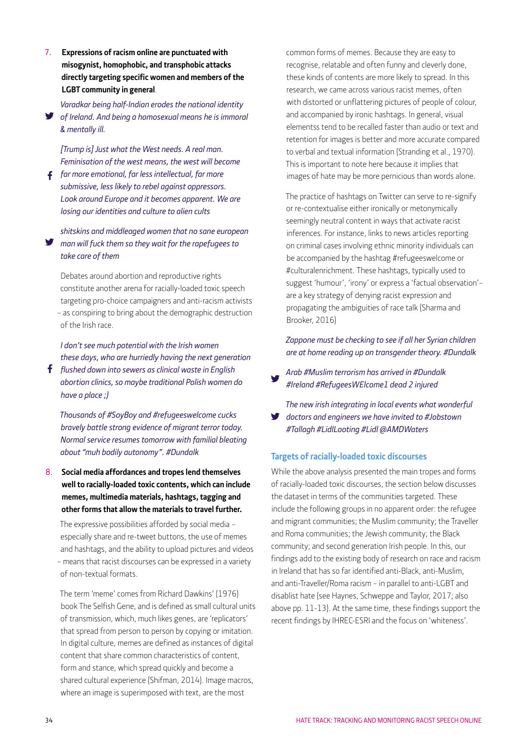7. **Expressions of racism online are punctuated with misogynist, homophobic, and transphobic attacks directly targeting specific women and members of the LGBT community in general**.

*Varadkar being half-Indian erodes the national identity of Ireland. And being a homosexual means he is immoral & mentally ill.*

*[Trump is] Just what the West needs. A real man. Feminisation of the west means, the west will become far more emotional, far less intellectual, far more submissive, less likely to rebel against oppressors. Look around Europe and it becomes apparent. We are losing our identities and culture to alien cults*

*shitskins and middleaged women that no sane european man will fuck them so they wait for the rapefugees to take care of them*

Debates around abortion and reproductive rights constitute another arena for racially-loaded toxic speech targeting pro-choice campaigners and anti-racism activists – as conspiring to bring about the demographic destruction of the Irish race.

*I don't see much potential with the Irish women these days, who are hurriedly having the next generation flushed down into sewers as clinical waste in English abortion clinics, so maybe traditional Polish women do have a place ;)*

*Thousands of #SoyBoy and #refugeeswelcome cucks bravely battle strong evidence of migrant terror today. Normal service resumes tomorrow with familial bleating about "muh bodily autonomy". #Dundalk*

8. **Social media affordances and tropes lend themselves well to racially-loaded toxic contents, which can include memes, multimedia materials, hashtags, tagging and other forms that allow the materials to travel further.**

The expressive possibilities afforded by social media – especially share and re-tweet buttons, the use of memes and hashtags, and the ability to upload pictures and videos – means that racist discourses can be expressed in a variety of non-textual formats.

The term 'meme' comes from Richard Dawkins' (1976) book The Selfish Gene, and is defined as small cultural units of transmission, which, much likes genes, are 'replicators' that spread from person to person by copying or imitation. In digital culture, memes are defined as instances of digital content that share common characteristics of content, form and stance, which spread quickly and become a shared cultural experience (Shifman, 2014). Image macros, where an image is superimposed with text, are the most common forms of memes. Because they are easy to recognise, relatable and often funny and cleverly done, these kinds of contents are more likely to spread. In this research, we came across various racist memes, often with distorted or unflattering pictures of people of colour, and accompanied by ironic hashtags. In general, visual elementss tend to be recalled faster than audio or text and retention for images is better and more accurate compared to verbal and textual information (Stranding et al., 1970). This is important to note here because it implies that images of hate may be more pernicious than words alone.

The practice of hashtags on Twitter can serve to re-signify or re-contextualise either ironically or metonymically seemingly neutral content in ways that activate racist inferences. For instance, links to news articles reporting on criminal cases involving ethnic minority individuals can be accompanied by the hashtag #refugeeswelcome or #culturalenrichment. These hashtags, typically used to suggest 'humour', 'irony' or express a 'factual observation'– are a key strategy of denying racist expression and propagating the ambiguities of race talk (Sharma and Brooker, 2016)

*Zappone must be checking to see if all her Syrian children are at home reading up on transgender theory. #Dundalk*

*Arab #Muslim terrorism has arrived in #Dundalk #Ireland #RefugeesWElcome1 dead 2 injured*

*The new irish integrating in local events what wonderful doctors and engineers we have invited to #Jobstown #Tallagh #LidlLooting #Lidl @AMDWaters*

### Targets of racially-loaded toxic discourses

While the above analysis presented the main tropes and forms of racially-loaded toxic discourses, the section below discusses the dataset in terms of the communities targeted. These include the following groups in no apparent order: the refugee and migrant communities; the Muslim community; the Traveller and Roma communities; the Jewish community; the Black community; and second generation Irish people. In this, our findings add to the existing body of research on race and racism in Ireland that has so far identified anti-Black, anti-Muslim, and anti-Traveller/Roma racism – in parallel to anti-LGBT and disablist hate (see Haynes, Schweppe and Taylor, 2017; also above pp. 11-13). At the same time, these findings support the recent findings by IHREC-ESRI and the focus on 'whiteness'.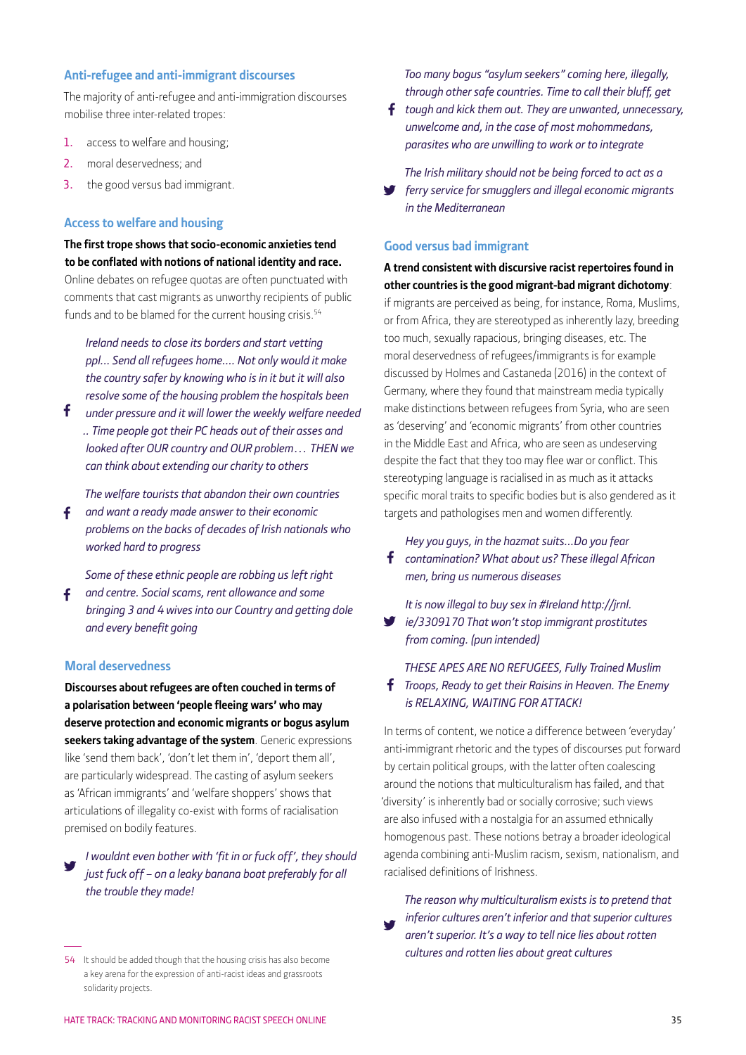## Anti-refugee and anti-immigrant discourses

The majority of anti-refugee and anti-immigration discourses mobilise three inter-related tropes:

1. access to welfare and housing;
2. moral deservedness; and
3. the good versus bad immigrant.

### Access to welfare and housing

**The first trope shows that socio-economic anxieties tend to be conflated with notions of national identity and race.** Online debates on refugee quotas are often punctuated with comments that cast migrants as unworthy recipients of public funds and to be blamed for the current housing crisis.[54]

> *Ireland needs to close its borders and start vetting ppl... Send all refugees home.... Not only would it make the country safer by knowing who is in it but it will also resolve some of the housing problem the hospitals been under pressure and it will lower the weekly welfare needed .. Time people got their PC heads out of their asses and looked after OUR country and OUR problem… THEN we can think about extending our charity to others*

> *The welfare tourists that abandon their own countries and want a ready made answer to their economic problems on the backs of decades of Irish nationals who worked hard to progress*

> *Some of these ethnic people are robbing us left right and centre. Social scams, rent allowance and some bringing 3 and 4 wives into our Country and getting dole and every benefit going*

### Moral deservedness

**Discourses about refugees are often couched in terms of a polarisation between 'people fleeing wars' who may deserve protection and economic migrants or bogus asylum seekers taking advantage of the system**. Generic expressions like 'send them back', 'don't let them in', 'deport them all', are particularly widespread. The casting of asylum seekers as 'African immigrants' and 'welfare shoppers' shows that articulations of illegality co-exist with forms of racialisation premised on bodily features.

> *I wouldnt even bother with 'fit in or fuck off', they should just fuck off – on a leaky banana boat preferably for all the trouble they made!*

> *Too many bogus "asylum seekers" coming here, illegally, through other safe countries. Time to call their bluff, get tough and kick them out. They are unwanted, unnecessary, unwelcome and, in the case of most mohommedans, parasites who are unwilling to work or to integrate*

> *The Irish military should not be being forced to act as a ferry service for smugglers and illegal economic migrants in the Mediterranean*

### Good versus bad immigrant

**A trend consistent with discursive racist repertoires found in other countries is the good migrant-bad migrant dichotomy**: if migrants are perceived as being, for instance, Roma, Muslims, or from Africa, they are stereotyped as inherently lazy, breeding too much, sexually rapacious, bringing diseases, etc. The moral deservedness of refugees/immigrants is for example discussed by Holmes and Castaneda (2016) in the context of Germany, where they found that mainstream media typically make distinctions between refugees from Syria, who are seen as 'deserving' and 'economic migrants' from other countries in the Middle East and Africa, who are seen as undeserving despite the fact that they too may flee war or conflict. This stereotyping language is racialised in as much as it attacks specific moral traits to specific bodies but is also gendered as it targets and pathologises men and women differently.

> *Hey you guys, in the hazmat suits…Do you fear contamination? What about us? These illegal African men, bring us numerous diseases*

> *It is now illegal to buy sex in #Ireland http://jrnl.ie/3309170 That won't stop immigrant prostitutes from coming. (pun intended)*

> *THESE APES ARE NO REFUGEES, Fully Trained Muslim Troops, Ready to get their Raisins in Heaven. The Enemy is RELAXING, WAITING FOR ATTACK!*

In terms of content, we notice a difference between 'everyday' anti-immigrant rhetoric and the types of discourses put forward by certain political groups, with the latter often coalescing around the notions that multiculturalism has failed, and that 'diversity' is inherently bad or socially corrosive; such views are also infused with a nostalgia for an assumed ethnically homogenous past. These notions betray a broader ideological agenda combining anti-Muslim racism, sexism, nationalism, and racialised definitions of Irishness.

> *The reason why multiculturalism exists is to pretend that inferior cultures aren't inferior and that superior cultures aren't superior. It's a way to tell nice lies about rotten cultures and rotten lies about great cultures*

---

[54] It should be added though that the housing crisis has also become a key arena for the expression of anti-racist ideas and grassroots solidarity projects.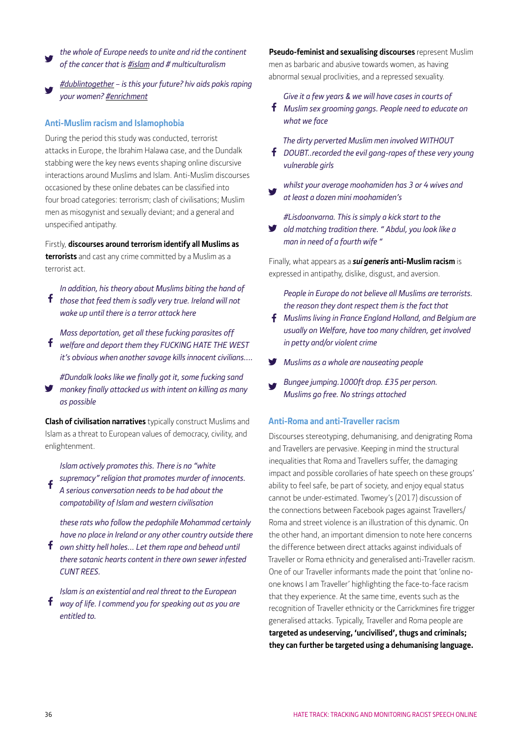*the whole of Europe needs to unite and rid the continent of the cancer that is #islam and # multiculturalism*

*#dublintogether – is this your future? hiv aids pakis raping your women? #enrichment*

## Anti-Muslim racism and Islamophobia

During the period this study was conducted, terrorist attacks in Europe, the Ibrahim Halawa case, and the Dundalk stabbing were the key news events shaping online discursive interactions around Muslims and Islam. Anti-Muslim discourses occasioned by these online debates can be classified into four broad categories: terrorism; clash of civilisations; Muslim men as misogynist and sexually deviant; and a general and unspecified antipathy.

Firstly, **discourses around terrorism identify all Muslims as terrorists** and cast any crime committed by a Muslim as a terrorist act.

*In addition, his theory about Muslims biting the hand of those that feed them is sadly very true. Ireland will not wake up until there is a terror attack here*

*Mass deportation, get all these fucking parasites off welfare and deport them they FUCKING HATE THE WEST it's obvious when another savage kills innocent civilians....*

*#Dundalk looks like we finally got it, some fucking sand monkey finally attacked us with intent on killing as many as possible*

**Clash of civilisation narratives** typically construct Muslims and Islam as a threat to European values of democracy, civility, and enlightenment.

*Islam actively promotes this. There is no "white supremacy" religion that promotes murder of innocents. A serious conversation needs to be had about the compatability of Islam and western civilisation*

*these rats who follow the pedophile Mohammad certainly have no place in Ireland or any other country outside there own shitty hell holes... Let them rape and behead until there satanic hearts content in there own sewer infested CUNT REES.*

*Islam is an existential and real threat to the European way of life. I commend you for speaking out as you are entitled to.*

**Pseudo-feminist and sexualising discourses** represent Muslim men as barbaric and abusive towards women, as having abnormal sexual proclivities, and a repressed sexuality.

*Give it a few years & we will have cases in courts of Muslim sex grooming gangs. People need to educate on what we face*

*The dirty perverted Muslim men involved WITHOUT DOUBT..recorded the evil gang-rapes of these very young vulnerable girls*

*whilst your average moohamiden has 3 or 4 wives and at least a dozen mini moohamiden's*

*#Lisdoonvarna. This is simply a kick start to the old matching tradition there. " Abdul, you look like a man in need of a fourth wife "*

Finally, what appears as a ***sui generis* anti-Muslim racism** is expressed in antipathy, dislike, disgust, and aversion.

*People in Europe do not believe all Muslims are terrorists. the reason they dont respect them is the fact that Muslims living in France England Holland, and Belgium are usually on Welfare, have too many children, get involved in petty and/or violent crime*

*Muslims as a whole are nauseating people*

*Bungee jumping.1000ft drop. £35 per person. Muslims go free. No strings attached*

## Anti-Roma and anti-Traveller racism

Discourses stereotyping, dehumanising, and denigrating Roma and Travellers are pervasive. Keeping in mind the structural inequalities that Roma and Travellers suffer, the damaging impact and possible corollaries of hate speech on these groups' ability to feel safe, be part of society, and enjoy equal status cannot be under-estimated. Twomey's (2017) discussion of the connections between Facebook pages against Travellers/Roma and street violence is an illustration of this dynamic. On the other hand, an important dimension to note here concerns the difference between direct attacks against individuals of Traveller or Roma ethnicity and generalised anti-Traveller racism. One of our Traveller informants made the point that 'online no-one knows I am Traveller' highlighting the face-to-face racism that they experience. At the same time, events such as the recognition of Traveller ethnicity or the Carrickmines fire trigger generalised attacks. Typically, Traveller and Roma people are **targeted as undeserving, 'uncivilised', thugs and criminals; they can further be targeted using a dehumanising language.**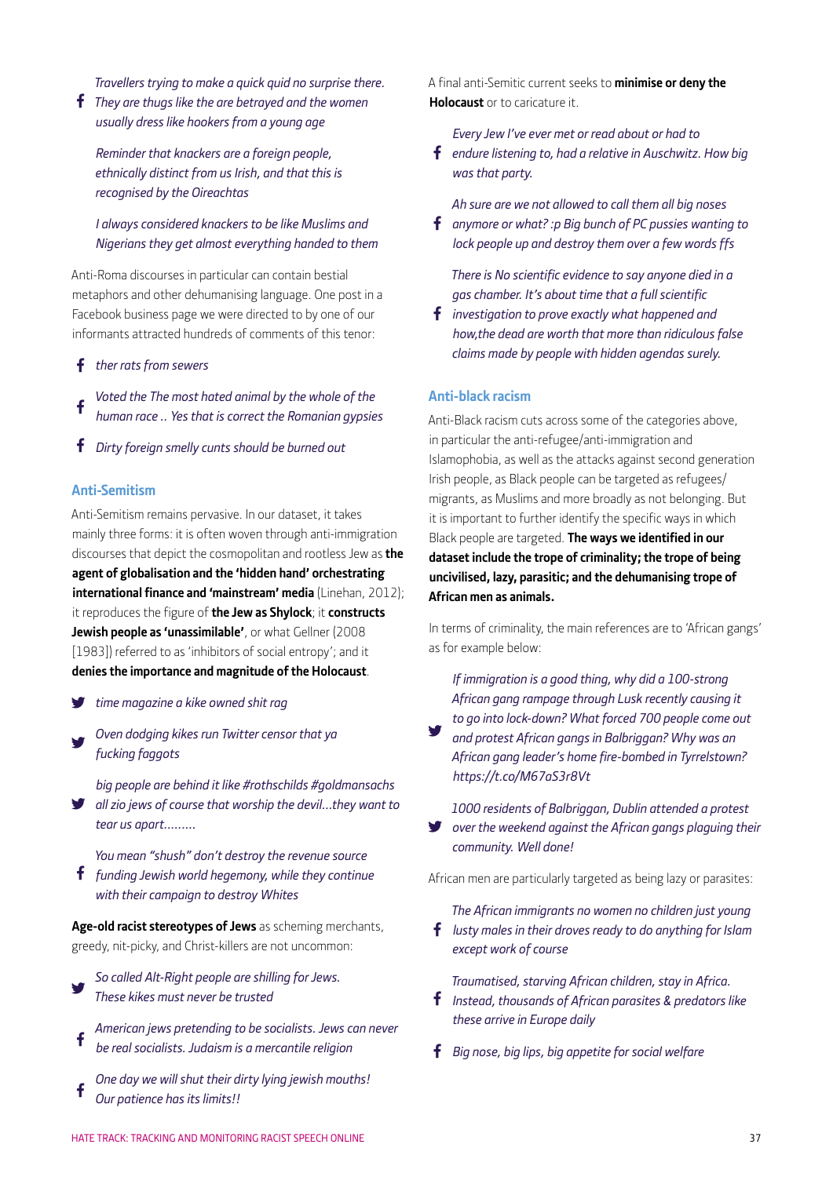*Travellers trying to make a quick quid no surprise there. They are thugs like the are betrayed and the women usually dress like hookers from a young age*

*Reminder that knackers are a foreign people, ethnically distinct from us Irish, and that this is recognised by the Oireachtas*

*I always considered knackers to be like Muslims and Nigerians they get almost everything handed to them*

Anti-Roma discourses in particular can contain bestial metaphors and other dehumanising language. One post in a Facebook business page we were directed to by one of our informants attracted hundreds of comments of this tenor:

*ther rats from sewers*

*Voted the The most hated animal by the whole of the human race .. Yes that is correct the Romanian gypsies*

*Dirty foreign smelly cunts should be burned out*

## Anti-Semitism

Anti-Semitism remains pervasive. In our dataset, it takes mainly three forms: it is often woven through anti-immigration discourses that depict the cosmopolitan and rootless Jew as **the agent of globalisation and the 'hidden hand' orchestrating international finance and 'mainstream' media** (Linehan, 2012); it reproduces the figure of **the Jew as Shylock**; it **constructs Jewish people as 'unassimilable'**, or what Gellner (2008 [1983]) referred to as 'inhibitors of social entropy'; and it **denies the importance and magnitude of the Holocaust**.

*time magazine a kike owned shit rag*

*Oven dodging kikes run Twitter censor that ya fucking faggots*

*big people are behind it like #rothschilds #goldmansachs all zio jews of course that worship the devil...they want to tear us apart.........*

*You mean "shush" don't destroy the revenue source funding Jewish world hegemony, while they continue with their campaign to destroy Whites*

**Age-old racist stereotypes of Jews** as scheming merchants, greedy, nit-picky, and Christ-killers are not uncommon:

*So called Alt-Right people are shilling for Jews. These kikes must never be trusted*

*American jews pretending to be socialists. Jews can never be real socialists. Judaism is a mercantile religion*

*One day we will shut their dirty lying jewish mouths! Our patience has its limits!!*

A final anti-Semitic current seeks to **minimise or deny the Holocaust** or to caricature it.

*Every Jew I've ever met or read about or had to endure listening to, had a relative in Auschwitz. How big was that party.*

*Ah sure are we not allowed to call them all big noses anymore or what? :p Big bunch of PC pussies wanting to lock people up and destroy them over a few words ffs*

*There is No scientific evidence to say anyone died in a gas chamber. It's about time that a full scientific investigation to prove exactly what happened and how,the dead are worth that more than ridiculous false claims made by people with hidden agendas surely.*

## Anti-black racism

Anti-Black racism cuts across some of the categories above, in particular the anti-refugee/anti-immigration and Islamophobia, as well as the attacks against second generation Irish people, as Black people can be targeted as refugees/migrants, as Muslims and more broadly as not belonging. But it is important to further identify the specific ways in which Black people are targeted. **The ways we identified in our dataset include the trope of criminality; the trope of being uncivilised, lazy, parasitic; and the dehumanising trope of African men as animals.**

In terms of criminality, the main references are to 'African gangs' as for example below:

*If immigration is a good thing, why did a 100-strong African gang rampage through Lusk recently causing it to go into lock-down? What forced 700 people come out and protest African gangs in Balbriggan? Why was an African gang leader's home fire-bombed in Tyrrelstown? https://t.co/M67aS3r8Vt*

*1000 residents of Balbriggan, Dublin attended a protest over the weekend against the African gangs plaguing their community. Well done!*

African men are particularly targeted as being lazy or parasites:

*The African immigrants no women no children just young lusty males in their droves ready to do anything for Islam except work of course*

*Traumatised, starving African children, stay in Africa. Instead, thousands of African parasites & predators like these arrive in Europe daily*

*Big nose, big lips, big appetite for social welfare*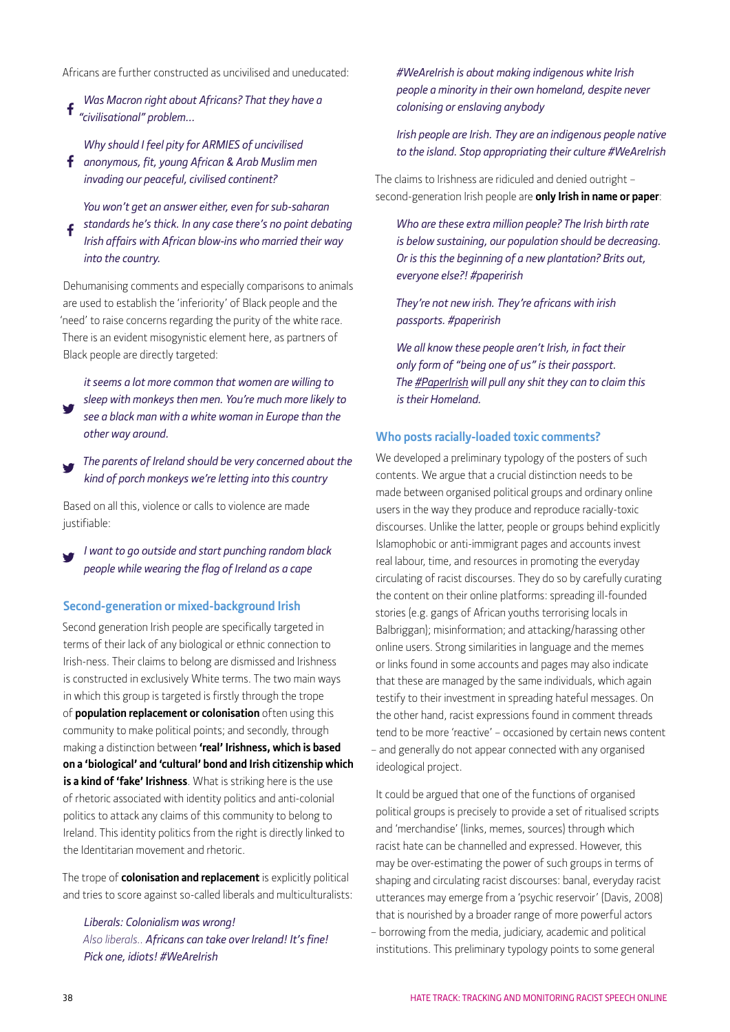Africans are further constructed as uncivilised and uneducated:

> *Was Macron right about Africans? That they have a "civilisational" problem...*

> *Why should I feel pity for ARMIES of uncivilised anonymous, fit, young African & Arab Muslim men invading our peaceful, civilised continent?*

> *You won't get an answer either, even for sub-saharan standards he's thick. In any case there's no point debating Irish affairs with African blow-ins who married their way into the country.*

Dehumanising comments and especially comparisons to animals are used to establish the 'inferiority' of Black people and the 'need' to raise concerns regarding the purity of the white race. There is an evident misogynistic element here, as partners of Black people are directly targeted:

> *it seems a lot more common that women are willing to sleep with monkeys then men. You're much more likely to see a black man with a white woman in Europe than the other way around.*

> *The parents of Ireland should be very concerned about the kind of porch monkeys we're letting into this country*

Based on all this, violence or calls to violence are made justifiable:

> *I want to go outside and start punching random black people while wearing the flag of Ireland as a cape*

### Second-generation or mixed-background Irish

Second generation Irish people are specifically targeted in terms of their lack of any biological or ethnic connection to Irish-ness. Their claims to belong are dismissed and Irishness is constructed in exclusively White terms. The two main ways in which this group is targeted is firstly through the trope of **population replacement or colonisation** often using this community to make political points; and secondly, through making a distinction between **'real' Irishness, which is based on a 'biological' and 'cultural' bond and Irish citizenship which is a kind of 'fake' Irishness**. What is striking here is the use of rhetoric associated with identity politics and anti-colonial politics to attack any claims of this community to belong to Ireland. This identity politics from the right is directly linked to the Identitarian movement and rhetoric.

The trope of **colonisation and replacement** is explicitly political and tries to score against so-called liberals and multiculturalists:

> *Liberals: Colonialism was wrong!*
> Also liberals.. *Africans can take over Ireland! It's fine! Pick one, idiots! #WeAreIrish*

> *#WeAreIrish is about making indigenous white Irish people a minority in their own homeland, despite never colonising or enslaving anybody*

> *Irish people are Irish. They are an indigenous people native to the island. Stop appropriating their culture #WeAreIrish*

The claims to Irishness are ridiculed and denied outright – second-generation Irish people are **only Irish in name or paper**:

> *Who are these extra million people? The Irish birth rate is below sustaining, our population should be decreasing. Or is this the beginning of a new plantation? Brits out, everyone else?! #paperirish*

> *They're not new irish. They're africans with irish passports. #paperirish*

> *We all know these people aren't Irish, in fact their only form of "being one of us" is their passport. The #PaperIrish will pull any shit they can to claim this is their Homeland.*

### Who posts racially-loaded toxic comments?

We developed a preliminary typology of the posters of such contents. We argue that a crucial distinction needs to be made between organised political groups and ordinary online users in the way they produce and reproduce racially-toxic discourses. Unlike the latter, people or groups behind explicitly Islamophobic or anti-immigrant pages and accounts invest real labour, time, and resources in promoting the everyday circulating of racist discourses. They do so by carefully curating the content on their online platforms: spreading ill-founded stories (e.g. gangs of African youths terrorising locals in Balbriggan); misinformation; and attacking/harassing other online users. Strong similarities in language and the memes or links found in some accounts and pages may also indicate that these are managed by the same individuals, which again testify to their investment in spreading hateful messages. On the other hand, racist expressions found in comment threads tend to be more 'reactive' – occasioned by certain news content – and generally do not appear connected with any organised ideological project.

It could be argued that one of the functions of organised political groups is precisely to provide a set of ritualised scripts and 'merchandise' (links, memes, sources) through which racist hate can be channelled and expressed. However, this may be over-estimating the power of such groups in terms of shaping and circulating racist discourses: banal, everyday racist utterances may emerge from a 'psychic reservoir' (Davis, 2008) that is nourished by a broader range of more powerful actors – borrowing from the media, judiciary, academic and political institutions. This preliminary typology points to some general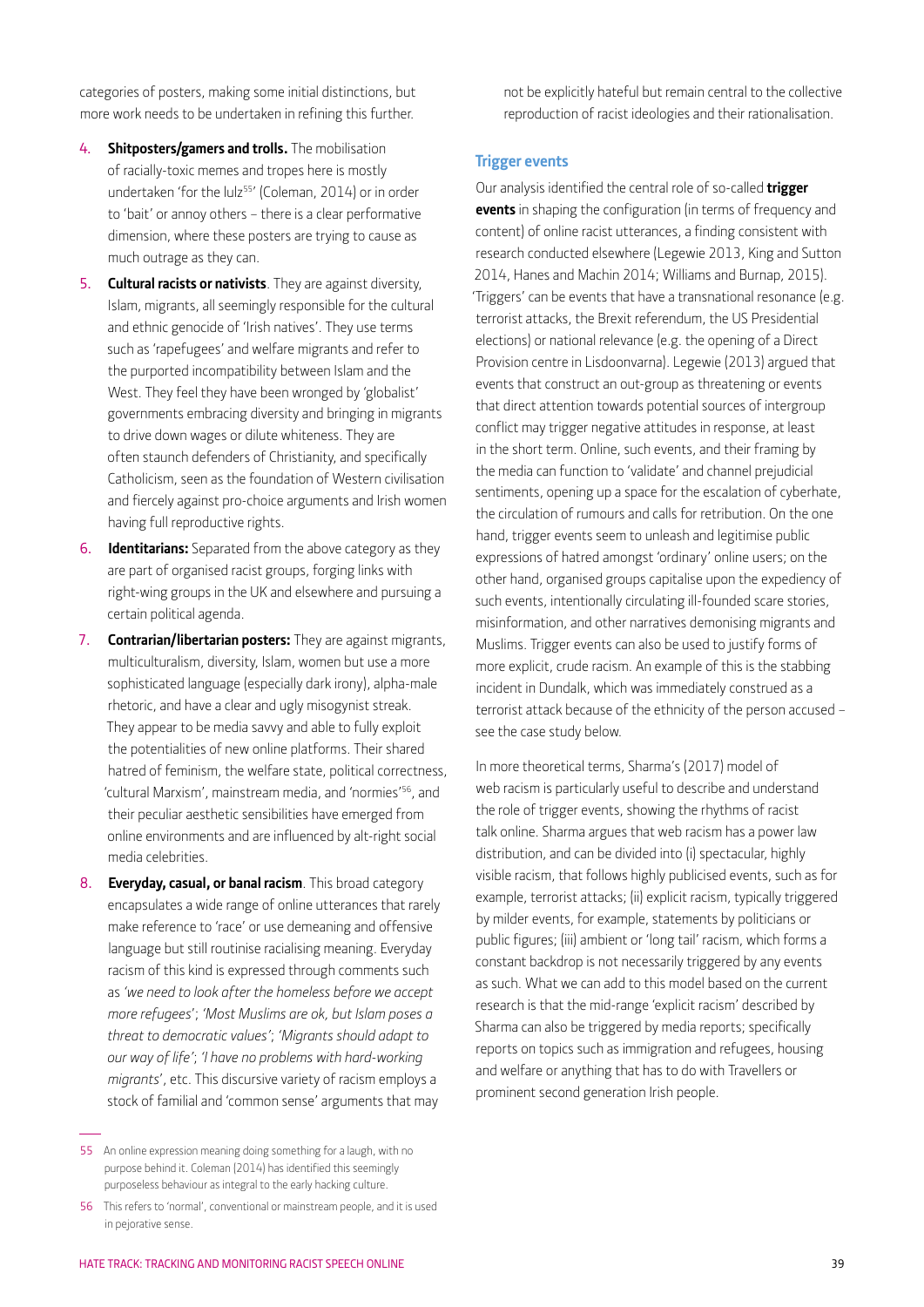categories of posters, making some initial distinctions, but more work needs to be undertaken in refining this further.

4. **Shitposters/gamers and trolls.** The mobilisation of racially-toxic memes and tropes here is mostly undertaken 'for the lulz[55]' (Coleman, 2014) or in order to 'bait' or annoy others – there is a clear performative dimension, where these posters are trying to cause as much outrage as they can.
5. **Cultural racists or nativists**. They are against diversity, Islam, migrants, all seemingly responsible for the cultural and ethnic genocide of 'Irish natives'. They use terms such as 'rapefugees' and welfare migrants and refer to the purported incompatibility between Islam and the West. They feel they have been wronged by 'globalist' governments embracing diversity and bringing in migrants to drive down wages or dilute whiteness. They are often staunch defenders of Christianity, and specifically Catholicism, seen as the foundation of Western civilisation and fiercely against pro-choice arguments and Irish women having full reproductive rights.
6. **Identitarians:** Separated from the above category as they are part of organised racist groups, forging links with right-wing groups in the UK and elsewhere and pursuing a certain political agenda.
7. **Contrarian/libertarian posters:** They are against migrants, multiculturalism, diversity, Islam, women but use a more sophisticated language (especially dark irony), alpha-male rhetoric, and have a clear and ugly misogynist streak. They appear to be media savvy and able to fully exploit the potentialities of new online platforms. Their shared hatred of feminism, the welfare state, political correctness, 'cultural Marxism', mainstream media, and 'normies'[56], and their peculiar aesthetic sensibilities have emerged from online environments and are influenced by alt-right social media celebrities.
8. **Everyday, casual, or banal racism**. This broad category encapsulates a wide range of online utterances that rarely make reference to 'race' or use demeaning and offensive language but still routinise racialising meaning. Everyday racism of this kind is expressed through comments such as *'we need to look after the homeless before we accept more refugees'*; *'Most Muslims are ok, but Islam poses a threat to democratic values'*; *'Migrants should adapt to our way of life'*; *'I have no problems with hard-working migrants'*, etc. This discursive variety of racism employs a stock of familial and 'common sense' arguments that may not be explicitly hateful but remain central to the collective reproduction of racist ideologies and their rationalisation.

### Trigger events

Our analysis identified the central role of so-called **trigger events** in shaping the configuration (in terms of frequency and content) of online racist utterances, a finding consistent with research conducted elsewhere (Legewie 2013, King and Sutton 2014, Hanes and Machin 2014; Williams and Burnap, 2015). 'Triggers' can be events that have a transnational resonance (e.g. terrorist attacks, the Brexit referendum, the US Presidential elections) or national relevance (e.g. the opening of a Direct Provision centre in Lisdoonvarna). Legewie (2013) argued that events that construct an out-group as threatening or events that direct attention towards potential sources of intergroup conflict may trigger negative attitudes in response, at least in the short term. Online, such events, and their framing by the media can function to 'validate' and channel prejudicial sentiments, opening up a space for the escalation of cyberhate, the circulation of rumours and calls for retribution. On the one hand, trigger events seem to unleash and legitimise public expressions of hatred amongst 'ordinary' online users; on the other hand, organised groups capitalise upon the expediency of such events, intentionally circulating ill-founded scare stories, misinformation, and other narratives demonising migrants and Muslims. Trigger events can also be used to justify forms of more explicit, crude racism. An example of this is the stabbing incident in Dundalk, which was immediately construed as a terrorist attack because of the ethnicity of the person accused – see the case study below.

In more theoretical terms, Sharma's (2017) model of web racism is particularly useful to describe and understand the role of trigger events, showing the rhythms of racist talk online. Sharma argues that web racism has a power law distribution, and can be divided into (i) spectacular, highly visible racism, that follows highly publicised events, such as for example, terrorist attacks; (ii) explicit racism, typically triggered by milder events, for example, statements by politicians or public figures; (iii) ambient or 'long tail' racism, which forms a constant backdrop is not necessarily triggered by any events as such. What we can add to this model based on the current research is that the mid-range 'explicit racism' described by Sharma can also be triggered by media reports; specifically reports on topics such as immigration and refugees, housing and welfare or anything that has to do with Travellers or prominent second generation Irish people.

---

55 An online expression meaning doing something for a laugh, with no purpose behind it. Coleman (2014) has identified this seemingly purposeless behaviour as integral to the early hacking culture.

56 This refers to 'normal', conventional or mainstream people, and it is used in pejorative sense.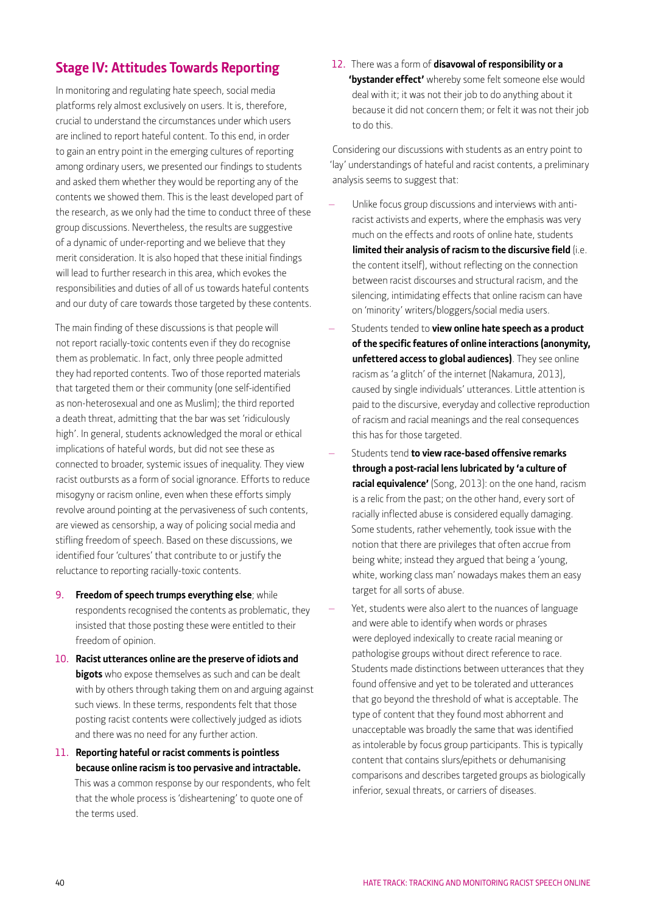## Stage IV: Attitudes Towards Reporting

In monitoring and regulating hate speech, social media platforms rely almost exclusively on users. It is, therefore, crucial to understand the circumstances under which users are inclined to report hateful content. To this end, in order to gain an entry point in the emerging cultures of reporting among ordinary users, we presented our findings to students and asked them whether they would be reporting any of the contents we showed them. This is the least developed part of the research, as we only had the time to conduct three of these group discussions. Nevertheless, the results are suggestive of a dynamic of under-reporting and we believe that they merit consideration. It is also hoped that these initial findings will lead to further research in this area, which evokes the responsibilities and duties of all of us towards hateful contents and our duty of care towards those targeted by these contents.

The main finding of these discussions is that people will not report racially-toxic contents even if they do recognise them as problematic. In fact, only three people admitted they had reported contents. Two of those reported materials that targeted them or their community (one self-identified as non-heterosexual and one as Muslim); the third reported a death threat, admitting that the bar was set 'ridiculously high'. In general, students acknowledged the moral or ethical implications of hateful words, but did not see these as connected to broader, systemic issues of inequality. They view racist outbursts as a form of social ignorance. Efforts to reduce misogyny or racism online, even when these efforts simply revolve around pointing at the pervasiveness of such contents, are viewed as censorship, a way of policing social media and stifling freedom of speech. Based on these discussions, we identified four 'cultures' that contribute to or justify the reluctance to reporting racially-toxic contents.

9. **Freedom of speech trumps everything else**; while respondents recognised the contents as problematic, they insisted that those posting these were entitled to their freedom of opinion.
10. **Racist utterances online are the preserve of idiots and bigots** who expose themselves as such and can be dealt with by others through taking them on and arguing against such views. In these terms, respondents felt that those posting racist contents were collectively judged as idiots and there was no need for any further action.
11. **Reporting hateful or racist comments is pointless because online racism is too pervasive and intractable.** This was a common response by our respondents, who felt that the whole process is 'disheartening' to quote one of the terms used.
12. There was a form of **disavowal of responsibility or a 'bystander effect'** whereby some felt someone else would deal with it; it was not their job to do anything about it because it did not concern them; or felt it was not their job to do this.

Considering our discussions with students as an entry point to 'lay' understandings of hateful and racist contents, a preliminary analysis seems to suggest that:

- Unlike focus group discussions and interviews with anti-racist activists and experts, where the emphasis was very much on the effects and roots of online hate, students **limited their analysis of racism to the discursive field** (i.e. the content itself), without reflecting on the connection between racist discourses and structural racism, and the silencing, intimidating effects that online racism can have on 'minority' writers/bloggers/social media users.
- Students tended to **view online hate speech as a product of the specific features of online interactions (anonymity, unfettered access to global audiences)**. They see online racism as 'a glitch' of the internet (Nakamura, 2013), caused by single individuals' utterances. Little attention is paid to the discursive, everyday and collective reproduction of racism and racial meanings and the real consequences this has for those targeted.
- Students tend **to view race-based offensive remarks through a post-racial lens lubricated by 'a culture of racial equivalence'** (Song, 2013): on the one hand, racism is a relic from the past; on the other hand, every sort of racially inflected abuse is considered equally damaging. Some students, rather vehemently, took issue with the notion that there are privileges that often accrue from being white; instead they argued that being a 'young, white, working class man' nowadays makes them an easy target for all sorts of abuse.
- Yet, students were also alert to the nuances of language and were able to identify when words or phrases were deployed indexically to create racial meaning or pathologise groups without direct reference to race. Students made distinctions between utterances that they found offensive and yet to be tolerated and utterances that go beyond the threshold of what is acceptable. The type of content that they found most abhorrent and unacceptable was broadly the same that was identified as intolerable by focus group participants. This is typically content that contains slurs/epithets or dehumanising comparisons and describes targeted groups as biologically inferior, sexual threats, or carriers of diseases.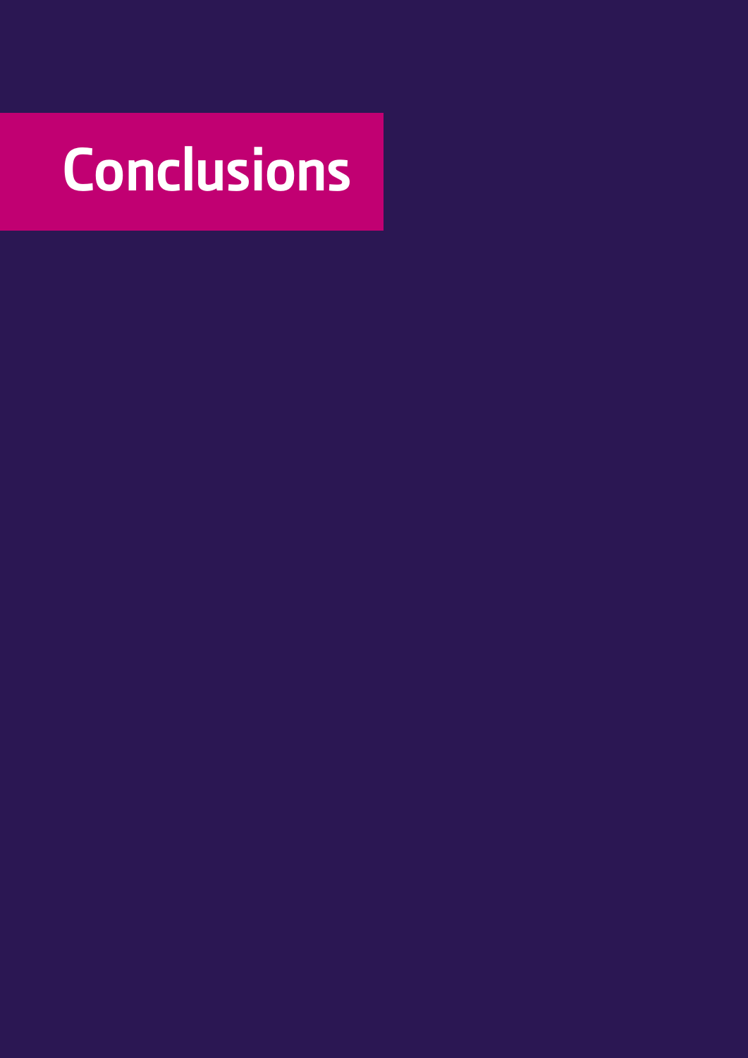# Conclusions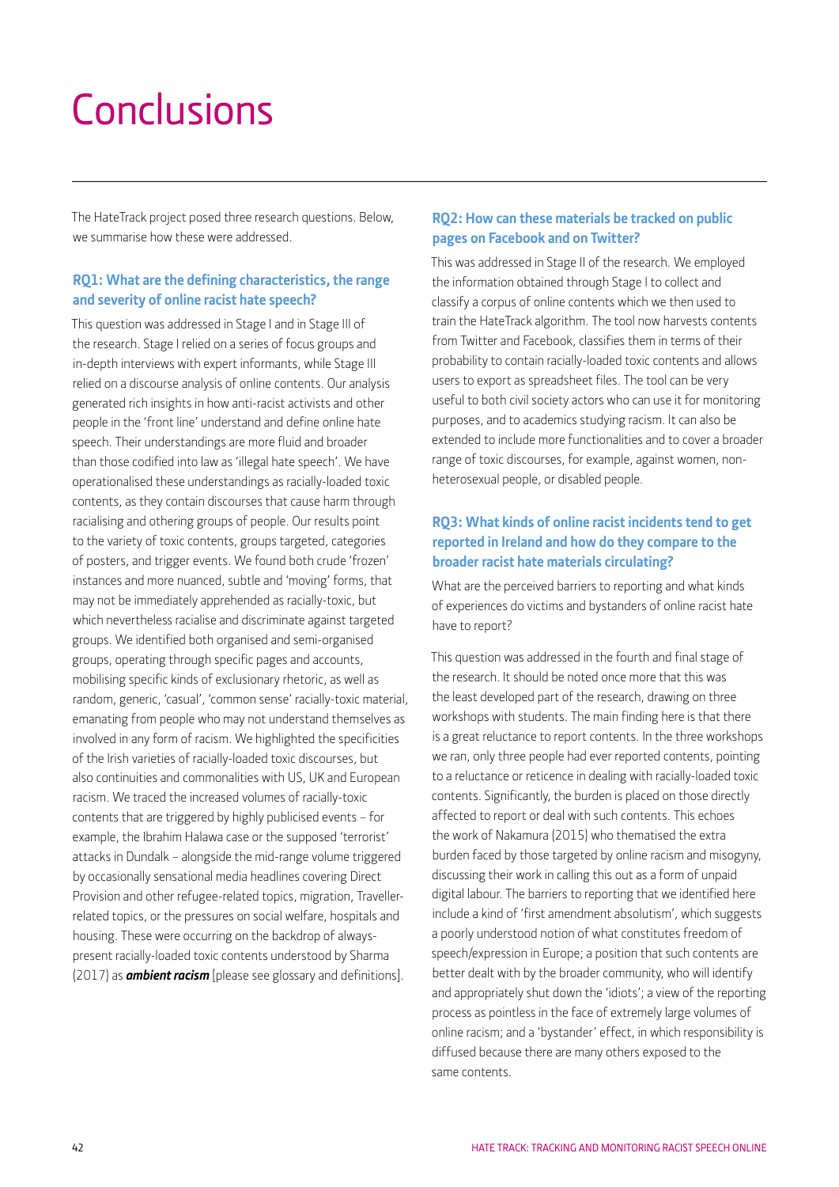# Conclusions

The HateTrack project posed three research questions. Below, we summarise how these were addressed.

### RQ1: What are the defining characteristics, the range and severity of online racist hate speech?

This question was addressed in Stage I and in Stage III of the research. Stage I relied on a series of focus groups and in-depth interviews with expert informants, while Stage III relied on a discourse analysis of online contents. Our analysis generated rich insights in how anti-racist activists and other people in the 'front line' understand and define online hate speech. Their understandings are more fluid and broader than those codified into law as 'illegal hate speech'. We have operationalised these understandings as racially-loaded toxic contents, as they contain discourses that cause harm through racialising and othering groups of people. Our results point to the variety of toxic contents, groups targeted, categories of posters, and trigger events. We found both crude 'frozen' instances and more nuanced, subtle and 'moving' forms, that may not be immediately apprehended as racially-toxic, but which nevertheless racialise and discriminate against targeted groups. We identified both organised and semi-organised groups, operating through specific pages and accounts, mobilising specific kinds of exclusionary rhetoric, as well as random, generic, 'casual', 'common sense' racially-toxic material, emanating from people who may not understand themselves as involved in any form of racism. We highlighted the specificities of the Irish varieties of racially-loaded toxic discourses, but also continuities and commonalities with US, UK and European racism. We traced the increased volumes of racially-toxic contents that are triggered by highly publicised events – for example, the Ibrahim Halawa case or the supposed 'terrorist' attacks in Dundalk – alongside the mid-range volume triggered by occasionally sensational media headlines covering Direct Provision and other refugee-related topics, migration, Traveller-related topics, or the pressures on social welfare, hospitals and housing. These were occurring on the backdrop of always-present racially-loaded toxic contents understood by Sharma (2017) as ***ambient racism*** [please see glossary and definitions].

### RQ2: How can these materials be tracked on public pages on Facebook and on Twitter?

This was addressed in Stage II of the research. We employed the information obtained through Stage I to collect and classify a corpus of online contents which we then used to train the HateTrack algorithm. The tool now harvests contents from Twitter and Facebook, classifies them in terms of their probability to contain racially-loaded toxic contents and allows users to export as spreadsheet files. The tool can be very useful to both civil society actors who can use it for monitoring purposes, and to academics studying racism. It can also be extended to include more functionalities and to cover a broader range of toxic discourses, for example, against women, non-heterosexual people, or disabled people.

### RQ3: What kinds of online racist incidents tend to get reported in Ireland and how do they compare to the broader racist hate materials circulating?

What are the perceived barriers to reporting and what kinds of experiences do victims and bystanders of online racist hate have to report?

This question was addressed in the fourth and final stage of the research. It should be noted once more that this was the least developed part of the research, drawing on three workshops with students. The main finding here is that there is a great reluctance to report contents. In the three workshops we ran, only three people had ever reported contents, pointing to a reluctance or reticence in dealing with racially-loaded toxic contents. Significantly, the burden is placed on those directly affected to report or deal with such contents. This echoes the work of Nakamura (2015) who thematised the extra burden faced by those targeted by online racism and misogyny, discussing their work in calling this out as a form of unpaid digital labour. The barriers to reporting that we identified here include a kind of 'first amendment absolutism', which suggests a poorly understood notion of what constitutes freedom of speech/expression in Europe; a position that such contents are better dealt with by the broader community, who will identify and appropriately shut down the 'idiots'; a view of the reporting process as pointless in the face of extremely large volumes of online racism; and a 'bystander' effect, in which responsibility is diffused because there are many others exposed to the same contents.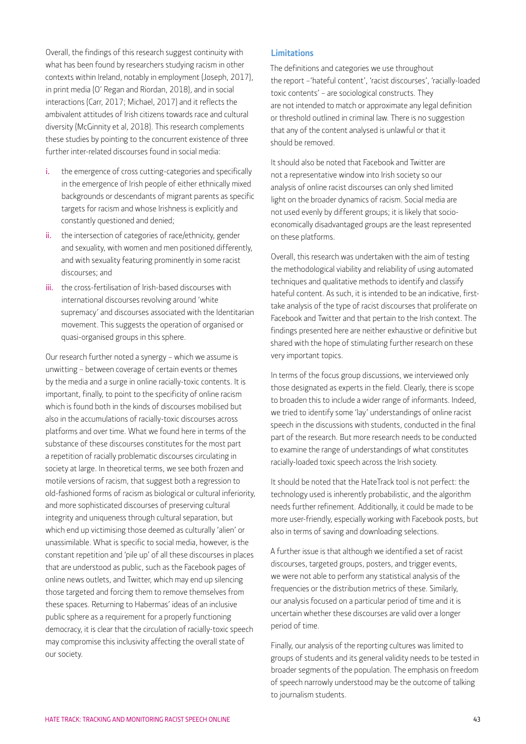Overall, the findings of this research suggest continuity with what has been found by researchers studying racism in other contexts within Ireland, notably in employment (Joseph, 2017), in print media (O' Regan and Riordan, 2018), and in social interactions (Carr, 2017; Michael, 2017) and it reflects the ambivalent attitudes of Irish citizens towards race and cultural diversity (McGinnity et al, 2018). This research complements these studies by pointing to the concurrent existence of three further inter-related discourses found in social media:

i. the emergence of cross cutting-categories and specifically in the emergence of Irish people of either ethnically mixed backgrounds or descendants of migrant parents as specific targets for racism and whose Irishness is explicitly and constantly questioned and denied;
ii. the intersection of categories of race/ethnicity, gender and sexuality, with women and men positioned differently, and with sexuality featuring prominently in some racist discourses; and
iii. the cross-fertilisation of Irish-based discourses with international discourses revolving around 'white supremacy' and discourses associated with the Identitarian movement. This suggests the operation of organised or quasi-organised groups in this sphere.

Our research further noted a synergy – which we assume is unwitting – between coverage of certain events or themes by the media and a surge in online racially-toxic contents. It is important, finally, to point to the specificity of online racism which is found both in the kinds of discourses mobilised but also in the accumulations of racially-toxic discourses across platforms and over time. What we found here in terms of the substance of these discourses constitutes for the most part a repetition of racially problematic discourses circulating in society at large. In theoretical terms, we see both frozen and motile versions of racism, that suggest both a regression to old-fashioned forms of racism as biological or cultural inferiority, and more sophisticated discourses of preserving cultural integrity and uniqueness through cultural separation, but which end up victimising those deemed as culturally 'alien' or unassimilable. What is specific to social media, however, is the constant repetition and 'pile up' of all these discourses in places that are understood as public, such as the Facebook pages of online news outlets, and Twitter, which may end up silencing those targeted and forcing them to remove themselves from these spaces. Returning to Habermas' ideas of an inclusive public sphere as a requirement for a properly functioning democracy, it is clear that the circulation of racially-toxic speech may compromise this inclusivity affecting the overall state of our society.

## Limitations

The definitions and categories we use throughout the report –'hateful content', 'racist discourses', 'racially-loaded toxic contents' – are sociological constructs. They are not intended to match or approximate any legal definition or threshold outlined in criminal law. There is no suggestion that any of the content analysed is unlawful or that it should be removed.

It should also be noted that Facebook and Twitter are not a representative window into Irish society so our analysis of online racist discourses can only shed limited light on the broader dynamics of racism. Social media are not used evenly by different groups; it is likely that socio-economically disadvantaged groups are the least represented on these platforms.

Overall, this research was undertaken with the aim of testing the methodological viability and reliability of using automated techniques and qualitative methods to identify and classify hateful content. As such, it is intended to be an indicative, first-take analysis of the type of racist discourses that proliferate on Facebook and Twitter and that pertain to the Irish context. The findings presented here are neither exhaustive or definitive but shared with the hope of stimulating further research on these very important topics.

In terms of the focus group discussions, we interviewed only those designated as experts in the field. Clearly, there is scope to broaden this to include a wider range of informants. Indeed, we tried to identify some 'lay' understandings of online racist speech in the discussions with students, conducted in the final part of the research. But more research needs to be conducted to examine the range of understandings of what constitutes racially-loaded toxic speech across the Irish society.

It should be noted that the HateTrack tool is not perfect: the technology used is inherently probabilistic, and the algorithm needs further refinement. Additionally, it could be made to be more user-friendly, especially working with Facebook posts, but also in terms of saving and downloading selections.

A further issue is that although we identified a set of racist discourses, targeted groups, posters, and trigger events, we were not able to perform any statistical analysis of the frequencies or the distribution metrics of these. Similarly, our analysis focused on a particular period of time and it is uncertain whether these discourses are valid over a longer period of time.

Finally, our analysis of the reporting cultures was limited to groups of students and its general validity needs to be tested in broader segments of the population. The emphasis on freedom of speech narrowly understood may be the outcome of talking to journalism students.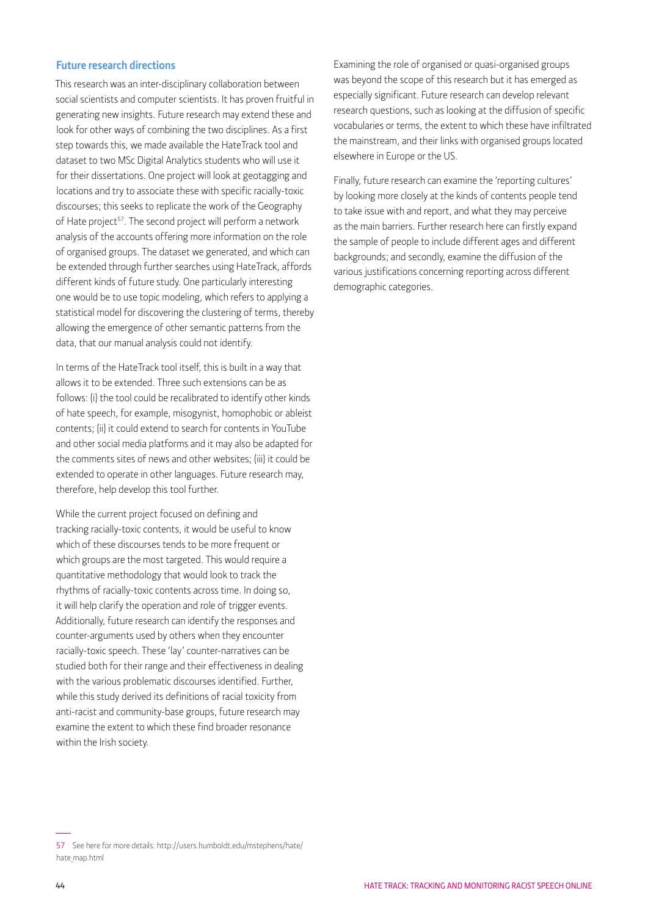## Future research directions

This research was an inter-disciplinary collaboration between social scientists and computer scientists. It has proven fruitful in generating new insights. Future research may extend these and look for other ways of combining the two disciplines. As a first step towards this, we made available the HateTrack tool and dataset to two MSc Digital Analytics students who will use it for their dissertations. One project will look at geotagging and locations and try to associate these with specific racially-toxic discourses; this seeks to replicate the work of the Geography of Hate project[57]. The second project will perform a network analysis of the accounts offering more information on the role of organised groups. The dataset we generated, and which can be extended through further searches using HateTrack, affords different kinds of future study. One particularly interesting one would be to use topic modeling, which refers to applying a statistical model for discovering the clustering of terms, thereby allowing the emergence of other semantic patterns from the data, that our manual analysis could not identify.

In terms of the HateTrack tool itself, this is built in a way that allows it to be extended. Three such extensions can be as follows: (i) the tool could be recalibrated to identify other kinds of hate speech, for example, misogynist, homophobic or ableist contents; (ii) it could extend to search for contents in YouTube and other social media platforms and it may also be adapted for the comments sites of news and other websites; (iii) it could be extended to operate in other languages. Future research may, therefore, help develop this tool further.

While the current project focused on defining and tracking racially-toxic contents, it would be useful to know which of these discourses tends to be more frequent or which groups are the most targeted. This would require a quantitative methodology that would look to track the rhythms of racially-toxic contents across time. In doing so, it will help clarify the operation and role of trigger events. Additionally, future research can identify the responses and counter-arguments used by others when they encounter racially-toxic speech. These 'lay' counter-narratives can be studied both for their range and their effectiveness in dealing with the various problematic discourses identified. Further, while this study derived its definitions of racial toxicity from anti-racist and community-base groups, future research may examine the extent to which these find broader resonance within the Irish society.

Examining the role of organised or quasi-organised groups was beyond the scope of this research but it has emerged as especially significant. Future research can develop relevant research questions, such as looking at the diffusion of specific vocabularies or terms, the extent to which these have infiltrated the mainstream, and their links with organised groups located elsewhere in Europe or the US.

Finally, future research can examine the 'reporting cultures' by looking more closely at the kinds of contents people tend to take issue with and report, and what they may perceive as the main barriers. Further research here can firstly expand the sample of people to include different ages and different backgrounds; and secondly, examine the diffusion of the various justifications concerning reporting across different demographic categories.

---

57 See here for more details: http://users.humboldt.edu/mstephens/hate/hate_map.html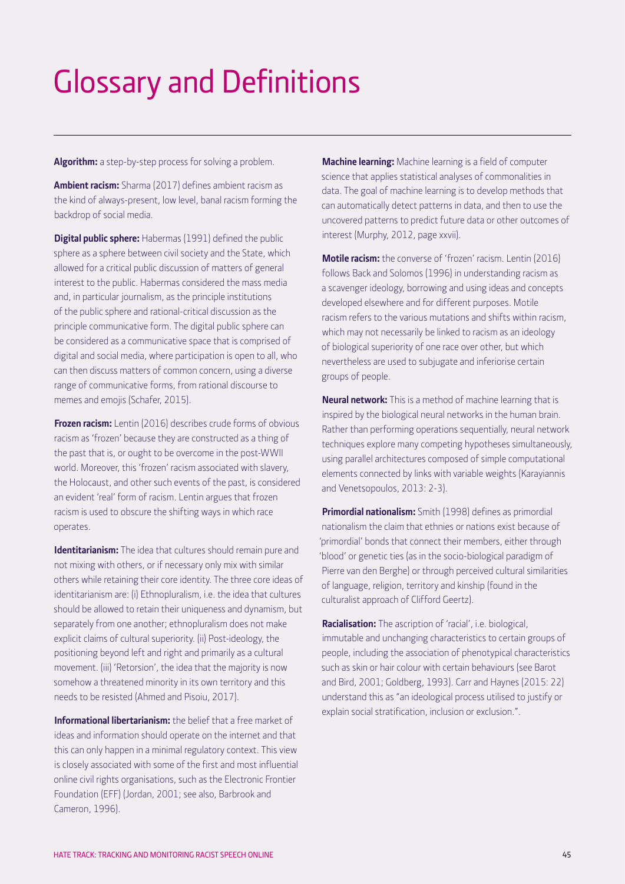# Glossary and Definitions

**Algorithm:** a step-by-step process for solving a problem.

**Ambient racism:** Sharma (2017) defines ambient racism as the kind of always-present, low level, banal racism forming the backdrop of social media.

**Digital public sphere:** Habermas (1991) defined the public sphere as a sphere between civil society and the State, which allowed for a critical public discussion of matters of general interest to the public. Habermas considered the mass media and, in particular journalism, as the principle institutions of the public sphere and rational-critical discussion as the principle communicative form. The digital public sphere can be considered as a communicative space that is comprised of digital and social media, where participation is open to all, who can then discuss matters of common concern, using a diverse range of communicative forms, from rational discourse to memes and emojis (Schafer, 2015).

**Frozen racism:** Lentin (2016) describes crude forms of obvious racism as 'frozen' because they are constructed as a thing of the past that is, or ought to be overcome in the post-WWII world. Moreover, this 'frozen' racism associated with slavery, the Holocaust, and other such events of the past, is considered an evident 'real' form of racism. Lentin argues that frozen racism is used to obscure the shifting ways in which race operates.

**Identitarianism:** The idea that cultures should remain pure and not mixing with others, or if necessary only mix with similar others while retaining their core identity. The three core ideas of identitarianism are: (i) Ethnopluralism, i.e. the idea that cultures should be allowed to retain their uniqueness and dynamism, but separately from one another; ethnopluralism does not make explicit claims of cultural superiority. (ii) Post-ideology, the positioning beyond left and right and primarily as a cultural movement. (iii) 'Retorsion', the idea that the majority is now somehow a threatened minority in its own territory and this needs to be resisted (Ahmed and Pisoiu, 2017).

**Informational libertarianism:** the belief that a free market of ideas and information should operate on the internet and that this can only happen in a minimal regulatory context. This view is closely associated with some of the first and most influential online civil rights organisations, such as the Electronic Frontier Foundation (EFF) (Jordan, 2001; see also, Barbrook and Cameron, 1996).

**Machine learning:** Machine learning is a field of computer science that applies statistical analyses of commonalities in data. The goal of machine learning is to develop methods that can automatically detect patterns in data, and then to use the uncovered patterns to predict future data or other outcomes of interest (Murphy, 2012, page xxvii).

**Motile racism:** the converse of 'frozen' racism. Lentin (2016) follows Back and Solomos (1996) in understanding racism as a scavenger ideology, borrowing and using ideas and concepts developed elsewhere and for different purposes. Motile racism refers to the various mutations and shifts within racism, which may not necessarily be linked to racism as an ideology of biological superiority of one race over other, but which nevertheless are used to subjugate and inferiorise certain groups of people.

**Neural network:** This is a method of machine learning that is inspired by the biological neural networks in the human brain. Rather than performing operations sequentially, neural network techniques explore many competing hypotheses simultaneously, using parallel architectures composed of simple computational elements connected by links with variable weights (Karayiannis and Venetsopoulos, 2013: 2-3).

**Primordial nationalism:** Smith (1998) defines as primordial nationalism the claim that ethnies or nations exist because of 'primordial' bonds that connect their members, either through 'blood' or genetic ties (as in the socio-biological paradigm of Pierre van den Berghe) or through perceived cultural similarities of language, religion, territory and kinship (found in the culturalist approach of Clifford Geertz).

**Racialisation:** The ascription of 'racial', i.e. biological, immutable and unchanging characteristics to certain groups of people, including the association of phenotypical characteristics such as skin or hair colour with certain behaviours (see Barot and Bird, 2001; Goldberg, 1993). Carr and Haynes (2015: 22) understand this as "an ideological process utilised to justify or explain social stratification, inclusion or exclusion.".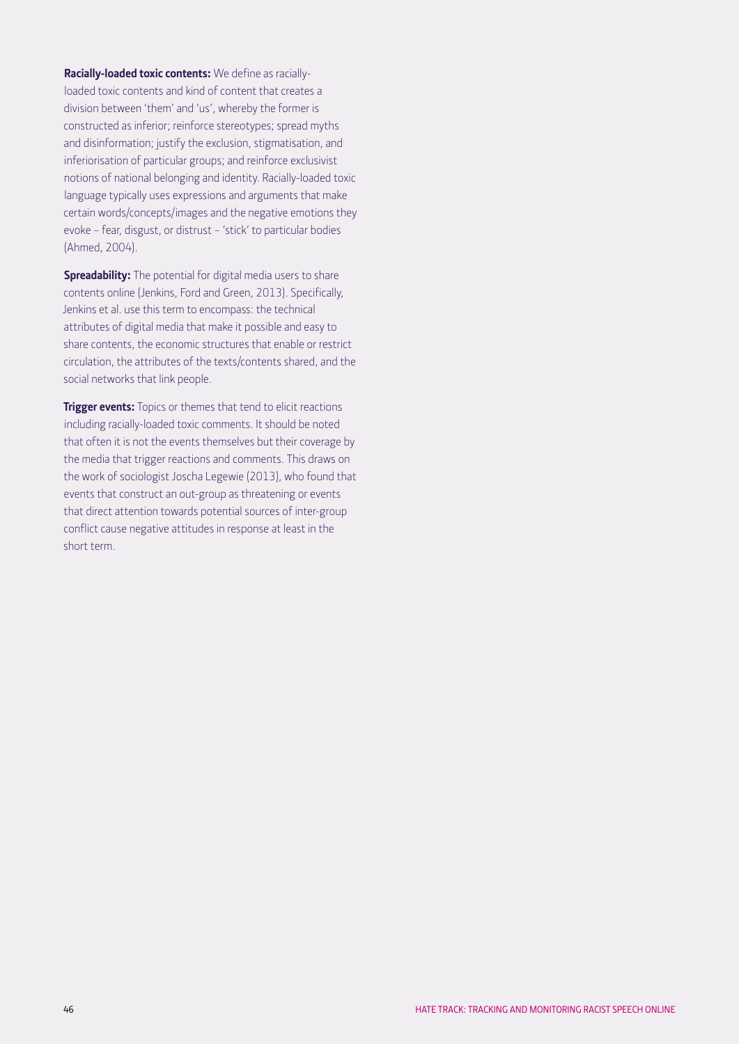**Racially-loaded toxic contents:** We define as racially-loaded toxic contents and kind of content that creates a division between 'them' and 'us', whereby the former is constructed as inferior; reinforce stereotypes; spread myths and disinformation; justify the exclusion, stigmatisation, and inferiorisation of particular groups; and reinforce exclusivist notions of national belonging and identity. Racially-loaded toxic language typically uses expressions and arguments that make certain words/concepts/images and the negative emotions they evoke – fear, disgust, or distrust – 'stick' to particular bodies (Ahmed, 2004).

**Spreadability:** The potential for digital media users to share contents online (Jenkins, Ford and Green, 2013). Specifically, Jenkins et al. use this term to encompass: the technical attributes of digital media that make it possible and easy to share contents, the economic structures that enable or restrict circulation, the attributes of the texts/contents shared, and the social networks that link people.

**Trigger events:** Topics or themes that tend to elicit reactions including racially-loaded toxic comments. It should be noted that often it is not the events themselves but their coverage by the media that trigger reactions and comments. This draws on the work of sociologist Joscha Legewie (2013), who found that events that construct an out-group as threatening or events that direct attention towards potential sources of inter-group conflict cause negative attitudes in response at least in the short term.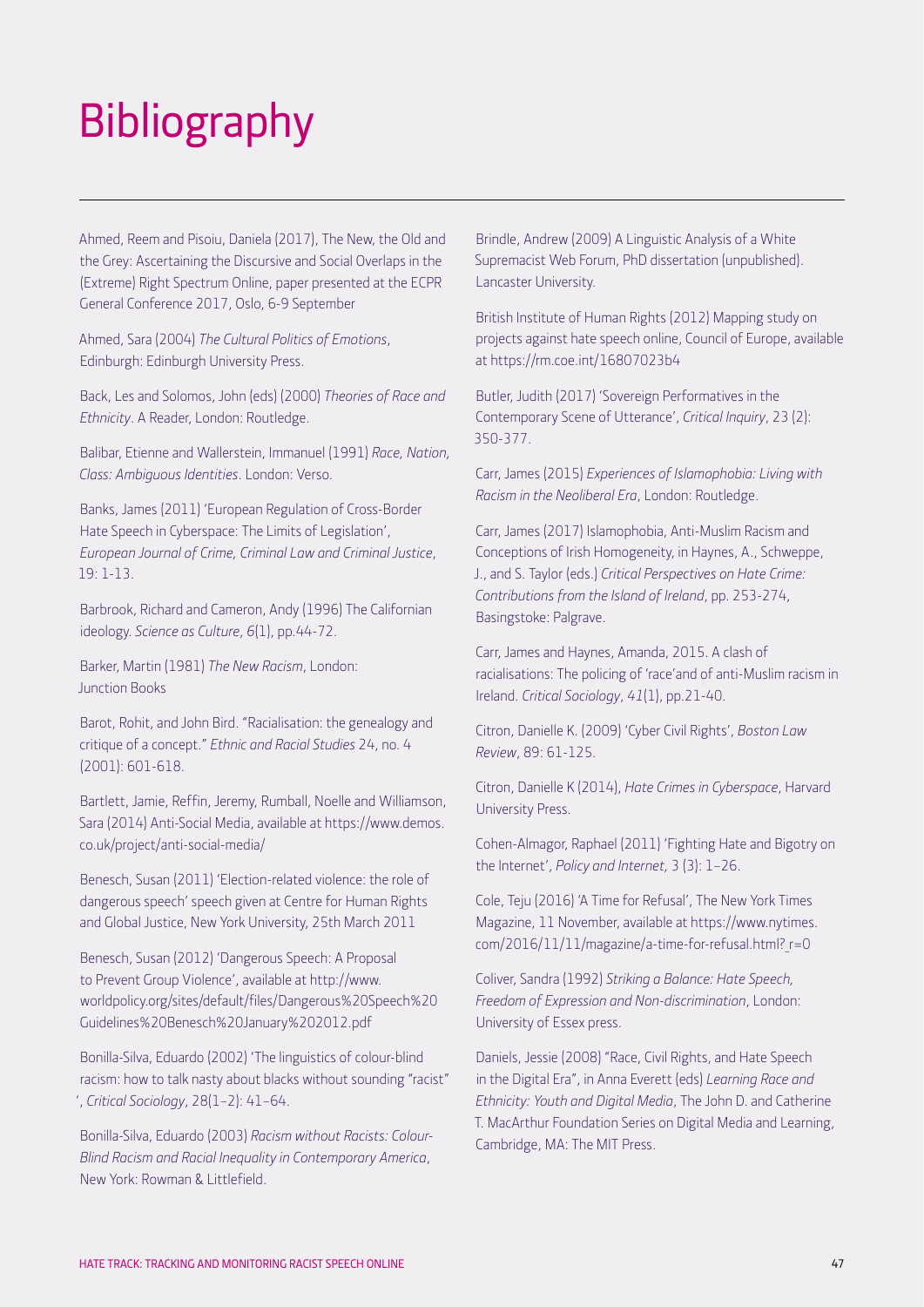# Bibliography

Ahmed, Reem and Pisoiu, Daniela (2017), The New, the Old and the Grey: Ascertaining the Discursive and Social Overlaps in the (Extreme) Right Spectrum Online, paper presented at the ECPR General Conference 2017, Oslo, 6-9 September

Ahmed, Sara (2004) *The Cultural Politics of Emotions*, Edinburgh: Edinburgh University Press.

Back, Les and Solomos, John (eds) (2000) *Theories of Race and Ethnicity*. A Reader, London: Routledge.

Balibar, Etienne and Wallerstein, Immanuel (1991) *Race, Nation, Class: Ambiguous Identities*. London: Verso.

Banks, James (2011) 'European Regulation of Cross-Border Hate Speech in Cyberspace: The Limits of Legislation', *European Journal of Crime, Criminal Law and Criminal Justice*, 19: 1-13.

Barbrook, Richard and Cameron, Andy (1996) The Californian ideology. *Science as Culture*, *6*(1), pp.44-72.

Barker, Martin (1981) *The New Racism*, London: Junction Books

Barot, Rohit, and John Bird. "Racialisation: the genealogy and critique of a concept." *Ethnic and Racial Studies* 24, no. 4 (2001): 601-618.

Bartlett, Jamie, Reffin, Jeremy, Rumball, Noelle and Williamson, Sara (2014) Anti-Social Media, available at https://www.demos.co.uk/project/anti-social-media/

Benesch, Susan (2011) 'Election-related violence: the role of dangerous speech' speech given at Centre for Human Rights and Global Justice, New York University, 25th March 2011

Benesch, Susan (2012) 'Dangerous Speech: A Proposal to Prevent Group Violence', available at http://www.worldpolicy.org/sites/default/files/Dangerous%20Speech%20Guidelines%20Benesch%20January%202012.pdf

Bonilla-Silva, Eduardo (2002) 'The linguistics of colour-blind racism: how to talk nasty about blacks without sounding "racist" ', *Critical Sociology*, 28(1–2): 41–64.

Bonilla-Silva, Eduardo (2003) *Racism without Racists: Colour-Blind Racism and Racial Inequality in Contemporary America*, New York: Rowman & Littlefield.

Brindle, Andrew (2009) A Linguistic Analysis of a White Supremacist Web Forum, PhD dissertation (unpublished). Lancaster University.

British Institute of Human Rights (2012) Mapping study on projects against hate speech online, Council of Europe, available at https://rm.coe.int/16807023b4

Butler, Judith (2017) 'Sovereign Performatives in the Contemporary Scene of Utterance', *Critical Inquiry*, 23 (2): 350-377.

Carr, James (2015) *Experiences of Islamophobia: Living with Racism in the Neoliberal Era*, London: Routledge.

Carr, James (2017) Islamophobia, Anti-Muslim Racism and Conceptions of Irish Homogeneity, in Haynes, A., Schweppe, J., and S. Taylor (eds.) *Critical Perspectives on Hate Crime: Contributions from the Island of Ireland*, pp. 253-274, Basingstoke: Palgrave.

Carr, James and Haynes, Amanda, 2015. A clash of racialisations: The policing of 'race'and of anti-Muslim racism in Ireland. *Critical Sociology*, *41*(1), pp.21-40.

Citron, Danielle K. (2009) 'Cyber Civil Rights', *Boston Law Review*, 89: 61-125.

Citron, Danielle K (2014), *Hate Crimes in Cyberspace*, Harvard University Press.

Cohen-Almagor, Raphael (2011) 'Fighting Hate and Bigotry on the Internet', *Policy and Internet,* 3 (3): 1–26.

Cole, Teju (2016) 'A Time for Refusal', The New York Times Magazine, 11 November, available at https://www.nytimes.com/2016/11/11/magazine/a-time-for-refusal.html?_r=0

Coliver, Sandra (1992) *Striking a Balance: Hate Speech, Freedom of Expression and Non-discrimination*, London: University of Essex press.

Daniels, Jessie (2008) "Race, Civil Rights, and Hate Speech in the Digital Era", in Anna Everett (eds) *Learning Race and Ethnicity: Youth and Digital Media*, The John D. and Catherine T. MacArthur Foundation Series on Digital Media and Learning, Cambridge, MA: The MIT Press.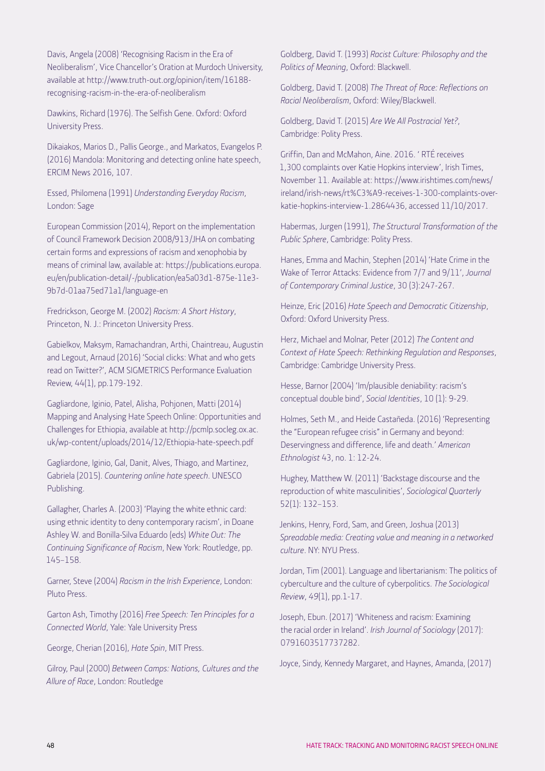Davis, Angela (2008) 'Recognising Racism in the Era of Neoliberalism', Vice Chancellor's Oration at Murdoch University, available at http://www.truth-out.org/opinion/item/16188-recognising-racism-in-the-era-of-neoliberalism

Dawkins, Richard (1976). The Selfish Gene. Oxford: Oxford University Press.

Dikaiakos, Marios D., Pallis George., and Markatos, Evangelos P. (2016) Mandola: Monitoring and detecting online hate speech, ERCIM News 2016, 107.

Essed, Philomena (1991) *Understanding Everyday Racism*, London: Sage

European Commission (2014), Report on the implementation of Council Framework Decision 2008/913/JHA on combating certain forms and expressions of racism and xenophobia by means of criminal law, available at: https://publications.europa.eu/en/publication-detail/-/publication/ea5a03d1-875e-11e3-9b7d-01aa75ed71a1/language-en

Fredrickson, George M. (2002) *Racism: A Short History*, Princeton, N. J.: Princeton University Press.

Gabielkov, Maksym, Ramachandran, Arthi, Chaintreau, Augustin and Legout, Arnaud (2016) 'Social clicks: What and who gets read on Twitter?', ACM SIGMETRICS Performance Evaluation Review, 44(1), pp.179-192.

Gagliardone, Iginio, Patel, Alisha, Pohjonen, Matti (2014) Mapping and Analysing Hate Speech Online: Opportunities and Challenges for Ethiopia, available at http://pcmlp.socleg.ox.ac.uk/wp-content/uploads/2014/12/Ethiopia-hate-speech.pdf

Gagliardone, Iginio, Gal, Danit, Alves, Thiago, and Martinez, Gabriela (2015). *Countering online hate speech*. UNESCO Publishing.

Gallagher, Charles A. (2003) 'Playing the white ethnic card: using ethnic identity to deny contemporary racism', in Doane Ashley W. and Bonilla-Silva Eduardo (eds) *White Out: The Continuing Significance of Racism*, New York: Routledge, pp. 145–158.

Garner, Steve (2004) *Racism in the Irish Experience*, London: Pluto Press.

Garton Ash, Timothy (2016) *Free Speech: Ten Principles for a Connected World*, Yale: Yale University Press

George, Cherian (2016), *Hate Spin*, MIT Press.

Gilroy, Paul (2000) *Between Camps: Nations, Cultures and the Allure of Race*, London: Routledge

Goldberg, David T. (1993) *Racist Culture: Philosophy and the Politics of Meaning*, Oxford: Blackwell.

Goldberg, David T. (2008) *The Threat of Race: Reflections on Racial Neoliberalism*, Oxford: Wiley/Blackwell.

Goldberg, David T. (2015) *Are We All Postracial Yet?*, Cambridge: Polity Press.

Griffin, Dan and McMahon, Aine. 2016. ' RTÉ receives 1,300 complaints over Katie Hopkins interview', Irish Times, November 11. Available at: https://www.irishtimes.com/news/ireland/irish-news/rt%C3%A9-receives-1-300-complaints-over-katie-hopkins-interview-1.2864436, accessed 11/10/2017.

Habermas, Jurgen (1991), *The Structural Transformation of the Public Sphere*, Cambridge: Polity Press.

Hanes, Emma and Machin, Stephen (2014) 'Hate Crime in the Wake of Terror Attacks: Evidence from 7/7 and 9/11', *Journal of Contemporary Criminal Justice*, 30 (3):247-267.

Heinze, Eric (2016) *Hate Speech and Democratic Citizenship*, Oxford: Oxford University Press.

Herz, Michael and Molnar, Peter (2012) *The Content and Context of Hate Speech: Rethinking Regulation and Responses*, Cambridge: Cambridge University Press.

Hesse, Barnor (2004) 'Im/plausible deniability: racism's conceptual double bind', *Social Identities*, 10 (1): 9-29.

Holmes, Seth M., and Heide Castañeda. (2016) 'Representing the "European refugee crisis" in Germany and beyond: Deservingness and difference, life and death.' *American Ethnologist* 43, no. 1: 12-24.

Hughey, Matthew W. (2011) 'Backstage discourse and the reproduction of white masculinities', *Sociological Quarterly* 52(1): 132–153.

Jenkins, Henry, Ford, Sam, and Green, Joshua (2013) *Spreadable media: Creating value and meaning in a networked culture*. NY: NYU Press.

Jordan, Tim (2001). Language and libertarianism: The politics of cyberculture and the culture of cyberpolitics. *The Sociological Review*, *49*(1), pp.1-17.

Joseph, Ebun. (2017) 'Whiteness and racism: Examining the racial order in Ireland'. *Irish Journal of Sociology* (2017): 0791603517737282.

Joyce, Sindy, Kennedy Margaret, and Haynes, Amanda, (2017)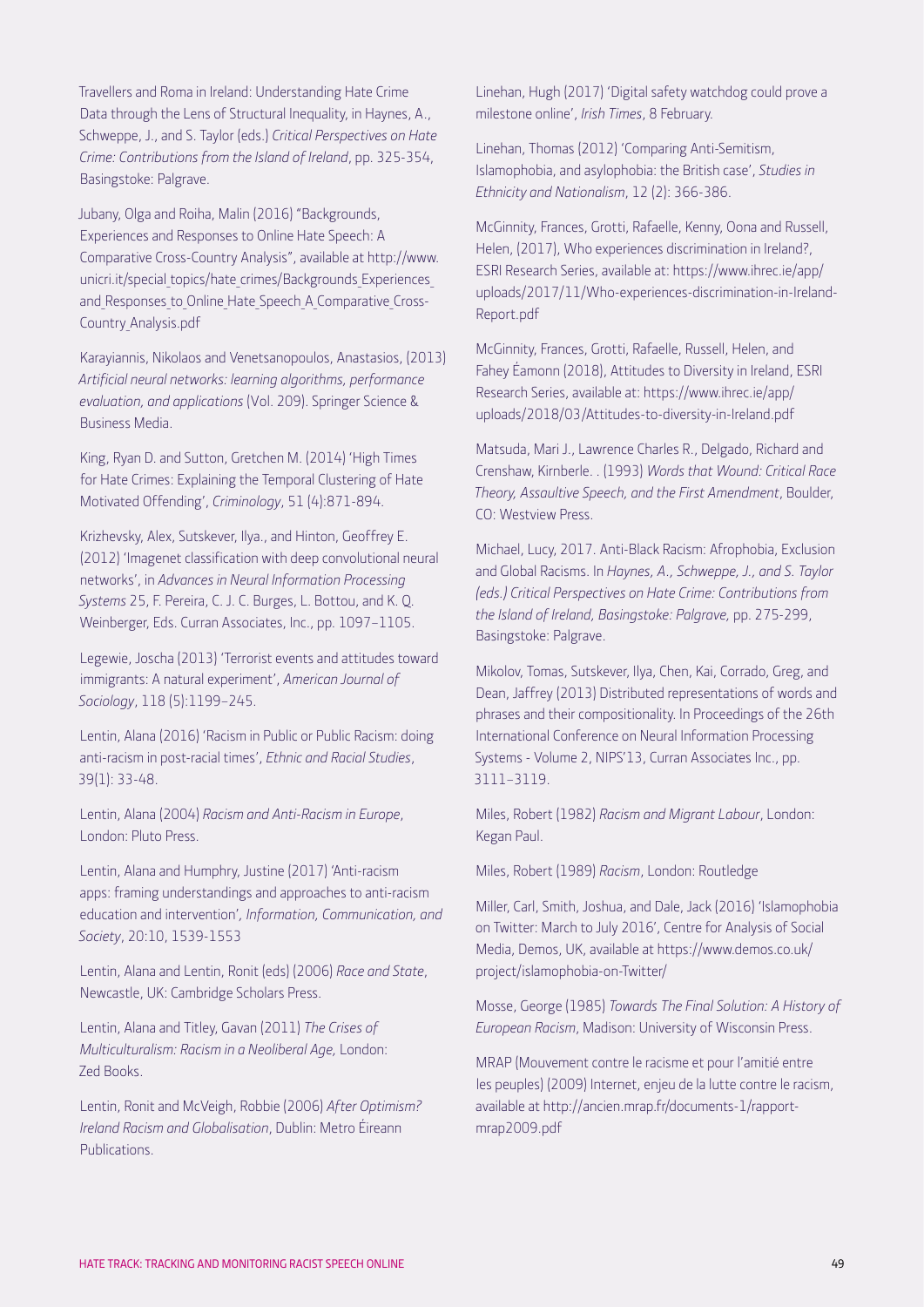Travellers and Roma in Ireland: Understanding Hate Crime Data through the Lens of Structural Inequality, in Haynes, A., Schweppe, J., and S. Taylor (eds.) *Critical Perspectives on Hate Crime: Contributions from the Island of Ireland*, pp. 325-354, Basingstoke: Palgrave.

Jubany, Olga and Roiha, Malin (2016) "Backgrounds, Experiences and Responses to Online Hate Speech: A Comparative Cross-Country Analysis", available at http://www.unicri.it/special_topics/hate_crimes/Backgrounds_Experiences_and_Responses_to_Online_Hate_Speech_A_Comparative_Cross-Country_Analysis.pdf

Karayiannis, Nikolaos and Venetsanopoulos, Anastasios, (2013) *Artificial neural networks: learning algorithms, performance evaluation, and applications* (Vol. 209). Springer Science & Business Media.

King, Ryan D. and Sutton, Gretchen M. (2014) 'High Times for Hate Crimes: Explaining the Temporal Clustering of Hate Motivated Offending', *Criminology*, 51 (4):871-894.

Krizhevsky, Alex, Sutskever, Ilya., and Hinton, Geoffrey E. (2012) 'Imagenet classification with deep convolutional neural networks', in *Advances in Neural Information Processing Systems* 25, F. Pereira, C. J. C. Burges, L. Bottou, and K. Q. Weinberger, Eds. Curran Associates, Inc., pp. 1097–1105.

Legewie, Joscha (2013) 'Terrorist events and attitudes toward immigrants: A natural experiment', *American Journal of Sociology*, 118 (5):1199–245.

Lentin, Alana (2016) 'Racism in Public or Public Racism: doing anti-racism in post-racial times', *Ethnic and Racial Studies*, 39(1): 33-48.

Lentin, Alana (2004) *Racism and Anti-Racism in Europe*, London: Pluto Press.

Lentin, Alana and Humphry, Justine (2017) 'Anti-racism apps: framing understandings and approaches to anti-racism education and intervention', *Information, Communication, and Society*, 20:10, 1539-1553

Lentin, Alana and Lentin, Ronit (eds) (2006) *Race and State*, Newcastle, UK: Cambridge Scholars Press.

Lentin, Alana and Titley, Gavan (2011) *The Crises of Multiculturalism: Racism in a Neoliberal Age,* London: Zed Books.

Lentin, Ronit and McVeigh, Robbie (2006) *After Optimism? Ireland Racism and Globalisation*, Dublin: Metro Éireann Publications.

Linehan, Hugh (2017) 'Digital safety watchdog could prove a milestone online', *Irish Times*, 8 February.

Linehan, Thomas (2012) 'Comparing Anti-Semitism, Islamophobia, and asylophobia: the British case', *Studies in Ethnicity and Nationalism*, 12 (2): 366-386.

McGinnity, Frances, Grotti, Rafaelle, Kenny, Oona and Russell, Helen, (2017), Who experiences discrimination in Ireland?, ESRI Research Series, available at: https://www.ihrec.ie/app/uploads/2017/11/Who-experiences-discrimination-in-Ireland-Report.pdf

McGinnity, Frances, Grotti, Rafaelle, Russell, Helen, and Fahey Éamonn (2018), Attitudes to Diversity in Ireland, ESRI Research Series, available at: https://www.ihrec.ie/app/uploads/2018/03/Attitudes-to-diversity-in-Ireland.pdf

Matsuda, Mari J., Lawrence Charles R., Delgado, Richard and Crenshaw, Kirnberle. . (1993) *Words that Wound: Critical Race Theory, Assaultive Speech, and the First Amendment*, Boulder, CO: Westview Press.

Michael, Lucy, 2017. Anti-Black Racism: Afrophobia, Exclusion and Global Racisms. In *Haynes, A., Schweppe, J., and S. Taylor (eds.) Critical Perspectives on Hate Crime: Contributions from the Island of Ireland, Basingstoke: Palgrave,* pp. 275-299, Basingstoke: Palgrave.

Mikolov, Tomas, Sutskever, Ilya, Chen, Kai, Corrado, Greg, and Dean, Jaffrey (2013) Distributed representations of words and phrases and their compositionality. In Proceedings of the 26th International Conference on Neural Information Processing Systems - Volume 2, NIPS'13, Curran Associates Inc., pp. 3111–3119.

Miles, Robert (1982) *Racism and Migrant Labour*, London: Kegan Paul.

Miles, Robert (1989) *Racism*, London: Routledge

Miller, Carl, Smith, Joshua, and Dale, Jack (2016) 'Islamophobia on Twitter: March to July 2016', Centre for Analysis of Social Media, Demos, UK, available at https://www.demos.co.uk/project/islamophobia-on-Twitter/

Mosse, George (1985) *Towards The Final Solution: A History of European Racism*, Madison: University of Wisconsin Press.

MRAP (Mouvement contre le racisme et pour l'amitié entre les peuples) (2009) Internet, enjeu de la lutte contre le racism, available at http://ancien.mrap.fr/documents-1/rapport-mrap2009.pdf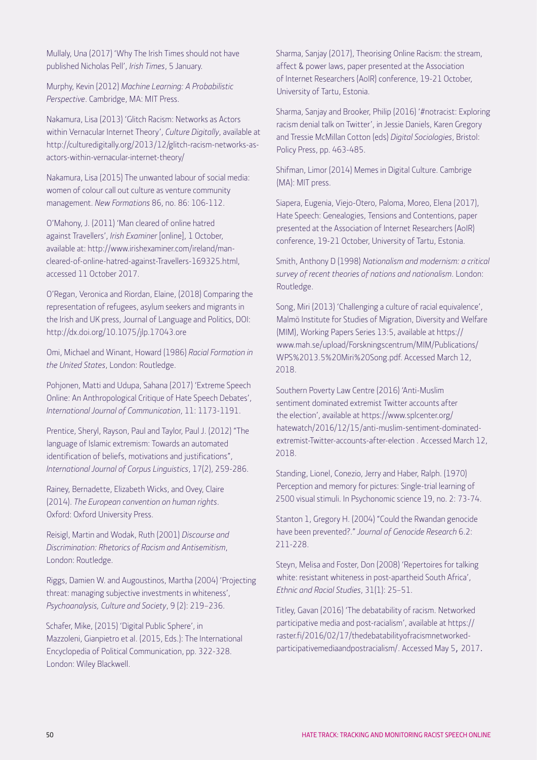Mullaly, Una (2017) 'Why The Irish Times should not have published Nicholas Pell', *Irish Times*, 5 January.

Murphy, Kevin (2012) *Machine Learning: A Probabilistic Perspective*. Cambridge, MA: MIT Press.

Nakamura, Lisa (2013) 'Glitch Racism: Networks as Actors within Vernacular Internet Theory', *Culture Digitally*, available at http://culturedigitally.org/2013/12/glitch-racism-networks-as-actors-within-vernacular-internet-theory/

Nakamura, Lisa (2015) The unwanted labour of social media: women of colour call out culture as venture community management. *New Formations* 86, no. 86: 106-112.

O'Mahony, J. (2011) 'Man cleared of online hatred against Travellers', *Irish Examiner* [online], 1 October, available at: http://www.irishexaminer.com/ireland/man-cleared-of-online-hatred-against-Travellers-169325.html, accessed 11 October 2017.

O'Regan, Veronica and Riordan, Elaine, (2018) Comparing the representation of refugees, asylum seekers and migrants in the Irish and UK press, Journal of Language and Politics, DOI: http://dx.doi.org/10.1075/jlp.17043.ore

Omi, Michael and Winant, Howard (1986) *Racial Formation in the United States*, London: Routledge.

Pohjonen, Matti and Udupa, Sahana (2017) 'Extreme Speech Online: An Anthropological Critique of Hate Speech Debates', *International Journal of Communication*, 11: 1173-1191.

Prentice, Sheryl, Rayson, Paul and Taylor, Paul J. (2012) "The language of Islamic extremism: Towards an automated identification of beliefs, motivations and justifications", *International Journal of Corpus Linguistics*, 17(2), 259-286.

Rainey, Bernadette, Elizabeth Wicks, and Ovey, Claire (2014). *The European convention on human rights*. Oxford: Oxford University Press.

Reisigl, Martin and Wodak, Ruth (2001) *Discourse and Discrimination: Rhetorics of Racism and Antisemitism*, London: Routledge.

Riggs, Damien W. and Augoustinos, Martha (2004) 'Projecting threat: managing subjective investments in whiteness', *Psychoanalysis, Culture and Society*, 9 (2): 219–236.

Schafer, Mike, (2015) 'Digital Public Sphere', in Mazzoleni, Gianpietro et al. (2015, Eds.): The International Encyclopedia of Political Communication, pp. 322-328. London: Wiley Blackwell.

Sharma, Sanjay (2017), Theorising Online Racism: the stream, affect & power laws, paper presented at the Association of Internet Researchers (AoIR) conference, 19-21 October, University of Tartu, Estonia.

Sharma, Sanjay and Brooker, Philip (2016) '#notracist: Exploring racism denial talk on Twitter', in Jessie Daniels, Karen Gregory and Tressie McMillan Cotton (eds) *Digital Sociologies*, Bristol: Policy Press, pp. 463-485.

Shifman, Limor (2014) Memes in Digital Culture. Cambrige (MA): MIT press.

Siapera, Eugenia, Viejo-Otero, Paloma, Moreo, Elena (2017), Hate Speech: Genealogies, Tensions and Contentions, paper presented at the Association of Internet Researchers (AoIR) conference, 19-21 October, University of Tartu, Estonia.

Smith, Anthony D (1998) *Nationalism and modernism: a critical survey of recent theories of nations and nationalism*. London: Routledge.

Song, Miri (2013) 'Challenging a culture of racial equivalence', Malmö Institute for Studies of Migration, Diversity and Welfare (MIM), Working Papers Series 13:5, available at https://www.mah.se/upload/Forskningscentrum/MIM/Publications/WPS%2013.5%20Miri%20Song.pdf. Accessed March 12, 2018.

Southern Poverty Law Centre (2016) 'Anti-Muslim sentiment dominated extremist Twitter accounts after the election', available at https://www.splcenter.org/hatewatch/2016/12/15/anti-muslim-sentiment-dominated-extremist-Twitter-accounts-after-election . Accessed March 12, 2018.

Standing, Lionel, Conezio, Jerry and Haber, Ralph. (1970) Perception and memory for pictures: Single-trial learning of 2500 visual stimuli. In Psychonomic science 19, no. 2: 73-74.

Stanton 1, Gregory H. (2004) "Could the Rwandan genocide have been prevented?." *Journal of Genocide Research* 6.2: 211-228.

Steyn, Melisa and Foster, Don (2008) 'Repertoires for talking white: resistant whiteness in post-apartheid South Africa', *Ethnic and Racial Studies*, 31(1): 25–51.

Titley, Gavan (2016) 'The debatability of racism. Networked participative media and post-racialism', available at https://raster.fi/2016/02/17/thedebatabilityofracismnetworked-participativemediaandpostracialism/. Accessed May 5, 2017.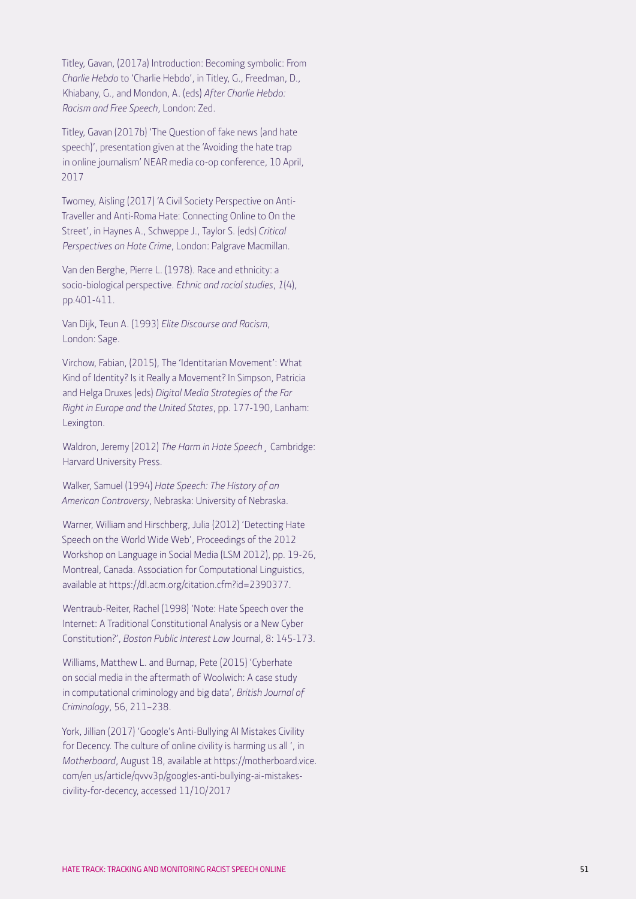Titley, Gavan, (2017a) Introduction: Becoming symbolic: From *Charlie Hebdo* to 'Charlie Hebdo', in Titley, G., Freedman, D., Khiabany, G., and Mondon, A. (eds) *After Charlie Hebdo: Racism and Free Speech*, London: Zed.

Titley, Gavan (2017b) 'The Question of fake news (and hate speech)', presentation given at the 'Avoiding the hate trap in online journalism' NEAR media co-op conference, 10 April, 2017

Twomey, Aisling (2017) 'A Civil Society Perspective on Anti-Traveller and Anti-Roma Hate: Connecting Online to On the Street', in Haynes A., Schweppe J., Taylor S. (eds) *Critical Perspectives on Hate Crime*, London: Palgrave Macmillan.

Van den Berghe, Pierre L. (1978). Race and ethnicity: a socio-biological perspective. *Ethnic and racial studies*, *1*(4), pp.401-411.

Van Dijk, Teun A. (1993) *Elite Discourse and Racism*, London: Sage.

Virchow, Fabian, (2015), The 'Identitarian Movement': What Kind of Identity? Is it Really a Movement? In Simpson, Patricia and Helga Druxes (eds) *Digital Media Strategies of the Far Right in Europe and the United States*, pp. 177-190, Lanham: Lexington.

Waldron, Jeremy (2012) *The Harm in Hate Speech*¸ Cambridge: Harvard University Press.

Walker, Samuel (1994) *Hate Speech: The History of an American Controversy*, Nebraska: University of Nebraska.

Warner, William and Hirschberg, Julia (2012) 'Detecting Hate Speech on the World Wide Web', Proceedings of the 2012 Workshop on Language in Social Media (LSM 2012), pp. 19-26, Montreal, Canada. Association for Computational Linguistics, available at https://dl.acm.org/citation.cfm?id=2390377.

Wentraub-Reiter, Rachel (1998) 'Note: Hate Speech over the Internet: A Traditional Constitutional Analysis or a New Cyber Constitution?', *Boston Public Interest Law* Journal, 8: 145-173.

Williams, Matthew L. and Burnap, Pete (2015) 'Cyberhate on social media in the aftermath of Woolwich: A case study in computational criminology and big data', *British Journal of Criminology*, 56, 211–238.

York, Jillian (2017) 'Google's Anti-Bullying AI Mistakes Civility for Decency. The culture of online civility is harming us all ', in *Motherboard*, August 18, available at https://motherboard.vice.com/en_us/article/qvvv3p/googles-anti-bullying-ai-mistakes-civility-for-decency, accessed 11/10/2017